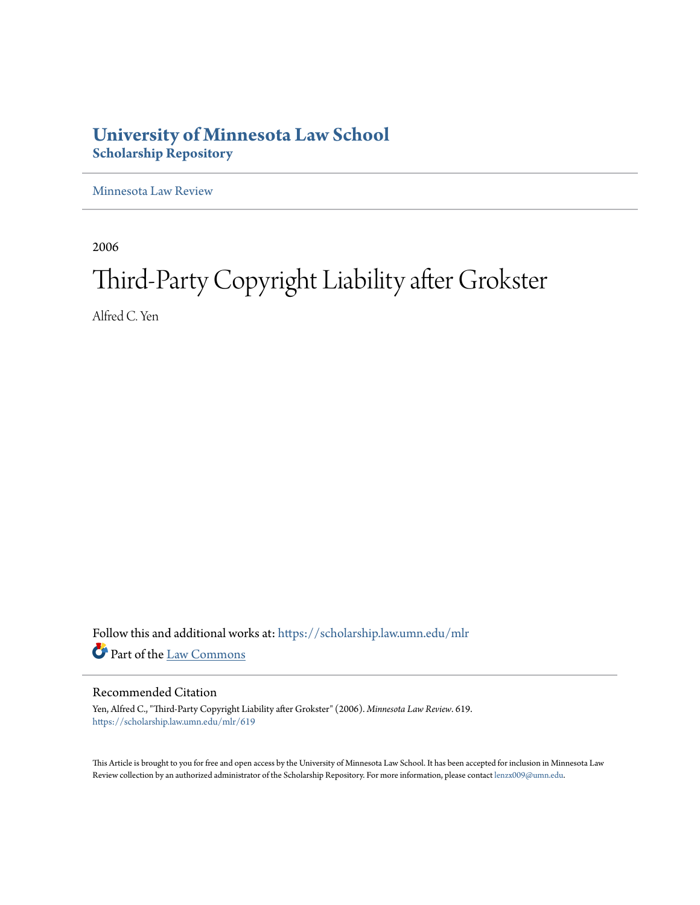# University of Minnesota Law School
## Scholarship Repository

Minnesota Law Review

---

2006

# Third-Party Copyright Liability after Grokster

Alfred C. Yen

Follow this and additional works at: https://scholarship.law.umn.edu/mlr

Part of the Law Commons

### Recommended Citation

Yen, Alfred C., "Third-Party Copyright Liability after Grokster" (2006). *Minnesota Law Review*. 619.
https://scholarship.law.umn.edu/mlr/619

This Article is brought to you for free and open access by the University of Minnesota Law School. It has been accepted for inclusion in Minnesota Law Review collection by an authorized administrator of the Scholarship Repository. For more information, please contact lenzx009@umn.edu.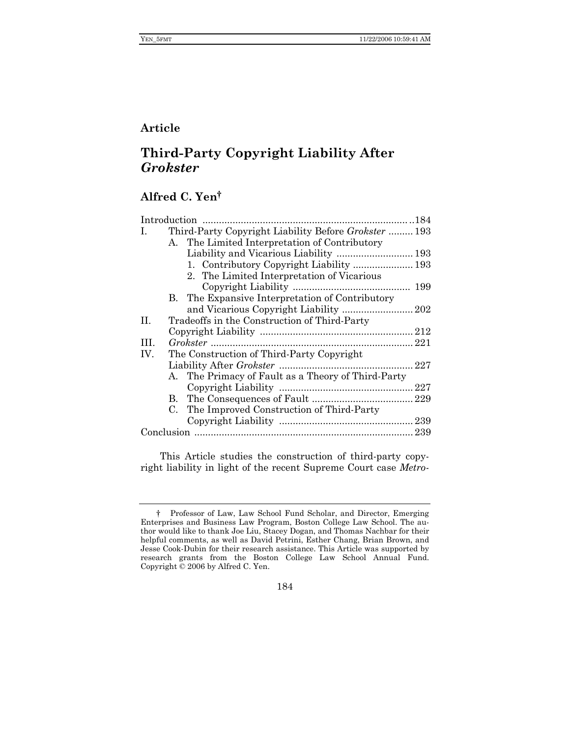**Article**

# Third-Party Copyright Liability After *Grokster*

## Alfred C. Yen†

| | | |
|---|---|---|
| Introduction | | 184 |
| I. | Third-Party Copyright Liability Before *Grokster* | 193 |
| | A. The Limited Interpretation of Contributory Liability and Vicarious Liability | 193 |
| | 1. Contributory Copyright Liability | 193 |
| | 2. The Limited Interpretation of Vicarious Copyright Liability | 199 |
| | B. The Expansive Interpretation of Contributory and Vicarious Copyright Liability | 202 |
| II. | Tradeoffs in the Construction of Third-Party Copyright Liability | 212 |
| III. | *Grokster* | 221 |
| IV. | The Construction of Third-Party Copyright Liability After *Grokster* | 227 |
| | A. The Primacy of Fault as a Theory of Third-Party Copyright Liability | 227 |
| | B. The Consequences of Fault | 229 |
| | C. The Improved Construction of Third-Party Copyright Liability | 239 |
| Conclusion | | 239 |

This Article studies the construction of third-party copyright liability in light of the recent Supreme Court case *Metro-*

† Professor of Law, Law School Fund Scholar, and Director, Emerging Enterprises and Business Law Program, Boston College Law School. The author would like to thank Joe Liu, Stacey Dogan, and Thomas Nachbar for their helpful comments, as well as David Petrini, Esther Chang, Brian Brown, and Jesse Cook-Dubin for their research assistance. This Article was supported by research grants from the Boston College Law School Annual Fund. Copyright © 2006 by Alfred C. Yen.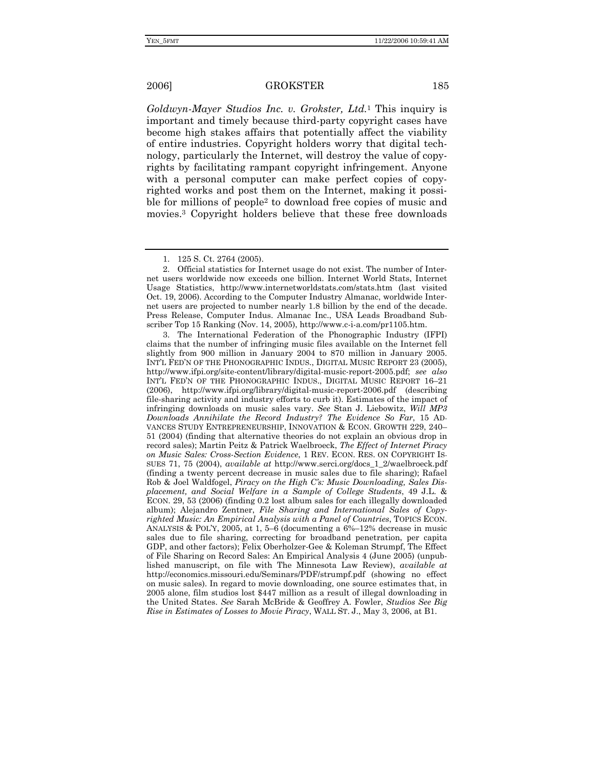*Goldwyn-Mayer Studios Inc. v. Grokster, Ltd.*[1] This inquiry is important and timely because third-party copyright cases have become high stakes affairs that potentially affect the viability of entire industries. Copyright holders worry that digital technology, particularly the Internet, will destroy the value of copyrights by facilitating rampant copyright infringement. Anyone with a personal computer can make perfect copies of copyrighted works and post them on the Internet, making it possible for millions of people[2] to download free copies of music and movies.[3] Copyright holders believe that these free downloads

---

1. 125 S. Ct. 2764 (2005).

2. Official statistics for Internet usage do not exist. The number of Internet users worldwide now exceeds one billion. Internet World Stats, Internet Usage Statistics, http://www.internetworldstats.com/stats.htm (last visited Oct. 19, 2006). According to the Computer Industry Almanac, worldwide Internet users are projected to number nearly 1.8 billion by the end of the decade. Press Release, Computer Indus. Almanac Inc., USA Leads Broadband Subscriber Top 15 Ranking (Nov. 14, 2005), http://www.c-i-a.com/pr1105.htm.

3. The International Federation of the Phonographic Industry (IFPI) claims that the number of infringing music files available on the Internet fell slightly from 900 million in January 2004 to 870 million in January 2005. INT'L FED'N OF THE PHONOGRAPHIC INDUS., DIGITAL MUSIC REPORT 23 (2005), http://www.ifpi.org/site-content/library/digital-music-report-2005.pdf; *see also* INT'L FED'N OF THE PHONOGRAPHIC INDUS., DIGITAL MUSIC REPORT 16–21 (2006), http://www.ifpi.org/library/digital-music-report-2006.pdf (describing file-sharing activity and industry efforts to curb it). Estimates of the impact of infringing downloads on music sales vary. *See* Stan J. Liebowitz, *Will MP3 Downloads Annihilate the Record Industry? The Evidence So Far*, 15 ADVANCES STUDY ENTREPRENEURSHIP, INNOVATION & ECON. GROWTH 229, 240–51 (2004) (finding that alternative theories do not explain an obvious drop in record sales); Martin Peitz & Patrick Waelbroeck, *The Effect of Internet Piracy on Music Sales: Cross-Section Evidence*, 1 REV. ECON. RES. ON COPYRIGHT ISSUES 71, 75 (2004), *available at* http://www.serci.org/docs_1_2/waelbroeck.pdf (finding a twenty percent decrease in music sales due to file sharing); Rafael Rob & Joel Waldfogel, *Piracy on the High C's: Music Downloading, Sales Displacement, and Social Welfare in a Sample of College Students*, 49 J.L. & ECON. 29, 53 (2006) (finding 0.2 lost album sales for each illegally downloaded album); Alejandro Zentner, *File Sharing and International Sales of Copyrighted Music: An Empirical Analysis with a Panel of Countries*, TOPICS ECON. ANALYSIS & POL'Y, 2005, at 1, 5–6 (documenting a 6%–12% decrease in music sales due to file sharing, correcting for broadband penetration, per capita GDP, and other factors); Felix Oberholzer-Gee & Koleman Strumpf, The Effect of File Sharing on Record Sales: An Empirical Analysis 4 (June 2005) (unpublished manuscript, on file with The Minnesota Law Review), *available at* http://economics.missouri.edu/Seminars/PDF/strumpf.pdf (showing no effect on music sales). In regard to movie downloading, one source estimates that, in 2005 alone, film studios lost $447 million as a result of illegal downloading in the United States. *See* Sarah McBride & Geoffrey A. Fowler, *Studios See Big Rise in Estimates of Losses to Movie Piracy*, WALL ST. J., May 3, 2006, at B1.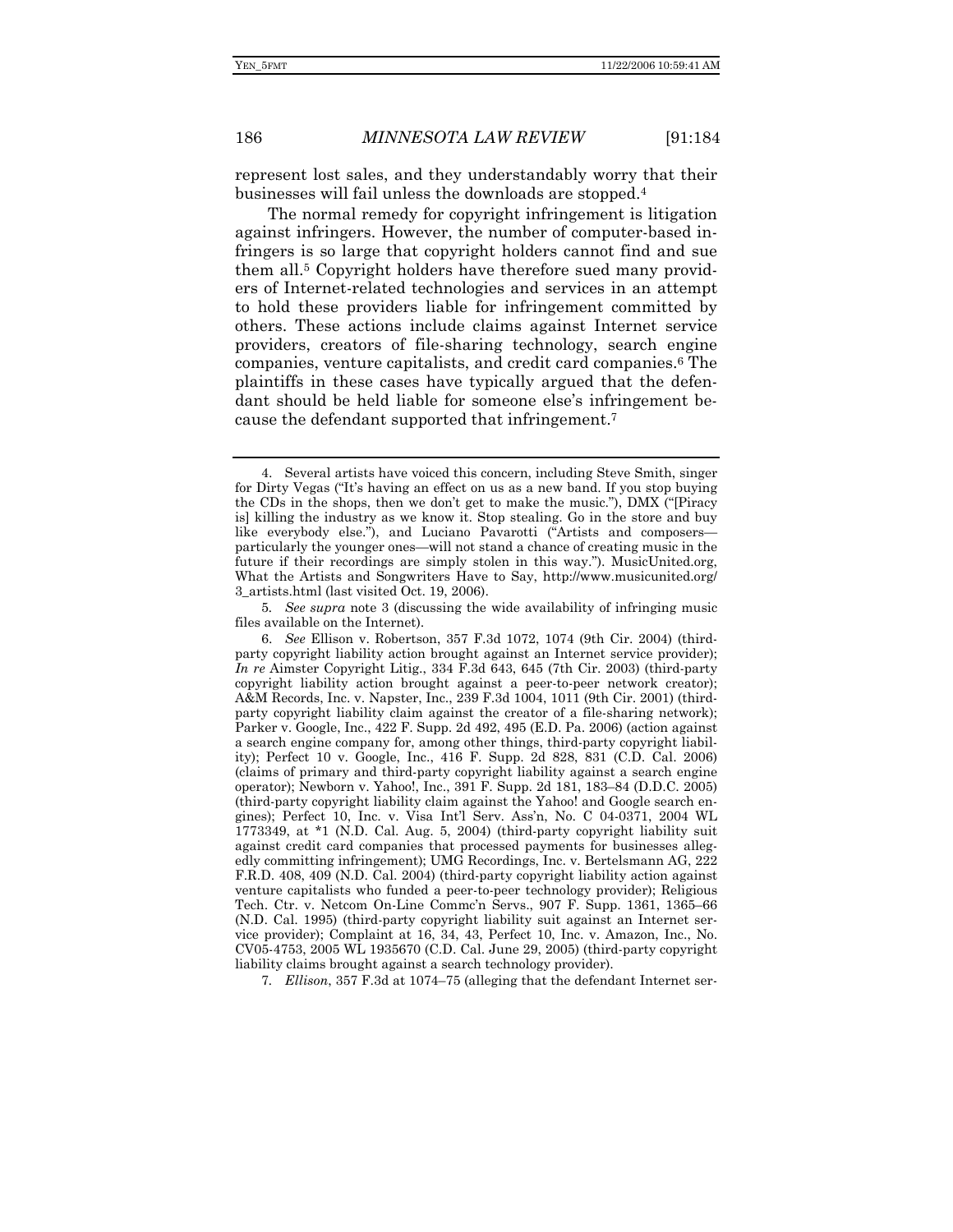represent lost sales, and they understandably worry that their businesses will fail unless the downloads are stopped.[4]

The normal remedy for copyright infringement is litigation against infringers. However, the number of computer-based infringers is so large that copyright holders cannot find and sue them all.[5] Copyright holders have therefore sued many providers of Internet-related technologies and services in an attempt to hold these providers liable for infringement committed by others. These actions include claims against Internet service providers, creators of file-sharing technology, search engine companies, venture capitalists, and credit card companies.[6] The plaintiffs in these cases have typically argued that the defendant should be held liable for someone else's infringement because the defendant supported that infringement.[7]

---

4. Several artists have voiced this concern, including Steve Smith, singer for Dirty Vegas ("It's having an effect on us as a new band. If you stop buying the CDs in the shops, then we don't get to make the music."), DMX ("[Piracy is] killing the industry as we know it. Stop stealing. Go in the store and buy like everybody else."), and Luciano Pavarotti ("Artists and composers—particularly the younger ones—will not stand a chance of creating music in the future if their recordings are simply stolen in this way."). MusicUnited.org, What the Artists and Songwriters Have to Say, http://www.musicunited.org/3_artists.html (last visited Oct. 19, 2006).

5. *See supra* note 3 (discussing the wide availability of infringing music files available on the Internet).

6. *See* Ellison v. Robertson, 357 F.3d 1072, 1074 (9th Cir. 2004) (third-party copyright liability action brought against an Internet service provider); *In re* Aimster Copyright Litig., 334 F.3d 643, 645 (7th Cir. 2003) (third-party copyright liability action brought against a peer-to-peer network creator); A&M Records, Inc. v. Napster, Inc., 239 F.3d 1004, 1011 (9th Cir. 2001) (third-party copyright liability claim against the creator of a file-sharing network); Parker v. Google, Inc., 422 F. Supp. 2d 492, 495 (E.D. Pa. 2006) (action against a search engine company for, among other things, third-party copyright liability); Perfect 10 v. Google, Inc., 416 F. Supp. 2d 828, 831 (C.D. Cal. 2006) (claims of primary and third-party copyright liability against a search engine operator); Newborn v. Yahoo!, Inc., 391 F. Supp. 2d 181, 183–84 (D.D.C. 2005) (third-party copyright liability claim against the Yahoo! and Google search engines); Perfect 10, Inc. v. Visa Int'l Serv. Ass'n, No. C 04-0371, 2004 WL 1773349, at *1 (N.D. Cal. Aug. 5, 2004) (third-party copyright liability suit against credit card companies that processed payments for businesses allegedly committing infringement); UMG Recordings, Inc. v. Bertelsmann AG, 222 F.R.D. 408, 409 (N.D. Cal. 2004) (third-party copyright liability action against venture capitalists who funded a peer-to-peer technology provider); Religious Tech. Ctr. v. Netcom On-Line Commc'n Servs., 907 F. Supp. 1361, 1365–66 (N.D. Cal. 1995) (third-party copyright liability suit against an Internet service provider); Complaint at 16, 34, 43, Perfect 10, Inc. v. Amazon, Inc., No. CV05-4753, 2005 WL 1935670 (C.D. Cal. June 29, 2005) (third-party copyright liability claims brought against a search technology provider).

7. *Ellison*, 357 F.3d at 1074–75 (alleging that the defendant Internet ser-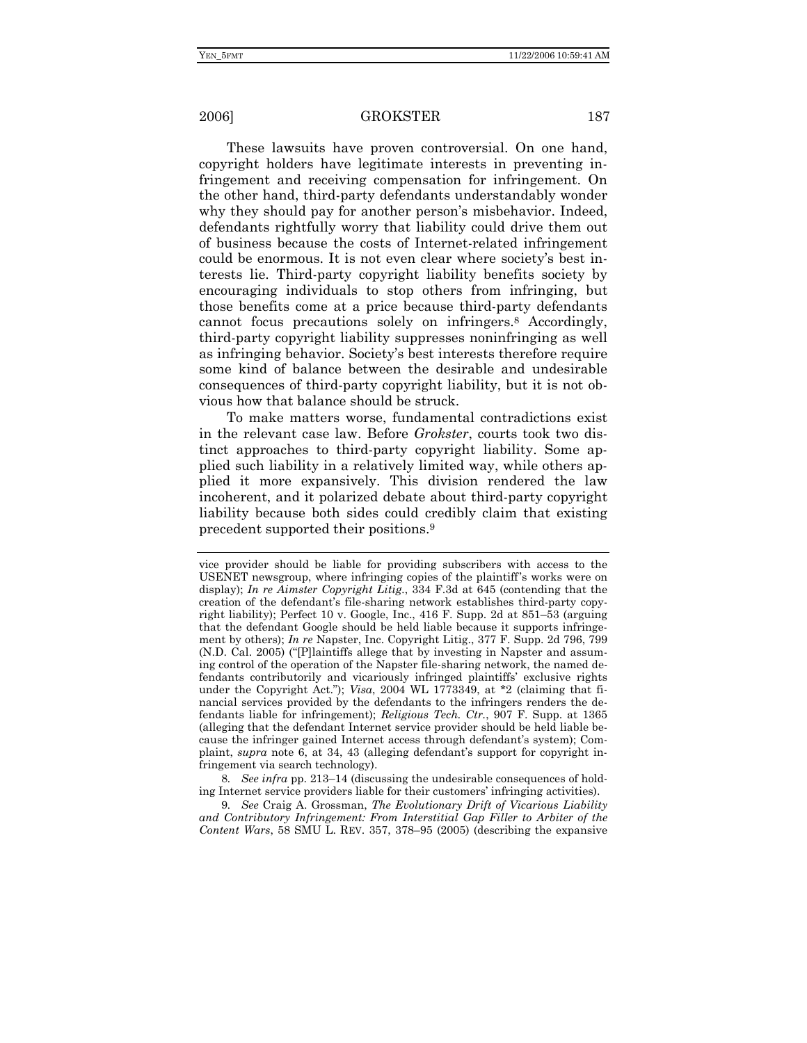These lawsuits have proven controversial. On one hand, copyright holders have legitimate interests in preventing infringement and receiving compensation for infringement. On the other hand, third-party defendants understandably wonder why they should pay for another person's misbehavior. Indeed, defendants rightfully worry that liability could drive them out of business because the costs of Internet-related infringement could be enormous. It is not even clear where society's best interests lie. Third-party copyright liability benefits society by encouraging individuals to stop others from infringing, but those benefits come at a price because third-party defendants cannot focus precautions solely on infringers.[8] Accordingly, third-party copyright liability suppresses noninfringing as well as infringing behavior. Society's best interests therefore require some kind of balance between the desirable and undesirable consequences of third-party copyright liability, but it is not obvious how that balance should be struck.

To make matters worse, fundamental contradictions exist in the relevant case law. Before *Grokster*, courts took two distinct approaches to third-party copyright liability. Some applied such liability in a relatively limited way, while others applied it more expansively. This division rendered the law incoherent, and it polarized debate about third-party copyright liability because both sides could credibly claim that existing precedent supported their positions.[9]

---

vice provider should be liable for providing subscribers with access to the USENET newsgroup, where infringing copies of the plaintiff's works were on display); *In re Aimster Copyright Litig.*, 334 F.3d at 645 (contending that the creation of the defendant's file-sharing network establishes third-party copyright liability); Perfect 10 v. Google, Inc., 416 F. Supp. 2d at 851–53 (arguing that the defendant Google should be held liable because it supports infringement by others); *In re* Napster, Inc. Copyright Litig., 377 F. Supp. 2d 796, 799 (N.D. Cal. 2005) ("[P]laintiffs allege that by investing in Napster and assuming control of the operation of the Napster file-sharing network, the named defendants contributorily and vicariously infringed plaintiffs' exclusive rights under the Copyright Act."); *Visa*, 2004 WL 1773349, at *2 (claiming that financial services provided by the defendants to the infringers renders the defendants liable for infringement); *Religious Tech. Ctr.*, 907 F. Supp. at 1365 (alleging that the defendant Internet service provider should be held liable because the infringer gained Internet access through defendant's system); Complaint, *supra* note 6, at 34, 43 (alleging defendant's support for copyright infringement via search technology).

8. *See infra* pp. 213–14 (discussing the undesirable consequences of holding Internet service providers liable for their customers' infringing activities).

9. *See* Craig A. Grossman, *The Evolutionary Drift of Vicarious Liability and Contributory Infringement: From Interstitial Gap Filler to Arbiter of the Content Wars*, 58 SMU L. REV. 357, 378–95 (2005) (describing the expansive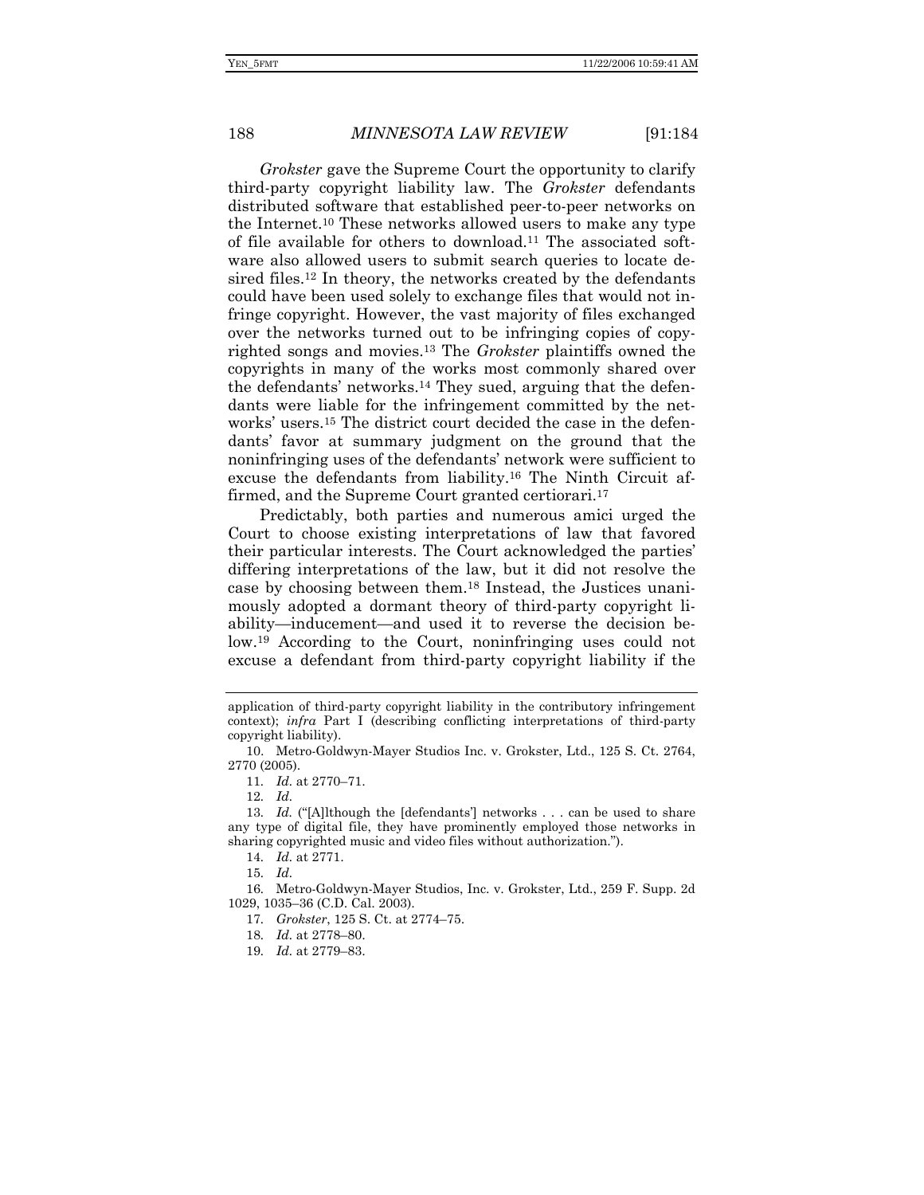*Grokster* gave the Supreme Court the opportunity to clarify third-party copyright liability law. The *Grokster* defendants distributed software that established peer-to-peer networks on the Internet.[10] These networks allowed users to make any type of file available for others to download.[11] The associated software also allowed users to submit search queries to locate desired files.[12] In theory, the networks created by the defendants could have been used solely to exchange files that would not infringe copyright. However, the vast majority of files exchanged over the networks turned out to be infringing copies of copyrighted songs and movies.[13] The *Grokster* plaintiffs owned the copyrights in many of the works most commonly shared over the defendants' networks.[14] They sued, arguing that the defendants were liable for the infringement committed by the networks' users.[15] The district court decided the case in the defendants' favor at summary judgment on the ground that the noninfringing uses of the defendants' network were sufficient to excuse the defendants from liability.[16] The Ninth Circuit affirmed, and the Supreme Court granted certiorari.[17]

Predictably, both parties and numerous amici urged the Court to choose existing interpretations of law that favored their particular interests. The Court acknowledged the parties' differing interpretations of the law, but it did not resolve the case by choosing between them.[18] Instead, the Justices unanimously adopted a dormant theory of third-party copyright liability—inducement—and used it to reverse the decision below.[19] According to the Court, noninfringing uses could not excuse a defendant from third-party copyright liability if the

---

application of third-party copyright liability in the contributory infringement context); *infra* Part I (describing conflicting interpretations of third-party copyright liability).

10. Metro-Goldwyn-Mayer Studios Inc. v. Grokster, Ltd., 125 S. Ct. 2764, 2770 (2005).

11. *Id.* at 2770–71.

12. *Id.*

13. *Id.* ("[A]lthough the [defendants'] networks . . . can be used to share any type of digital file, they have prominently employed those networks in sharing copyrighted music and video files without authorization.").

14. *Id.* at 2771.

15. *Id.*

16. Metro-Goldwyn-Mayer Studios, Inc. v. Grokster, Ltd., 259 F. Supp. 2d 1029, 1035–36 (C.D. Cal. 2003).

17. *Grokster*, 125 S. Ct. at 2774–75.

18. *Id.* at 2778–80.

19. *Id.* at 2779–83.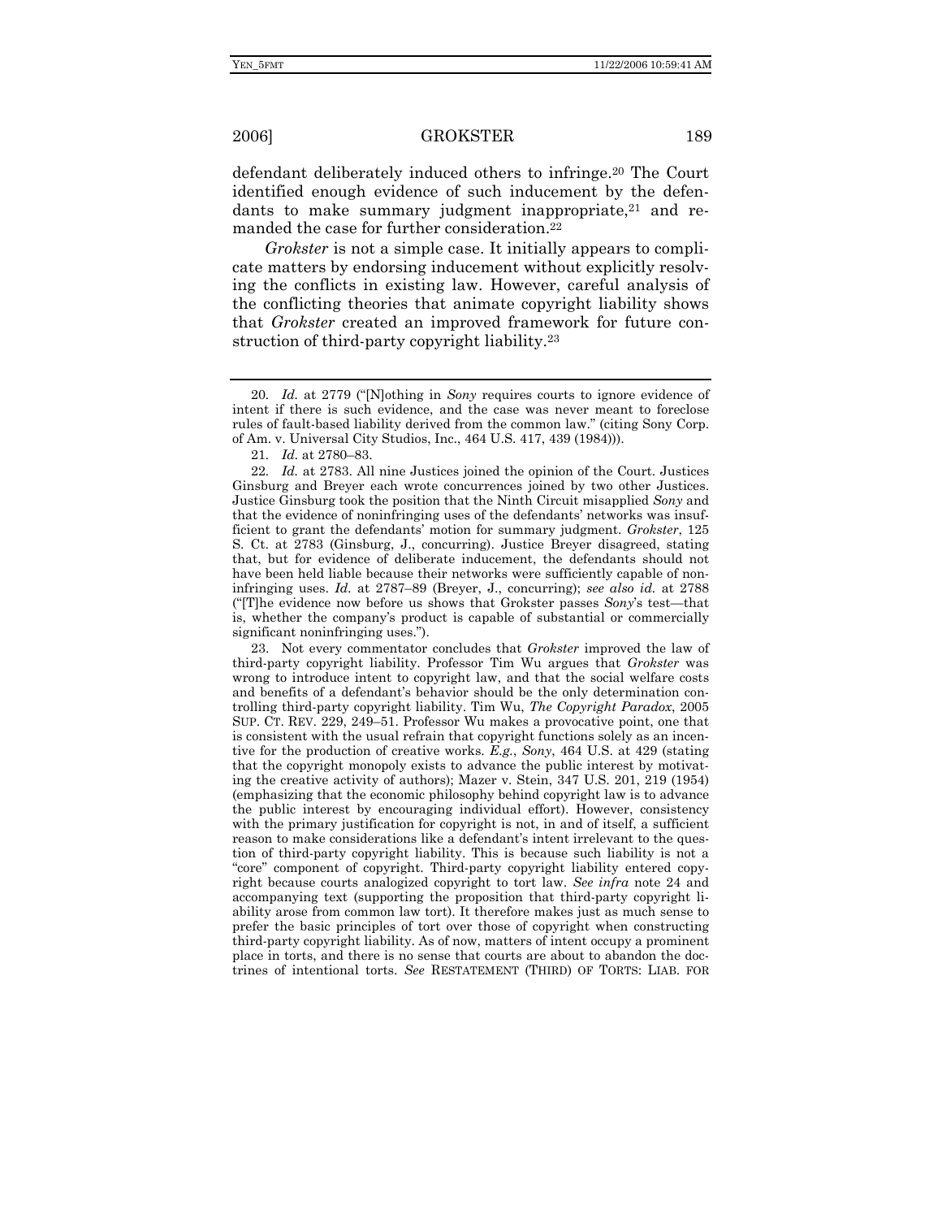defendant deliberately induced others to infringe.[20] The Court identified enough evidence of such inducement by the defendants to make summary judgment inappropriate,[21] and remanded the case for further consideration.[22]

*Grokster* is not a simple case. It initially appears to complicate matters by endorsing inducement without explicitly resolving the conflicts in existing law. However, careful analysis of the conflicting theories that animate copyright liability shows that *Grokster* created an improved framework for future construction of third-party copyright liability.[23]

---

20. *Id.* at 2779 ("[N]othing in *Sony* requires courts to ignore evidence of intent if there is such evidence, and the case was never meant to foreclose rules of fault-based liability derived from the common law." (citing Sony Corp. of Am. v. Universal City Studios, Inc., 464 U.S. 417, 439 (1984))).

21. *Id.* at 2780–83.

22. *Id.* at 2783. All nine Justices joined the opinion of the Court. Justices Ginsburg and Breyer each wrote concurrences joined by two other Justices. Justice Ginsburg took the position that the Ninth Circuit misapplied *Sony* and that the evidence of noninfringing uses of the defendants' networks was insufficient to grant the defendants' motion for summary judgment. *Grokster*, 125 S. Ct. at 2783 (Ginsburg, J., concurring). Justice Breyer disagreed, stating that, but for evidence of deliberate inducement, the defendants should not have been held liable because their networks were sufficiently capable of noninfringing uses. *Id.* at 2787–89 (Breyer, J., concurring); *see also id.* at 2788 ("[T]he evidence now before us shows that Grokster passes *Sony*'s test—that is, whether the company's product is capable of substantial or commercially significant noninfringing uses.").

23. Not every commentator concludes that *Grokster* improved the law of third-party copyright liability. Professor Tim Wu argues that *Grokster* was wrong to introduce intent to copyright law, and that the social welfare costs and benefits of a defendant's behavior should be the only determination controlling third-party copyright liability. Tim Wu, *The Copyright Paradox*, 2005 SUP. CT. REV. 229, 249–51. Professor Wu makes a provocative point, one that is consistent with the usual refrain that copyright functions solely as an incentive for the production of creative works. *E.g.*, *Sony*, 464 U.S. at 429 (stating that the copyright monopoly exists to advance the public interest by motivating the creative activity of authors); Mazer v. Stein, 347 U.S. 201, 219 (1954) (emphasizing that the economic philosophy behind copyright law is to advance the public interest by encouraging individual effort). However, consistency with the primary justification for copyright is not, in and of itself, a sufficient reason to make considerations like a defendant's intent irrelevant to the question of third-party copyright liability. This is because such liability is not a "core" component of copyright. Third-party copyright liability entered copyright because courts analogized copyright to tort law. *See infra* note 24 and accompanying text (supporting the proposition that third-party copyright liability arose from common law tort). It therefore makes just as much sense to prefer the basic principles of tort over those of copyright when constructing third-party copyright liability. As of now, matters of intent occupy a prominent place in torts, and there is no sense that courts are about to abandon the doctrines of intentional torts. *See* RESTATEMENT (THIRD) OF TORTS: LIAB. FOR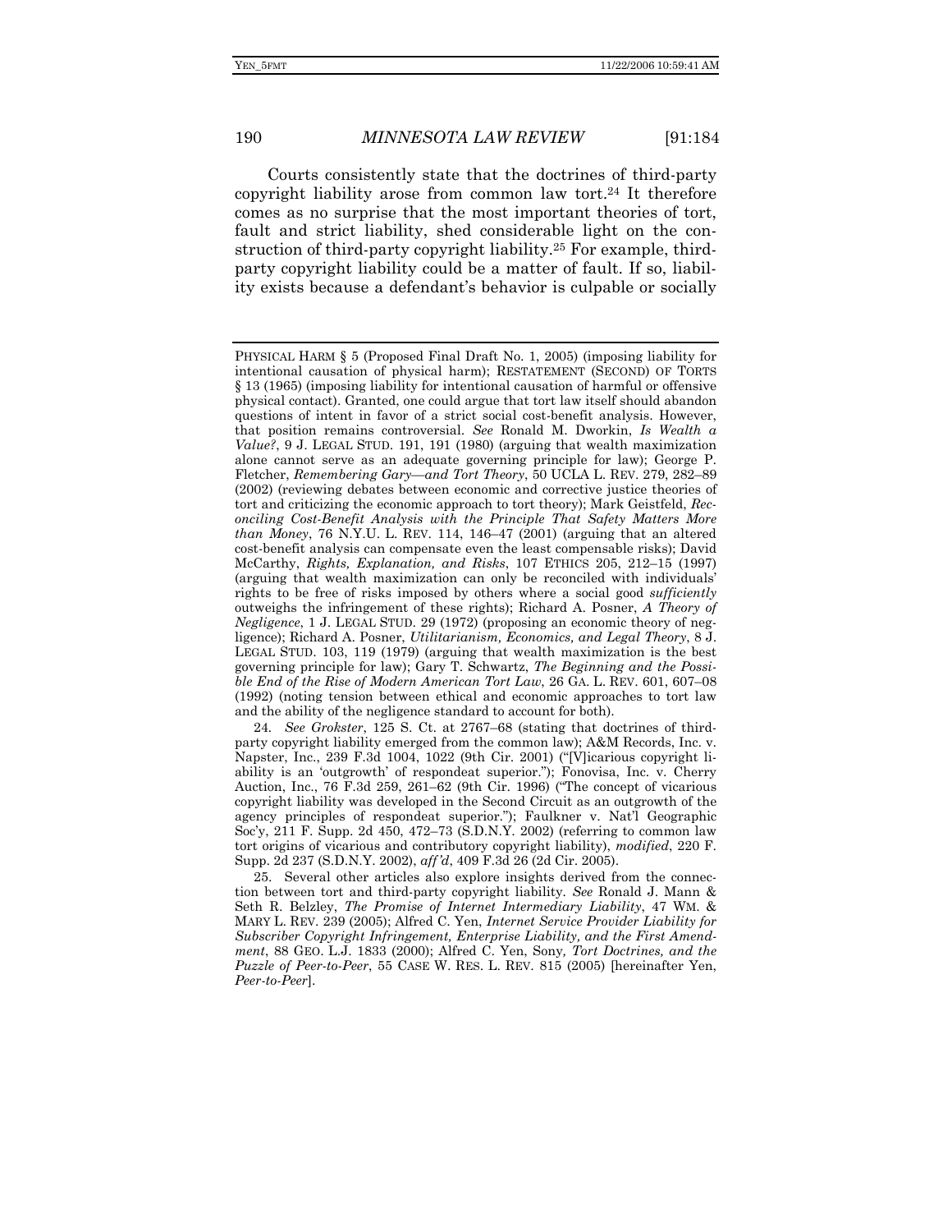Courts consistently state that the doctrines of third-party copyright liability arose from common law tort.[24] It therefore comes as no surprise that the most important theories of tort, fault and strict liability, shed considerable light on the construction of third-party copyright liability.[25] For example, third-party copyright liability could be a matter of fault. If so, liability exists because a defendant's behavior is culpable or socially

---

PHYSICAL HARM § 5 (Proposed Final Draft No. 1, 2005) (imposing liability for intentional causation of physical harm); RESTATEMENT (SECOND) OF TORTS § 13 (1965) (imposing liability for intentional causation of harmful or offensive physical contact). Granted, one could argue that tort law itself should abandon questions of intent in favor of a strict social cost-benefit analysis. However, that position remains controversial. *See* Ronald M. Dworkin, *Is Wealth a Value?*, 9 J. LEGAL STUD. 191, 191 (1980) (arguing that wealth maximization alone cannot serve as an adequate governing principle for law); George P. Fletcher, *Remembering Gary—and Tort Theory*, 50 UCLA L. REV. 279, 282–89 (2002) (reviewing debates between economic and corrective justice theories of tort and criticizing the economic approach to tort theory); Mark Geistfeld, *Reconciling Cost-Benefit Analysis with the Principle That Safety Matters More than Money*, 76 N.Y.U. L. REV. 114, 146–47 (2001) (arguing that an altered cost-benefit analysis can compensate even the least compensable risks); David McCarthy, *Rights, Explanation, and Risks*, 107 ETHICS 205, 212–15 (1997) (arguing that wealth maximization can only be reconciled with individuals' rights to be free of risks imposed by others where a social good *sufficiently* outweighs the infringement of these rights); Richard A. Posner, *A Theory of Negligence*, 1 J. LEGAL STUD. 29 (1972) (proposing an economic theory of negligence); Richard A. Posner, *Utilitarianism, Economics, and Legal Theory*, 8 J. LEGAL STUD. 103, 119 (1979) (arguing that wealth maximization is the best governing principle for law); Gary T. Schwartz, *The Beginning and the Possible End of the Rise of Modern American Tort Law*, 26 GA. L. REV. 601, 607–08 (1992) (noting tension between ethical and economic approaches to tort law and the ability of the negligence standard to account for both).

24. *See Grokster*, 125 S. Ct. at 2767–68 (stating that doctrines of third-party copyright liability emerged from the common law); A&M Records, Inc. v. Napster, Inc., 239 F.3d 1004, 1022 (9th Cir. 2001) ("[V]icarious copyright liability is an 'outgrowth' of respondeat superior."); Fonovisa, Inc. v. Cherry Auction, Inc., 76 F.3d 259, 261–62 (9th Cir. 1996) ("The concept of vicarious copyright liability was developed in the Second Circuit as an outgrowth of the agency principles of respondeat superior."); Faulkner v. Nat'l Geographic Soc'y, 211 F. Supp. 2d 450, 472–73 (S.D.N.Y. 2002) (referring to common law tort origins of vicarious and contributory copyright liability), *modified*, 220 F. Supp. 2d 237 (S.D.N.Y. 2002), *aff'd*, 409 F.3d 26 (2d Cir. 2005).

25. Several other articles also explore insights derived from the connection between tort and third-party copyright liability. *See* Ronald J. Mann & Seth R. Belzley, *The Promise of Internet Intermediary Liability*, 47 WM. & MARY L. REV. 239 (2005); Alfred C. Yen, *Internet Service Provider Liability for Subscriber Copyright Infringement, Enterprise Liability, and the First Amendment*, 88 GEO. L.J. 1833 (2000); Alfred C. Yen, Sony*, Tort Doctrines, and the Puzzle of Peer-to-Peer*, 55 CASE W. RES. L. REV. 815 (2005) [hereinafter Yen, *Peer-to-Peer*].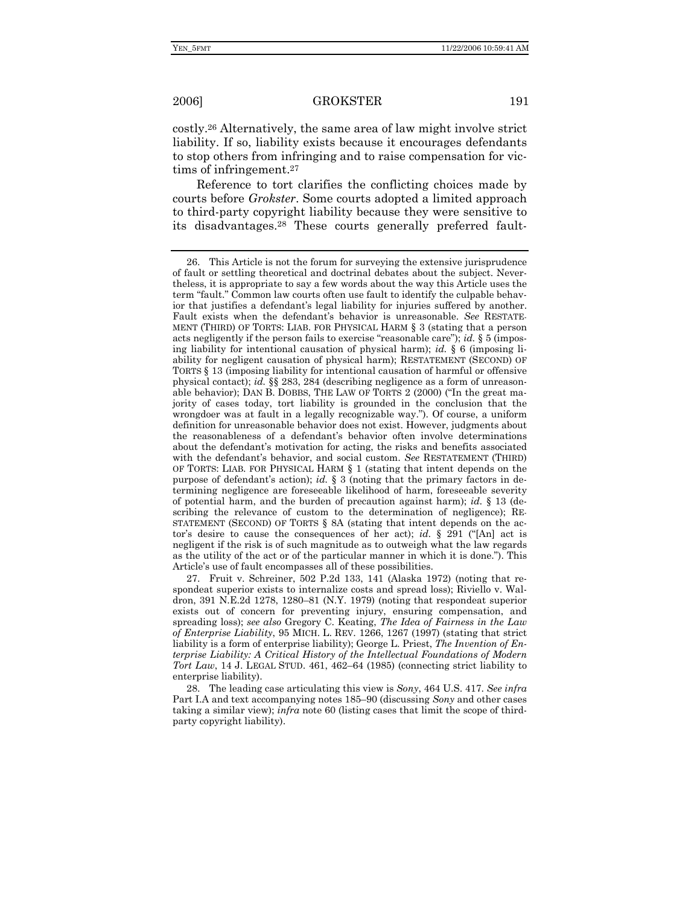costly.[26] Alternatively, the same area of law might involve strict liability. If so, liability exists because it encourages defendants to stop others from infringing and to raise compensation for victims of infringement.[27]

Reference to tort clarifies the conflicting choices made by courts before *Grokster*. Some courts adopted a limited approach to third-party copyright liability because they were sensitive to its disadvantages.[28] These courts generally preferred fault-

---

26. This Article is not the forum for surveying the extensive jurisprudence of fault or settling theoretical and doctrinal debates about the subject. Nevertheless, it is appropriate to say a few words about the way this Article uses the term "fault." Common law courts often use fault to identify the culpable behavior that justifies a defendant's legal liability for injuries suffered by another. Fault exists when the defendant's behavior is unreasonable. *See* RESTATEMENT (THIRD) OF TORTS: LIAB. FOR PHYSICAL HARM § 3 (stating that a person acts negligently if the person fails to exercise "reasonable care"); *id.* § 5 (imposing liability for intentional causation of physical harm); *id.* § 6 (imposing liability for negligent causation of physical harm); RESTATEMENT (SECOND) OF TORTS § 13 (imposing liability for intentional causation of harmful or offensive physical contact); *id.* §§ 283, 284 (describing negligence as a form of unreasonable behavior); DAN B. DOBBS, THE LAW OF TORTS 2 (2000) ("In the great majority of cases today, tort liability is grounded in the conclusion that the wrongdoer was at fault in a legally recognizable way."). Of course, a uniform definition for unreasonable behavior does not exist. However, judgments about the reasonableness of a defendant's behavior often involve determinations about the defendant's motivation for acting, the risks and benefits associated with the defendant's behavior, and social custom. *See* RESTATEMENT (THIRD) OF TORTS: LIAB. FOR PHYSICAL HARM § 1 (stating that intent depends on the purpose of defendant's action); *id.* § 3 (noting that the primary factors in determining negligence are foreseeable likelihood of harm, foreseeable severity of potential harm, and the burden of precaution against harm); *id.* § 13 (describing the relevance of custom to the determination of negligence); RESTATEMENT (SECOND) OF TORTS § 8A (stating that intent depends on the actor's desire to cause the consequences of her act); *id.* § 291 ("[An] act is negligent if the risk is of such magnitude as to outweigh what the law regards as the utility of the act or of the particular manner in which it is done."). This Article's use of fault encompasses all of these possibilities.

27. Fruit v. Schreiner, 502 P.2d 133, 141 (Alaska 1972) (noting that respondeat superior exists to internalize costs and spread loss); Riviello v. Waldron, 391 N.E.2d 1278, 1280–81 (N.Y. 1979) (noting that respondeat superior exists out of concern for preventing injury, ensuring compensation, and spreading loss); *see also* Gregory C. Keating, *The Idea of Fairness in the Law of Enterprise Liability*, 95 MICH. L. REV. 1266, 1267 (1997) (stating that strict liability is a form of enterprise liability); George L. Priest, *The Invention of Enterprise Liability: A Critical History of the Intellectual Foundations of Modern Tort Law*, 14 J. LEGAL STUD. 461, 462–64 (1985) (connecting strict liability to enterprise liability).

28. The leading case articulating this view is *Sony*, 464 U.S. 417. *See infra* Part I.A and text accompanying notes 185–90 (discussing *Sony* and other cases taking a similar view); *infra* note 60 (listing cases that limit the scope of third-party copyright liability).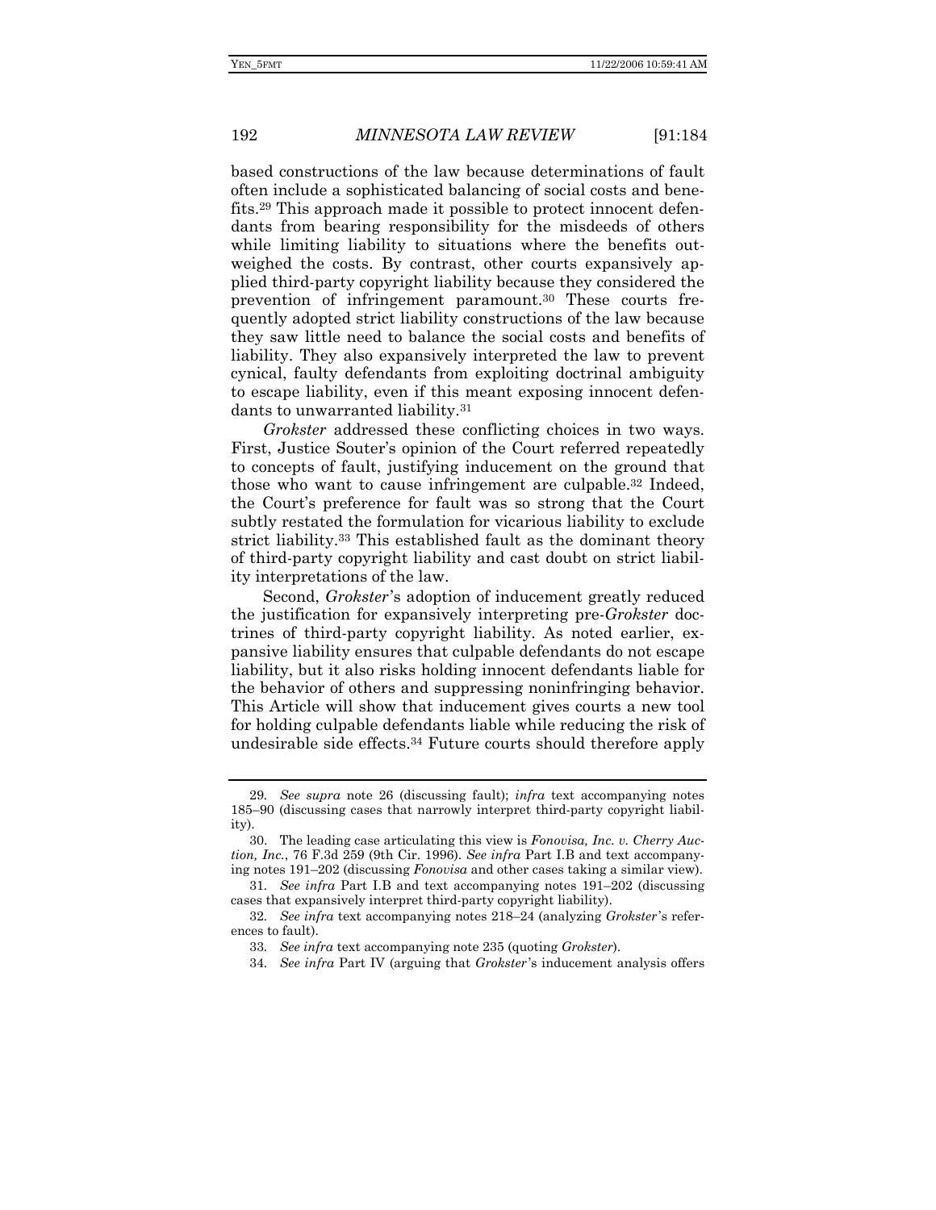based constructions of the law because determinations of fault often include a sophisticated balancing of social costs and benefits.[29] This approach made it possible to protect innocent defendants from bearing responsibility for the misdeeds of others while limiting liability to situations where the benefits outweighed the costs. By contrast, other courts expansively applied third-party copyright liability because they considered the prevention of infringement paramount.[30] These courts frequently adopted strict liability constructions of the law because they saw little need to balance the social costs and benefits of liability. They also expansively interpreted the law to prevent cynical, faulty defendants from exploiting doctrinal ambiguity to escape liability, even if this meant exposing innocent defendants to unwarranted liability.[31]

*Grokster* addressed these conflicting choices in two ways. First, Justice Souter's opinion of the Court referred repeatedly to concepts of fault, justifying inducement on the ground that those who want to cause infringement are culpable.[32] Indeed, the Court's preference for fault was so strong that the Court subtly restated the formulation for vicarious liability to exclude strict liability.[33] This established fault as the dominant theory of third-party copyright liability and cast doubt on strict liability interpretations of the law.

Second, *Grokster*'s adoption of inducement greatly reduced the justification for expansively interpreting pre-*Grokster* doctrines of third-party copyright liability. As noted earlier, expansive liability ensures that culpable defendants do not escape liability, but it also risks holding innocent defendants liable for the behavior of others and suppressing noninfringing behavior. This Article will show that inducement gives courts a new tool for holding culpable defendants liable while reducing the risk of undesirable side effects.[34] Future courts should therefore apply

---

29. *See supra* note 26 (discussing fault); *infra* text accompanying notes 185–90 (discussing cases that narrowly interpret third-party copyright liability).

30. The leading case articulating this view is *Fonovisa, Inc. v. Cherry Auction, Inc.*, 76 F.3d 259 (9th Cir. 1996). *See infra* Part I.B and text accompanying notes 191–202 (discussing *Fonovisa* and other cases taking a similar view).

31. *See infra* Part I.B and text accompanying notes 191–202 (discussing cases that expansively interpret third-party copyright liability).

32. *See infra* text accompanying notes 218–24 (analyzing *Grokster*'s references to fault).

33. *See infra* text accompanying note 235 (quoting *Grokster*).

34. *See infra* Part IV (arguing that *Grokster*'s inducement analysis offers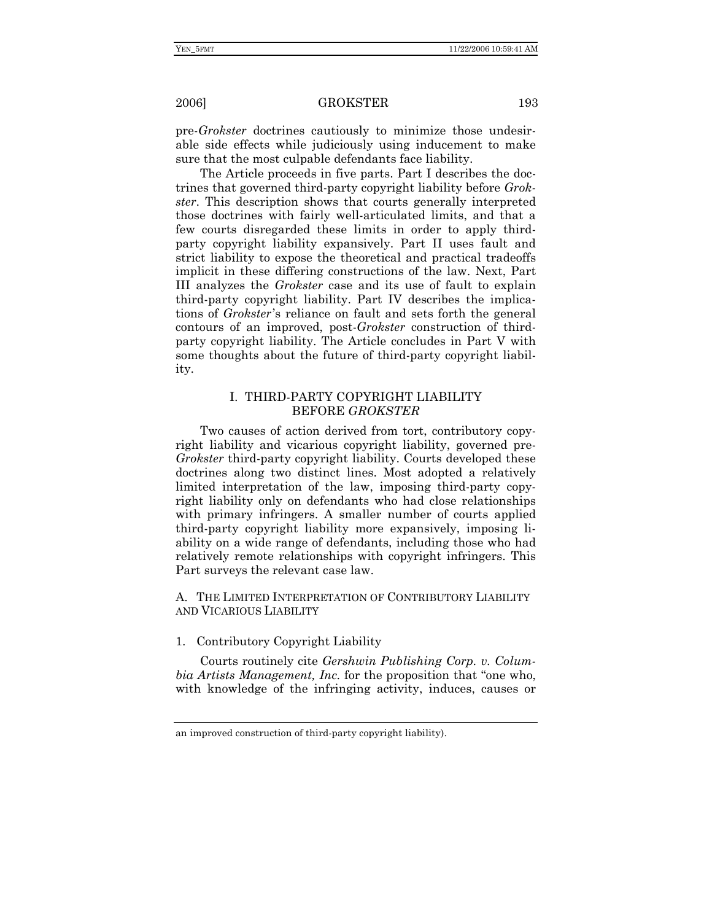pre-*Grokster* doctrines cautiously to minimize those undesirable side effects while judiciously using inducement to make sure that the most culpable defendants face liability.

The Article proceeds in five parts. Part I describes the doctrines that governed third-party copyright liability before *Grokster*. This description shows that courts generally interpreted those doctrines with fairly well-articulated limits, and that a few courts disregarded these limits in order to apply third-party copyright liability expansively. Part II uses fault and strict liability to expose the theoretical and practical tradeoffs implicit in these differing constructions of the law. Next, Part III analyzes the *Grokster* case and its use of fault to explain third-party copyright liability. Part IV describes the implications of *Grokster*'s reliance on fault and sets forth the general contours of an improved, post-*Grokster* construction of third-party copyright liability. The Article concludes in Part V with some thoughts about the future of third-party copyright liability.

## I. THIRD-PARTY COPYRIGHT LIABILITY BEFORE *GROKSTER*

Two causes of action derived from tort, contributory copyright liability and vicarious copyright liability, governed pre-*Grokster* third-party copyright liability. Courts developed these doctrines along two distinct lines. Most adopted a relatively limited interpretation of the law, imposing third-party copyright liability only on defendants who had close relationships with primary infringers. A smaller number of courts applied third-party copyright liability more expansively, imposing liability on a wide range of defendants, including those who had relatively remote relationships with copyright infringers. This Part surveys the relevant case law.

### A. THE LIMITED INTERPRETATION OF CONTRIBUTORY LIABILITY AND VICARIOUS LIABILITY

#### 1. Contributory Copyright Liability

Courts routinely cite *Gershwin Publishing Corp. v. Columbia Artists Management, Inc.* for the proposition that "one who, with knowledge of the infringing activity, induces, causes or

an improved construction of third-party copyright liability).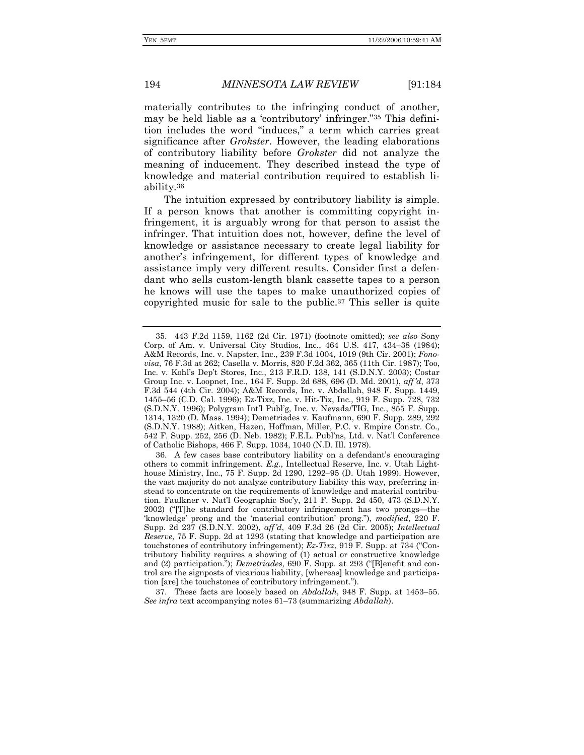materially contributes to the infringing conduct of another, may be held liable as a 'contributory' infringer."[35] This definition includes the word "induces," a term which carries great significance after *Grokster*. However, the leading elaborations of contributory liability before *Grokster* did not analyze the meaning of inducement. They described instead the type of knowledge and material contribution required to establish liability.[36]

The intuition expressed by contributory liability is simple. If a person knows that another is committing copyright infringement, it is arguably wrong for that person to assist the infringer. That intuition does not, however, define the level of knowledge or assistance necessary to create legal liability for another's infringement, for different types of knowledge and assistance imply very different results. Consider first a defendant who sells custom-length blank cassette tapes to a person he knows will use the tapes to make unauthorized copies of copyrighted music for sale to the public.[37] This seller is quite

---

35. 443 F.2d 1159, 1162 (2d Cir. 1971) (footnote omitted); *see also* Sony Corp. of Am. v. Universal City Studios, Inc., 464 U.S. 417, 434–38 (1984); A&M Records, Inc. v. Napster, Inc., 239 F.3d 1004, 1019 (9th Cir. 2001); *Fonovisa*, 76 F.3d at 262; Casella v. Morris, 820 F.2d 362, 365 (11th Cir. 1987); Too, Inc. v. Kohl's Dep't Stores, Inc., 213 F.R.D. 138, 141 (S.D.N.Y. 2003); Costar Group Inc. v. Loopnet, Inc., 164 F. Supp. 2d 688, 696 (D. Md. 2001), *aff'd*, 373 F.3d 544 (4th Cir. 2004); A&M Records, Inc. v. Abdallah, 948 F. Supp. 1449, 1455–56 (C.D. Cal. 1996); Ez-Tixz, Inc. v. Hit-Tix, Inc., 919 F. Supp. 728, 732 (S.D.N.Y. 1996); Polygram Int'l Publ'g, Inc. v. Nevada/TIG, Inc., 855 F. Supp. 1314, 1320 (D. Mass. 1994); Demetriades v. Kaufmann, 690 F. Supp. 289, 292 (S.D.N.Y. 1988); Aitken, Hazen, Hoffman, Miller, P.C. v. Empire Constr. Co., 542 F. Supp. 252, 256 (D. Neb. 1982); F.E.L. Publ'ns, Ltd. v. Nat'l Conference of Catholic Bishops, 466 F. Supp. 1034, 1040 (N.D. Ill. 1978).

36. A few cases base contributory liability on a defendant's encouraging others to commit infringement. *E.g.*, Intellectual Reserve, Inc. v. Utah Lighthouse Ministry, Inc., 75 F. Supp. 2d 1290, 1292–95 (D. Utah 1999). However, the vast majority do not analyze contributory liability this way, preferring instead to concentrate on the requirements of knowledge and material contribution. Faulkner v. Nat'l Geographic Soc'y, 211 F. Supp. 2d 450, 473 (S.D.N.Y. 2002) ("[T]he standard for contributory infringement has two prongs—the 'knowledge' prong and the 'material contribution' prong."), *modified*, 220 F. Supp. 2d 237 (S.D.N.Y. 2002), *aff'd*, 409 F.3d 26 (2d Cir. 2005); *Intellectual Reserve*, 75 F. Supp. 2d at 1293 (stating that knowledge and participation are touchstones of contributory infringement); *Ez-Tixz*, 919 F. Supp. at 734 ("Contributory liability requires a showing of (1) actual or constructive knowledge and (2) participation."); *Demetriades*, 690 F. Supp. at 293 ("[B]enefit and control are the signposts of vicarious liability, [whereas] knowledge and participation [are] the touchstones of contributory infringement.").

37. These facts are loosely based on *Abdallah*, 948 F. Supp. at 1453–55. *See infra* text accompanying notes 61–73 (summarizing *Abdallah*).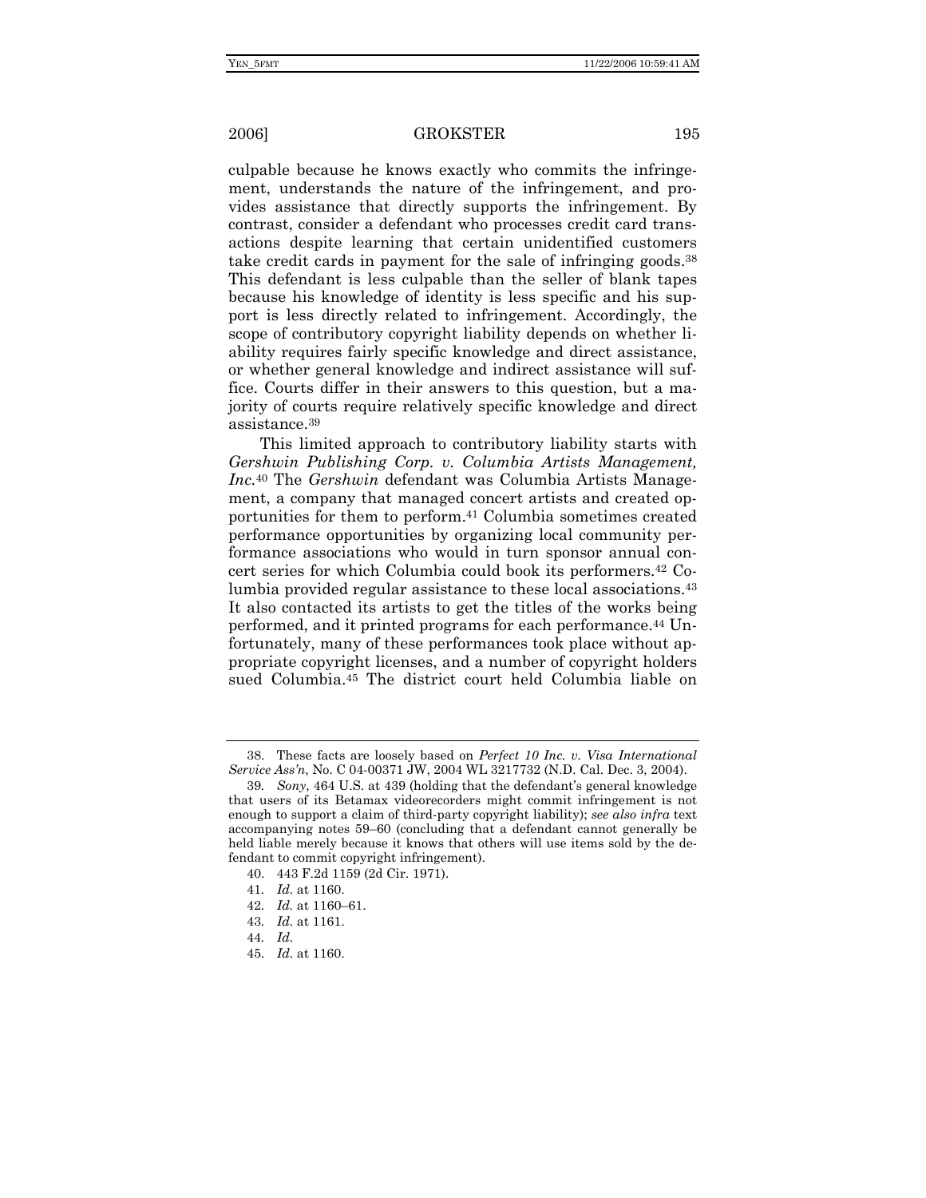culpable because he knows exactly who commits the infringement, understands the nature of the infringement, and provides assistance that directly supports the infringement. By contrast, consider a defendant who processes credit card transactions despite learning that certain unidentified customers take credit cards in payment for the sale of infringing goods.[38] This defendant is less culpable than the seller of blank tapes because his knowledge of identity is less specific and his support is less directly related to infringement. Accordingly, the scope of contributory copyright liability depends on whether liability requires fairly specific knowledge and direct assistance, or whether general knowledge and indirect assistance will suffice. Courts differ in their answers to this question, but a majority of courts require relatively specific knowledge and direct assistance.[39]

This limited approach to contributory liability starts with *Gershwin Publishing Corp. v. Columbia Artists Management, Inc.*[40] The *Gershwin* defendant was Columbia Artists Management, a company that managed concert artists and created opportunities for them to perform.[41] Columbia sometimes created performance opportunities by organizing local community performance associations who would in turn sponsor annual concert series for which Columbia could book its performers.[42] Columbia provided regular assistance to these local associations.[43] It also contacted its artists to get the titles of the works being performed, and it printed programs for each performance.[44] Unfortunately, many of these performances took place without appropriate copyright licenses, and a number of copyright holders sued Columbia.[45] The district court held Columbia liable on

---

38. These facts are loosely based on *Perfect 10 Inc. v. Visa International Service Ass'n*, No. C 04-00371 JW, 2004 WL 3217732 (N.D. Cal. Dec. 3, 2004).

39. *Sony*, 464 U.S. at 439 (holding that the defendant's general knowledge that users of its Betamax videorecorders might commit infringement is not enough to support a claim of third-party copyright liability); *see also infra* text accompanying notes 59–60 (concluding that a defendant cannot generally be held liable merely because it knows that others will use items sold by the defendant to commit copyright infringement).

40. 443 F.2d 1159 (2d Cir. 1971).

41. *Id.* at 1160.

42. *Id.* at 1160–61.

43. *Id.* at 1161.

44. *Id.*

45. *Id.* at 1160.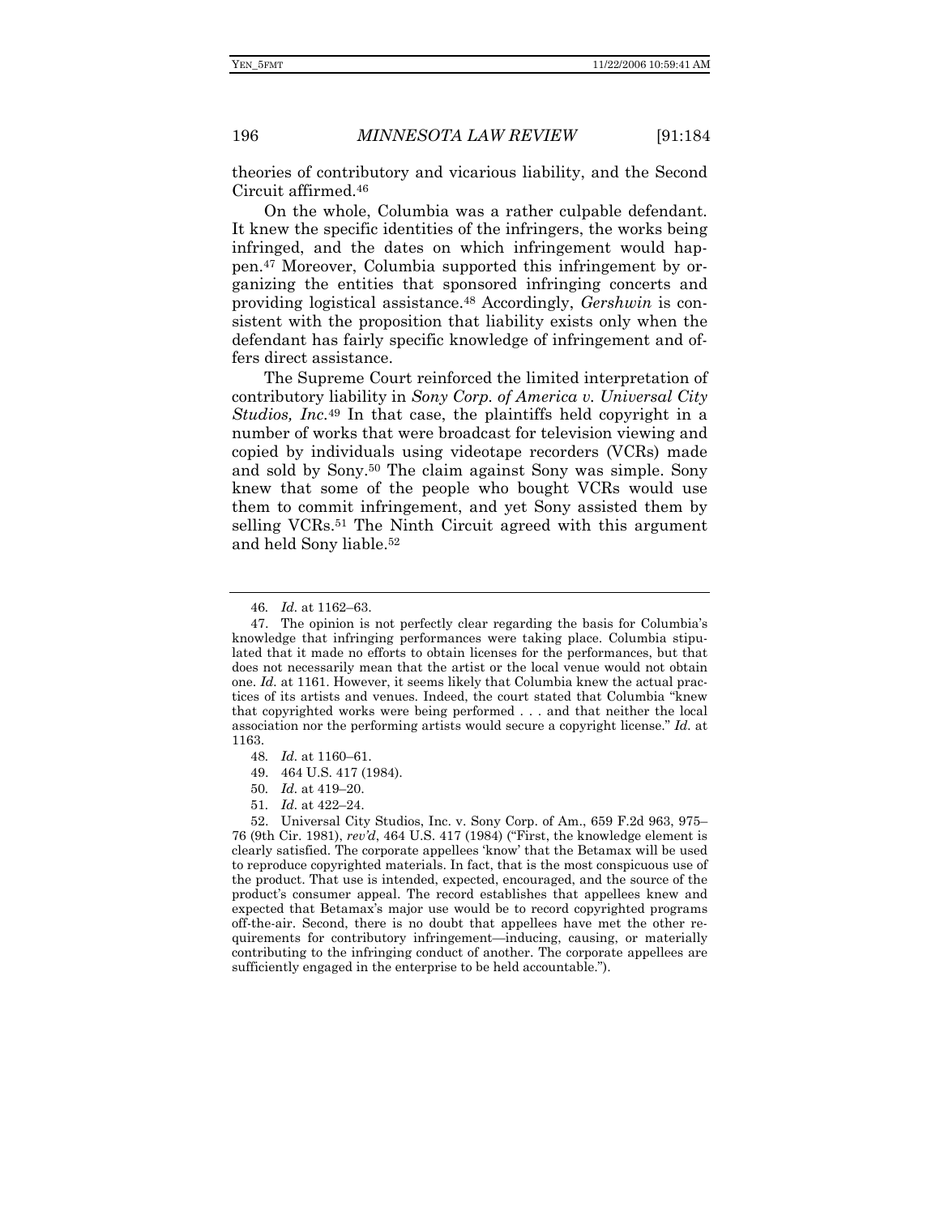theories of contributory and vicarious liability, and the Second Circuit affirmed.[46]

On the whole, Columbia was a rather culpable defendant. It knew the specific identities of the infringers, the works being infringed, and the dates on which infringement would happen.[47] Moreover, Columbia supported this infringement by organizing the entities that sponsored infringing concerts and providing logistical assistance.[48] Accordingly, *Gershwin* is consistent with the proposition that liability exists only when the defendant has fairly specific knowledge of infringement and offers direct assistance.

The Supreme Court reinforced the limited interpretation of contributory liability in *Sony Corp. of America v. Universal City Studios, Inc.*[49] In that case, the plaintiffs held copyright in a number of works that were broadcast for television viewing and copied by individuals using videotape recorders (VCRs) made and sold by Sony.[50] The claim against Sony was simple. Sony knew that some of the people who bought VCRs would use them to commit infringement, and yet Sony assisted them by selling VCRs.[51] The Ninth Circuit agreed with this argument and held Sony liable.[52]

---

46. *Id.* at 1162–63.

47. The opinion is not perfectly clear regarding the basis for Columbia's knowledge that infringing performances were taking place. Columbia stipulated that it made no efforts to obtain licenses for the performances, but that does not necessarily mean that the artist or the local venue would not obtain one. *Id.* at 1161. However, it seems likely that Columbia knew the actual practices of its artists and venues. Indeed, the court stated that Columbia "knew that copyrighted works were being performed . . . and that neither the local association nor the performing artists would secure a copyright license." *Id.* at 1163.

48. *Id.* at 1160–61.

49. 464 U.S. 417 (1984).

50. *Id.* at 419–20.

51. *Id.* at 422–24.

52. Universal City Studios, Inc. v. Sony Corp. of Am., 659 F.2d 963, 975–76 (9th Cir. 1981), *rev'd*, 464 U.S. 417 (1984) ("First, the knowledge element is clearly satisfied. The corporate appellees 'know' that the Betamax will be used to reproduce copyrighted materials. In fact, that is the most conspicuous use of the product. That use is intended, expected, encouraged, and the source of the product's consumer appeal. The record establishes that appellees knew and expected that Betamax's major use would be to record copyrighted programs off-the-air. Second, there is no doubt that appellees have met the other requirements for contributory infringement—inducing, causing, or materially contributing to the infringing conduct of another. The corporate appellees are sufficiently engaged in the enterprise to be held accountable.").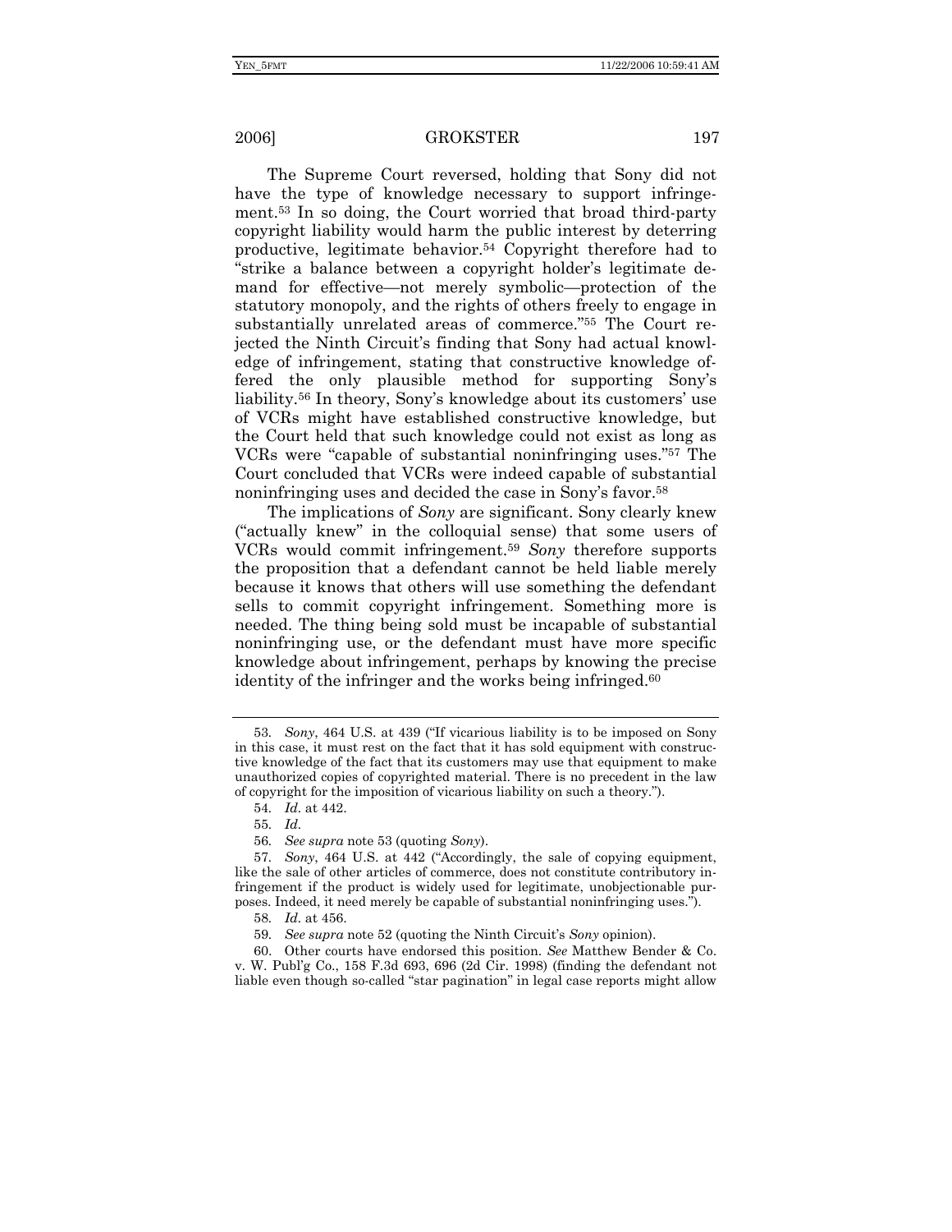The Supreme Court reversed, holding that Sony did not have the type of knowledge necessary to support infringement.[53] In so doing, the Court worried that broad third-party copyright liability would harm the public interest by deterring productive, legitimate behavior.[54] Copyright therefore had to "strike a balance between a copyright holder's legitimate demand for effective—not merely symbolic—protection of the statutory monopoly, and the rights of others freely to engage in substantially unrelated areas of commerce."[55] The Court rejected the Ninth Circuit's finding that Sony had actual knowledge of infringement, stating that constructive knowledge offered the only plausible method for supporting Sony's liability.[56] In theory, Sony's knowledge about its customers' use of VCRs might have established constructive knowledge, but the Court held that such knowledge could not exist as long as VCRs were "capable of substantial noninfringing uses."[57] The Court concluded that VCRs were indeed capable of substantial noninfringing uses and decided the case in Sony's favor.[58]

The implications of *Sony* are significant. Sony clearly knew ("actually knew" in the colloquial sense) that some users of VCRs would commit infringement.[59] *Sony* therefore supports the proposition that a defendant cannot be held liable merely because it knows that others will use something the defendant sells to commit copyright infringement. Something more is needed. The thing being sold must be incapable of substantial noninfringing use, or the defendant must have more specific knowledge about infringement, perhaps by knowing the precise identity of the infringer and the works being infringed.[60]

---

53. *Sony*, 464 U.S. at 439 ("If vicarious liability is to be imposed on Sony in this case, it must rest on the fact that it has sold equipment with constructive knowledge of the fact that its customers may use that equipment to make unauthorized copies of copyrighted material. There is no precedent in the law of copyright for the imposition of vicarious liability on such a theory.").

54. *Id.* at 442.

55. *Id.*

56. *See supra* note 53 (quoting *Sony*).

57. *Sony*, 464 U.S. at 442 ("Accordingly, the sale of copying equipment, like the sale of other articles of commerce, does not constitute contributory infringement if the product is widely used for legitimate, unobjectionable purposes. Indeed, it need merely be capable of substantial noninfringing uses.").

58. *Id.* at 456.

59. *See supra* note 52 (quoting the Ninth Circuit's *Sony* opinion).

60. Other courts have endorsed this position. *See* Matthew Bender & Co. v. W. Publ'g Co., 158 F.3d 693, 696 (2d Cir. 1998) (finding the defendant not liable even though so-called "star pagination" in legal case reports might allow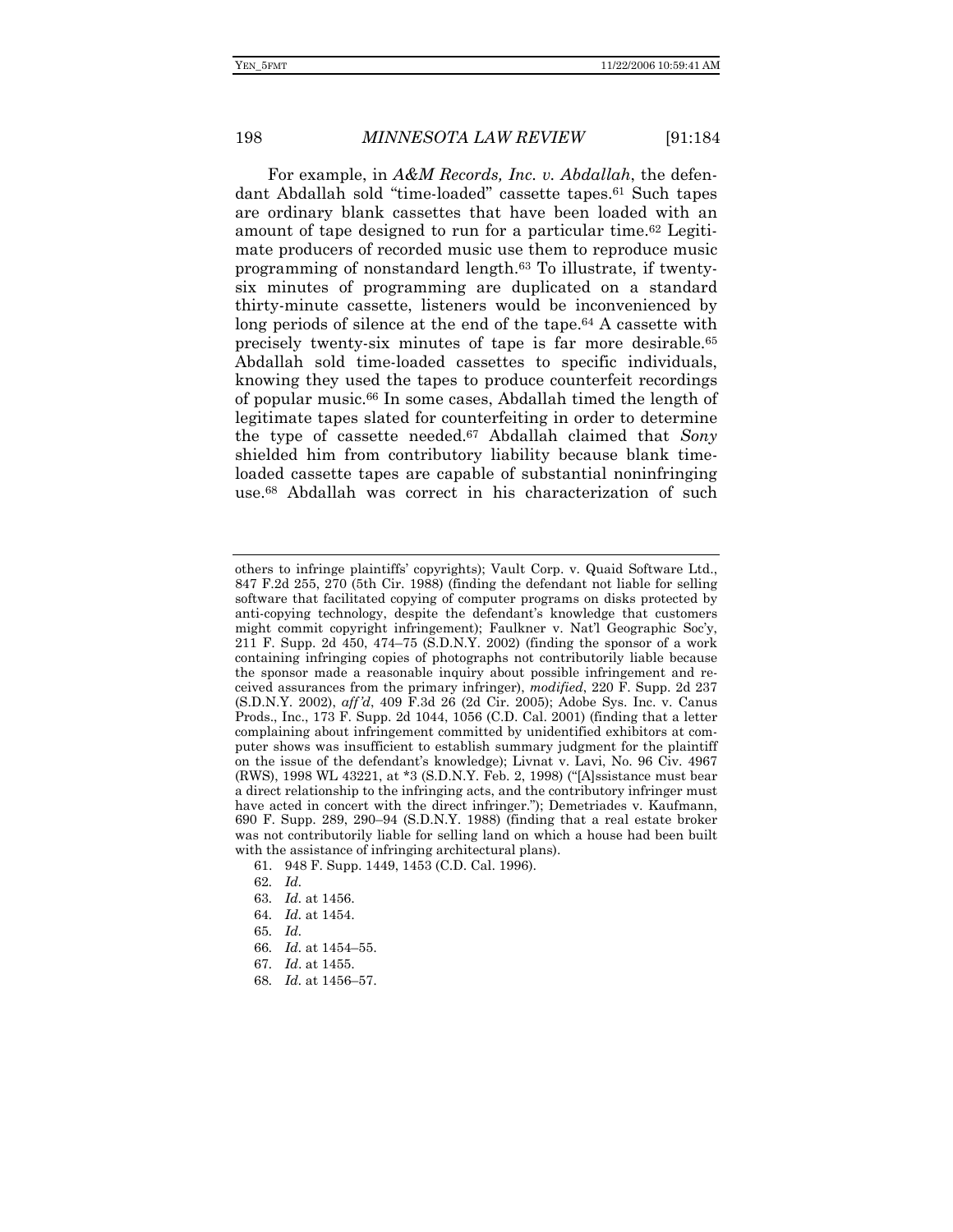For example, in *A&M Records, Inc. v. Abdallah*, the defendant Abdallah sold "time-loaded" cassette tapes.[61] Such tapes are ordinary blank cassettes that have been loaded with an amount of tape designed to run for a particular time.[62] Legitimate producers of recorded music use them to reproduce music programming of nonstandard length.[63] To illustrate, if twenty-six minutes of programming are duplicated on a standard thirty-minute cassette, listeners would be inconvenienced by long periods of silence at the end of the tape.[64] A cassette with precisely twenty-six minutes of tape is far more desirable.[65] Abdallah sold time-loaded cassettes to specific individuals, knowing they used the tapes to produce counterfeit recordings of popular music.[66] In some cases, Abdallah timed the length of legitimate tapes slated for counterfeiting in order to determine the type of cassette needed.[67] Abdallah claimed that *Sony* shielded him from contributory liability because blank time-loaded cassette tapes are capable of substantial noninfringing use.[68] Abdallah was correct in his characterization of such

---

others to infringe plaintiffs' copyrights); Vault Corp. v. Quaid Software Ltd., 847 F.2d 255, 270 (5th Cir. 1988) (finding the defendant not liable for selling software that facilitated copying of computer programs on disks protected by anti-copying technology, despite the defendant's knowledge that customers might commit copyright infringement); Faulkner v. Nat'l Geographic Soc'y, 211 F. Supp. 2d 450, 474–75 (S.D.N.Y. 2002) (finding the sponsor of a work containing infringing copies of photographs not contributorily liable because the sponsor made a reasonable inquiry about possible infringement and received assurances from the primary infringer), *modified*, 220 F. Supp. 2d 237 (S.D.N.Y. 2002), *aff'd*, 409 F.3d 26 (2d Cir. 2005); Adobe Sys. Inc. v. Canus Prods., Inc., 173 F. Supp. 2d 1044, 1056 (C.D. Cal. 2001) (finding that a letter complaining about infringement committed by unidentified exhibitors at computer shows was insufficient to establish summary judgment for the plaintiff on the issue of the defendant's knowledge); Livnat v. Lavi, No. 96 Civ. 4967 (RWS), 1998 WL 43221, at *3 (S.D.N.Y. Feb. 2, 1998) ("[A]ssistance must bear a direct relationship to the infringing acts, and the contributory infringer must have acted in concert with the direct infringer."); Demetriades v. Kaufmann, 690 F. Supp. 289, 290–94 (S.D.N.Y. 1988) (finding that a real estate broker was not contributorily liable for selling land on which a house had been built with the assistance of infringing architectural plans).

61. 948 F. Supp. 1449, 1453 (C.D. Cal. 1996).

62. *Id.*

63. *Id.* at 1456.

64. *Id.* at 1454.

65. *Id.*

66. *Id.* at 1454–55.

67. *Id*. at 1455.

68. *Id.* at 1456–57.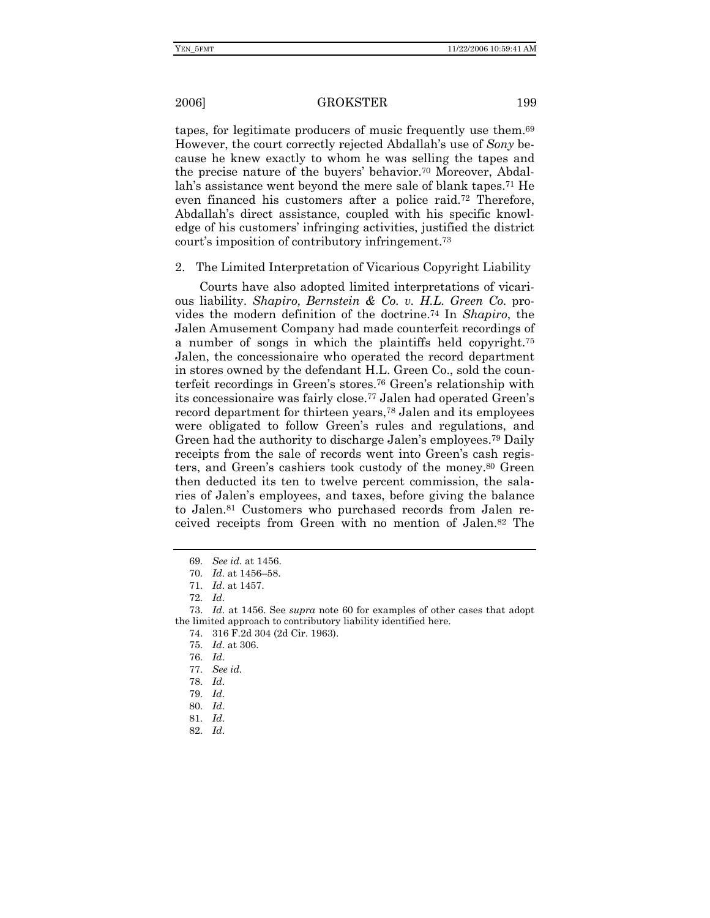tapes, for legitimate producers of music frequently use them.[69] However, the court correctly rejected Abdallah's use of *Sony* because he knew exactly to whom he was selling the tapes and the precise nature of the buyers' behavior.[70] Moreover, Abdallah's assistance went beyond the mere sale of blank tapes.[71] He even financed his customers after a police raid.[72] Therefore, Abdallah's direct assistance, coupled with his specific knowledge of his customers' infringing activities, justified the district court's imposition of contributory infringement.[73]

2. The Limited Interpretation of Vicarious Copyright Liability

Courts have also adopted limited interpretations of vicarious liability. *Shapiro, Bernstein & Co. v. H.L. Green Co.* provides the modern definition of the doctrine.[74] In *Shapiro*, the Jalen Amusement Company had made counterfeit recordings of a number of songs in which the plaintiffs held copyright.[75] Jalen, the concessionaire who operated the record department in stores owned by the defendant H.L. Green Co., sold the counterfeit recordings in Green's stores.[76] Green's relationship with its concessionaire was fairly close.[77] Jalen had operated Green's record department for thirteen years,[78] Jalen and its employees were obligated to follow Green's rules and regulations, and Green had the authority to discharge Jalen's employees.[79] Daily receipts from the sale of records went into Green's cash registers, and Green's cashiers took custody of the money.[80] Green then deducted its ten to twelve percent commission, the salaries of Jalen's employees, and taxes, before giving the balance to Jalen.[81] Customers who purchased records from Jalen received receipts from Green with no mention of Jalen.[82] The

69. *See id.* at 1456.

70. *Id.* at 1456–58.

71. *Id.* at 1457.

72. *Id.*

73. *Id.* at 1456. See *supra* note 60 for examples of other cases that adopt the limited approach to contributory liability identified here.

74. 316 F.2d 304 (2d Cir. 1963).

75. *Id.* at 306.

76. *Id.*

77. *See id.*

78. *Id.*

79. *Id.*

80. *Id.*

81. *Id.*

82. *Id.*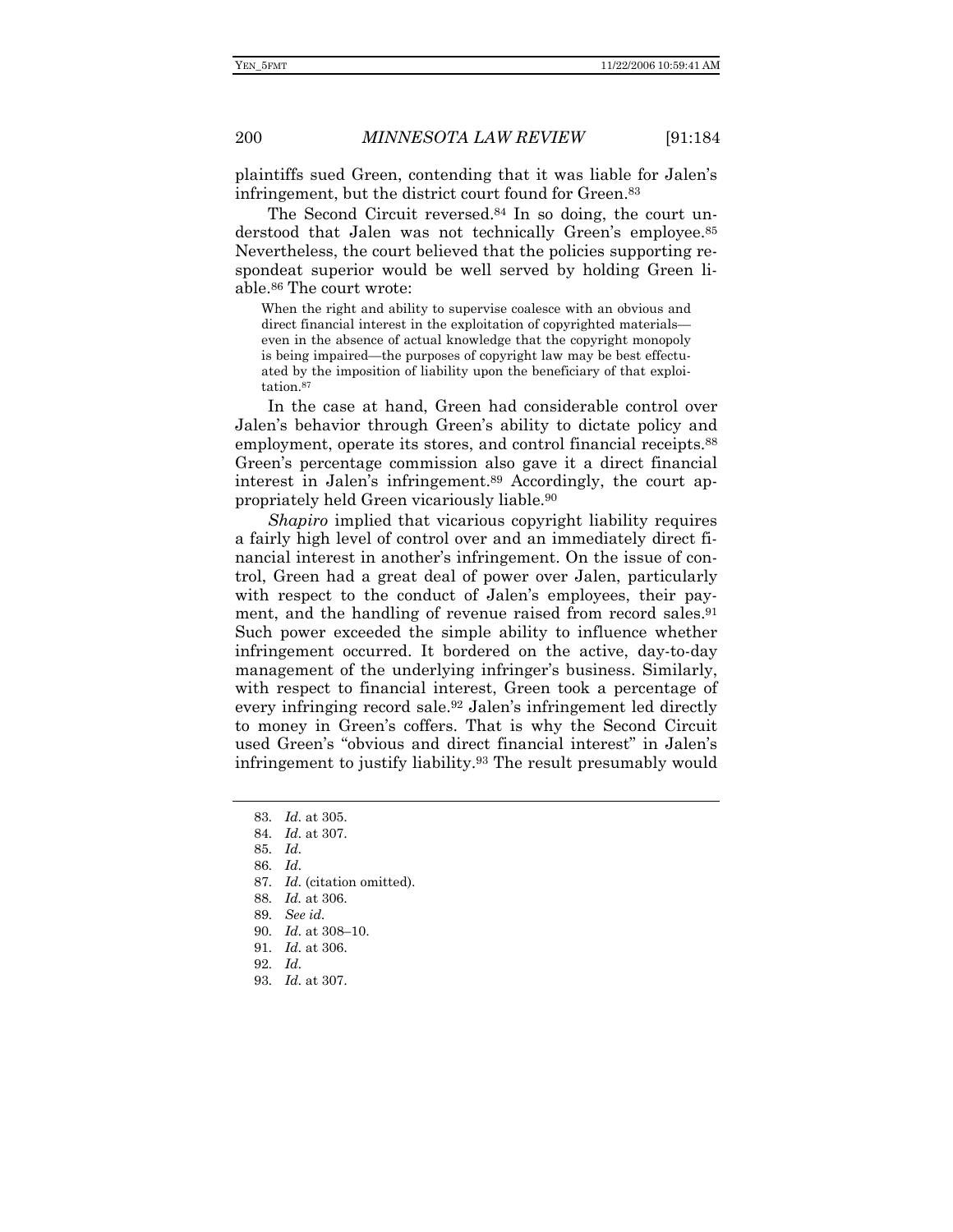plaintiffs sued Green, contending that it was liable for Jalen's infringement, but the district court found for Green.[83]

The Second Circuit reversed.[84] In so doing, the court understood that Jalen was not technically Green's employee.[85] Nevertheless, the court believed that the policies supporting respondeat superior would be well served by holding Green liable.[86] The court wrote:

> When the right and ability to supervise coalesce with an obvious and direct financial interest in the exploitation of copyrighted materials—even in the absence of actual knowledge that the copyright monopoly is being impaired—the purposes of copyright law may be best effectuated by the imposition of liability upon the beneficiary of that exploitation.[87]

In the case at hand, Green had considerable control over Jalen's behavior through Green's ability to dictate policy and employment, operate its stores, and control financial receipts.[88] Green's percentage commission also gave it a direct financial interest in Jalen's infringement.[89] Accordingly, the court appropriately held Green vicariously liable.[90]

*Shapiro* implied that vicarious copyright liability requires a fairly high level of control over and an immediately direct financial interest in another's infringement. On the issue of control, Green had a great deal of power over Jalen, particularly with respect to the conduct of Jalen's employees, their payment, and the handling of revenue raised from record sales.[91] Such power exceeded the simple ability to influence whether infringement occurred. It bordered on the active, day-to-day management of the underlying infringer's business. Similarly, with respect to financial interest, Green took a percentage of every infringing record sale.[92] Jalen's infringement led directly to money in Green's coffers. That is why the Second Circuit used Green's "obvious and direct financial interest" in Jalen's infringement to justify liability.[93] The result presumably would

---

83. *Id.* at 305.

84. *Id.* at 307.

85. *Id.*

86. *Id.*

87. *Id.* (citation omitted).

88. *Id.* at 306.

89. *See id.*

90. *Id.* at 308–10.

91. *Id.* at 306.

92. *Id.*

93. *Id.* at 307.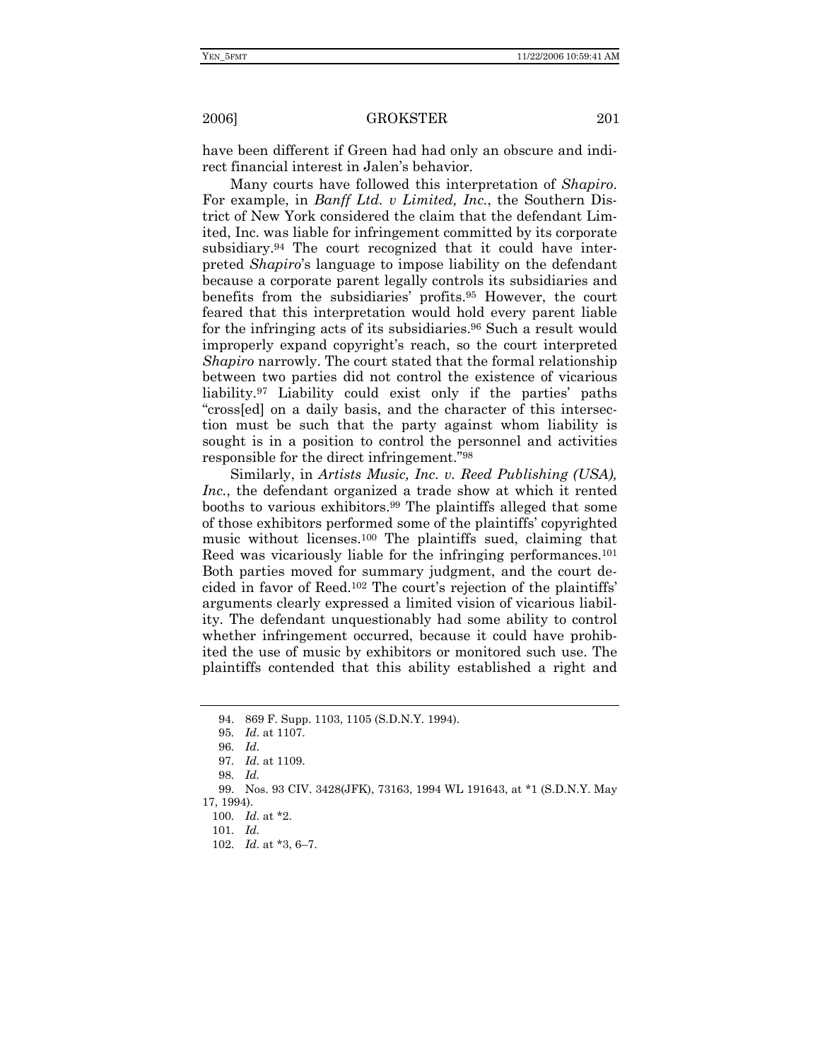have been different if Green had had only an obscure and indirect financial interest in Jalen's behavior.

Many courts have followed this interpretation of *Shapiro*. For example, in *Banff Ltd. v Limited, Inc.*, the Southern District of New York considered the claim that the defendant Limited, Inc. was liable for infringement committed by its corporate subsidiary.[94] The court recognized that it could have interpreted *Shapiro*'s language to impose liability on the defendant because a corporate parent legally controls its subsidiaries and benefits from the subsidiaries' profits.[95] However, the court feared that this interpretation would hold every parent liable for the infringing acts of its subsidiaries.[96] Such a result would improperly expand copyright's reach, so the court interpreted *Shapiro* narrowly. The court stated that the formal relationship between two parties did not control the existence of vicarious liability.[97] Liability could exist only if the parties' paths "cross[ed] on a daily basis, and the character of this intersection must be such that the party against whom liability is sought is in a position to control the personnel and activities responsible for the direct infringement."[98]

Similarly, in *Artists Music, Inc. v. Reed Publishing (USA), Inc.*, the defendant organized a trade show at which it rented booths to various exhibitors.[99] The plaintiffs alleged that some of those exhibitors performed some of the plaintiffs' copyrighted music without licenses.[100] The plaintiffs sued, claiming that Reed was vicariously liable for the infringing performances.[101] Both parties moved for summary judgment, and the court decided in favor of Reed.[102] The court's rejection of the plaintiffs' arguments clearly expressed a limited vision of vicarious liability. The defendant unquestionably had some ability to control whether infringement occurred, because it could have prohibited the use of music by exhibitors or monitored such use. The plaintiffs contended that this ability established a right and

---

94. 869 F. Supp. 1103, 1105 (S.D.N.Y. 1994).

95. *Id.* at 1107.

96. *Id.*

97. *Id.* at 1109.

98. *Id.*

99. Nos. 93 CIV. 3428(JFK), 73163, 1994 WL 191643, at *1 (S.D.N.Y. May 17, 1994).

100. *Id.* at *2.

101. *Id.*

102. *Id.* at *3, 6–7.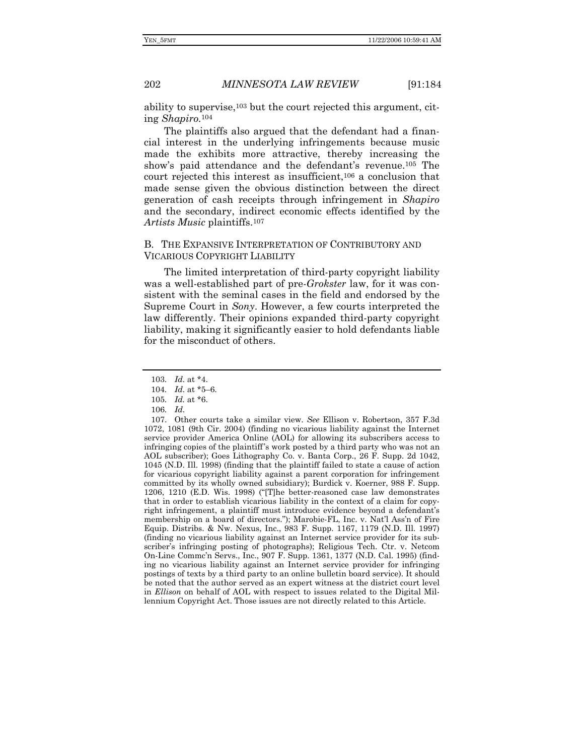ability to supervise,[103] but the court rejected this argument, citing *Shapiro*.[104]

The plaintiffs also argued that the defendant had a financial interest in the underlying infringements because music made the exhibits more attractive, thereby increasing the show's paid attendance and the defendant's revenue.[105] The court rejected this interest as insufficient,[106] a conclusion that made sense given the obvious distinction between the direct generation of cash receipts through infringement in *Shapiro* and the secondary, indirect economic effects identified by the *Artists Music* plaintiffs.[107]

### B. THE EXPANSIVE INTERPRETATION OF CONTRIBUTORY AND VICARIOUS COPYRIGHT LIABILITY

The limited interpretation of third-party copyright liability was a well-established part of pre-*Grokster* law, for it was consistent with the seminal cases in the field and endorsed by the Supreme Court in *Sony*. However, a few courts interpreted the law differently. Their opinions expanded third-party copyright liability, making it significantly easier to hold defendants liable for the misconduct of others.

---

103. *Id.* at *4.

104. *Id.* at *5–6.

105. *Id.* at *6.

106. *Id.*

107. Other courts take a similar view. *See* Ellison v. Robertson, 357 F.3d 1072, 1081 (9th Cir. 2004) (finding no vicarious liability against the Internet service provider America Online (AOL) for allowing its subscribers access to infringing copies of the plaintiff's work posted by a third party who was not an AOL subscriber); Goes Lithography Co. v. Banta Corp., 26 F. Supp. 2d 1042, 1045 (N.D. Ill. 1998) (finding that the plaintiff failed to state a cause of action for vicarious copyright liability against a parent corporation for infringement committed by its wholly owned subsidiary); Burdick v. Koerner, 988 F. Supp. 1206, 1210 (E.D. Wis. 1998) ("[T]he better-reasoned case law demonstrates that in order to establish vicarious liability in the context of a claim for copyright infringement, a plaintiff must introduce evidence beyond a defendant's membership on a board of directors."); Marobie-FL, Inc. v. Nat'l Ass'n of Fire Equip. Distribs. & Nw. Nexus, Inc., 983 F. Supp. 1167, 1179 (N.D. Ill. 1997) (finding no vicarious liability against an Internet service provider for its subscriber's infringing posting of photographs); Religious Tech. Ctr. v. Netcom On-Line Commc'n Servs., Inc., 907 F. Supp. 1361, 1377 (N.D. Cal. 1995) (finding no vicarious liability against an Internet service provider for infringing postings of texts by a third party to an online bulletin board service). It should be noted that the author served as an expert witness at the district court level in *Ellison* on behalf of AOL with respect to issues related to the Digital Millennium Copyright Act. Those issues are not directly related to this Article.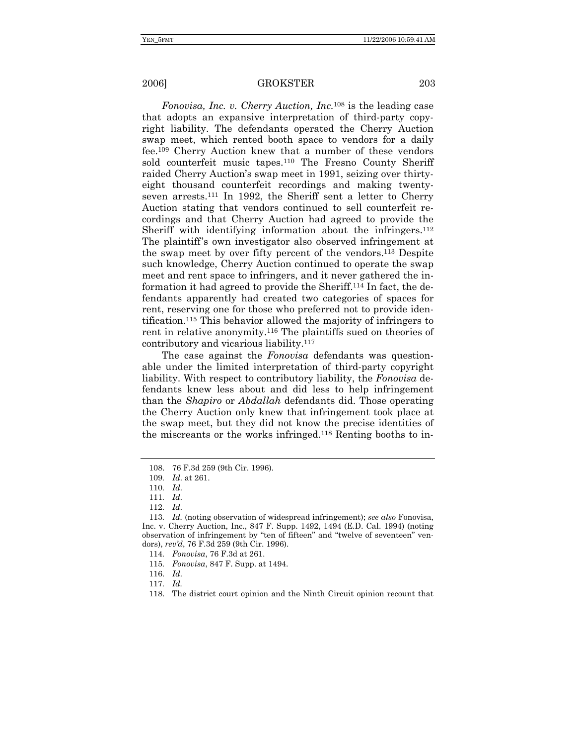*Fonovisa, Inc. v. Cherry Auction, Inc.*[108] is the leading case that adopts an expansive interpretation of third-party copyright liability. The defendants operated the Cherry Auction swap meet, which rented booth space to vendors for a daily fee.[109] Cherry Auction knew that a number of these vendors sold counterfeit music tapes.[110] The Fresno County Sheriff raided Cherry Auction's swap meet in 1991, seizing over thirty-eight thousand counterfeit recordings and making twenty-seven arrests.[111] In 1992, the Sheriff sent a letter to Cherry Auction stating that vendors continued to sell counterfeit recordings and that Cherry Auction had agreed to provide the Sheriff with identifying information about the infringers.[112] The plaintiff's own investigator also observed infringement at the swap meet by over fifty percent of the vendors.[113] Despite such knowledge, Cherry Auction continued to operate the swap meet and rent space to infringers, and it never gathered the information it had agreed to provide the Sheriff.[114] In fact, the defendants apparently had created two categories of spaces for rent, reserving one for those who preferred not to provide identification.[115] This behavior allowed the majority of infringers to rent in relative anonymity.[116] The plaintiffs sued on theories of contributory and vicarious liability.[117]

The case against the *Fonovisa* defendants was questionable under the limited interpretation of third-party copyright liability. With respect to contributory liability, the *Fonovisa* defendants knew less about and did less to help infringement than the *Shapiro* or *Abdallah* defendants did. Those operating the Cherry Auction only knew that infringement took place at the swap meet, but they did not know the precise identities of the miscreants or the works infringed.[118] Renting booths to in-

---

108. 76 F.3d 259 (9th Cir. 1996).

109. *Id.* at 261.

110. *Id.*

111. *Id.*

112. *Id.*

113. *Id.* (noting observation of widespread infringement); *see also* Fonovisa, Inc. v. Cherry Auction, Inc., 847 F. Supp. 1492, 1494 (E.D. Cal. 1994) (noting observation of infringement by "ten of fifteen" and "twelve of seventeen" vendors), *rev'd*, 76 F.3d 259 (9th Cir. 1996).

114. *Fonovisa*, 76 F.3d at 261.

115. *Fonovisa*, 847 F. Supp. at 1494.

116. *Id.*

117. *Id.*

118. The district court opinion and the Ninth Circuit opinion recount that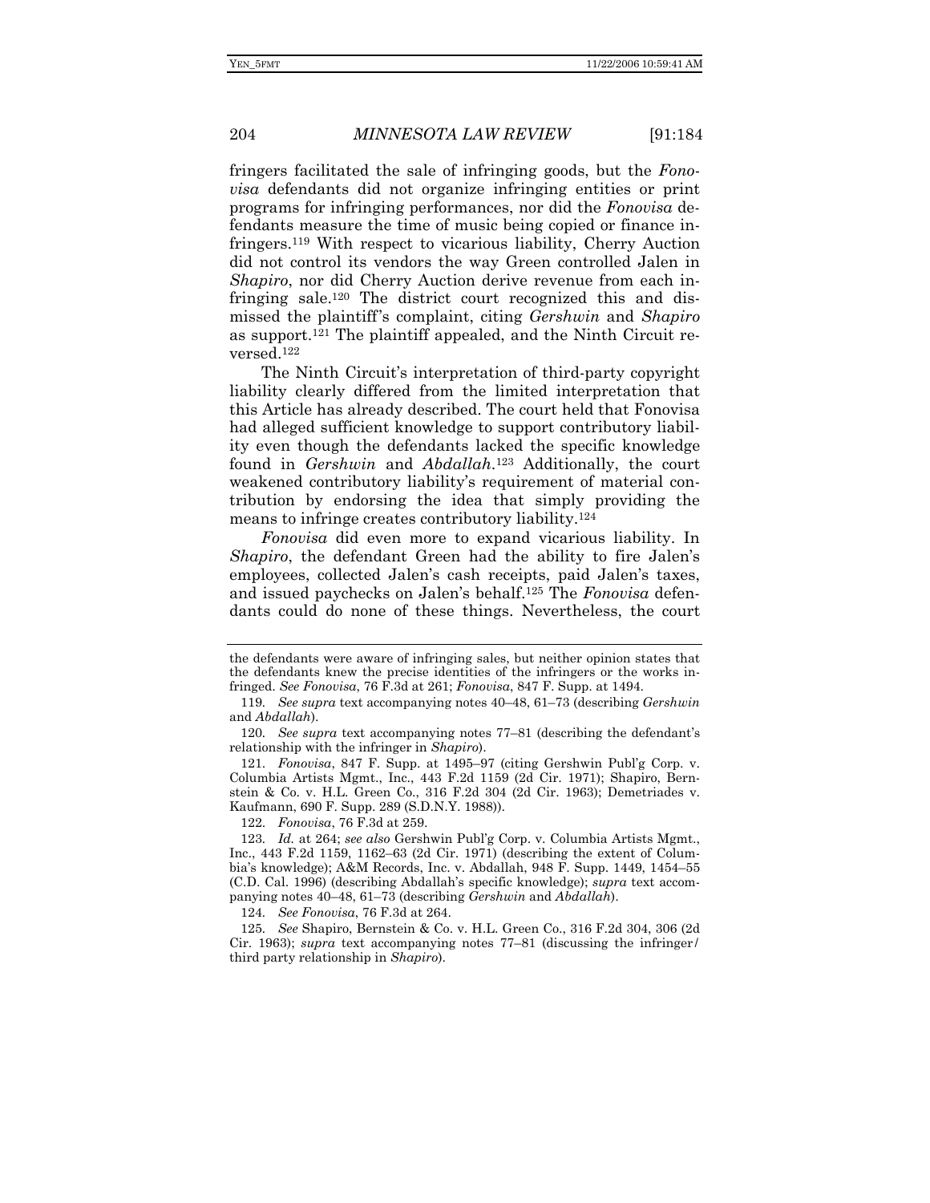fringers facilitated the sale of infringing goods, but the *Fonovisa* defendants did not organize infringing entities or print programs for infringing performances, nor did the *Fonovisa* defendants measure the time of music being copied or finance infringers.[119] With respect to vicarious liability, Cherry Auction did not control its vendors the way Green controlled Jalen in *Shapiro*, nor did Cherry Auction derive revenue from each infringing sale.[120] The district court recognized this and dismissed the plaintiff's complaint, citing *Gershwin* and *Shapiro* as support.[121] The plaintiff appealed, and the Ninth Circuit reversed.[122]

The Ninth Circuit's interpretation of third-party copyright liability clearly differed from the limited interpretation that this Article has already described. The court held that Fonovisa had alleged sufficient knowledge to support contributory liability even though the defendants lacked the specific knowledge found in *Gershwin* and *Abdallah*.[123] Additionally, the court weakened contributory liability's requirement of material contribution by endorsing the idea that simply providing the means to infringe creates contributory liability.[124]

*Fonovisa* did even more to expand vicarious liability. In *Shapiro*, the defendant Green had the ability to fire Jalen's employees, collected Jalen's cash receipts, paid Jalen's taxes, and issued paychecks on Jalen's behalf.[125] The *Fonovisa* defendants could do none of these things. Nevertheless, the court

---

the defendants were aware of infringing sales, but neither opinion states that the defendants knew the precise identities of the infringers or the works infringed. *See Fonovisa*, 76 F.3d at 261; *Fonovisa*, 847 F. Supp. at 1494.

119. *See supra* text accompanying notes 40–48, 61–73 (describing *Gershwin* and *Abdallah*).

120. *See supra* text accompanying notes 77–81 (describing the defendant's relationship with the infringer in *Shapiro*).

121. *Fonovisa*, 847 F. Supp. at 1495–97 (citing Gershwin Publ'g Corp. v. Columbia Artists Mgmt., Inc., 443 F.2d 1159 (2d Cir. 1971); Shapiro, Bernstein & Co. v. H.L. Green Co., 316 F.2d 304 (2d Cir. 1963); Demetriades v. Kaufmann, 690 F. Supp. 289 (S.D.N.Y. 1988)).

122. *Fonovisa*, 76 F.3d at 259.

123. *Id.* at 264; *see also* Gershwin Publ'g Corp. v. Columbia Artists Mgmt., Inc., 443 F.2d 1159, 1162–63 (2d Cir. 1971) (describing the extent of Columbia's knowledge); A&M Records, Inc. v. Abdallah, 948 F. Supp. 1449, 1454–55 (C.D. Cal. 1996) (describing Abdallah's specific knowledge); *supra* text accompanying notes 40–48, 61–73 (describing *Gershwin* and *Abdallah*).

124. *See Fonovisa*, 76 F.3d at 264.

125. *See* Shapiro, Bernstein & Co. v. H.L. Green Co., 316 F.2d 304, 306 (2d Cir. 1963); *supra* text accompanying notes 77–81 (discussing the infringer/third party relationship in *Shapiro*).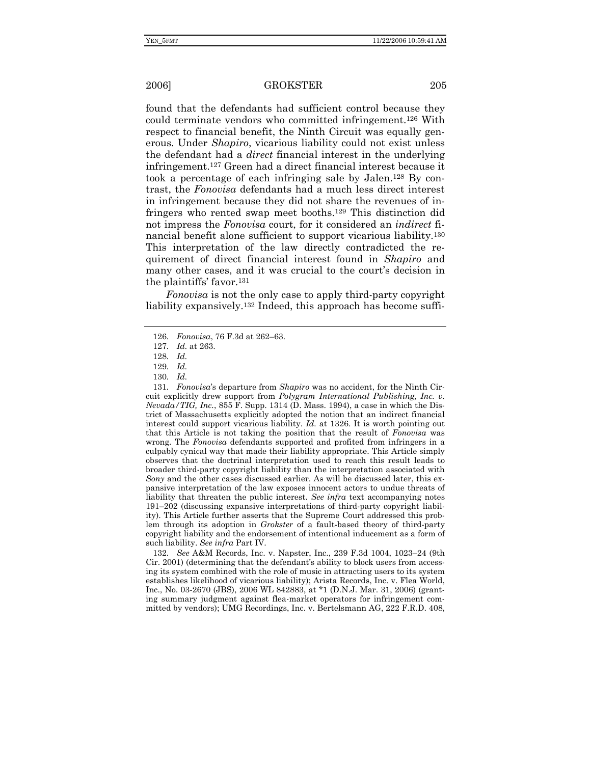found that the defendants had sufficient control because they could terminate vendors who committed infringement.[126] With respect to financial benefit, the Ninth Circuit was equally generous. Under *Shapiro*, vicarious liability could not exist unless the defendant had a *direct* financial interest in the underlying infringement.[127] Green had a direct financial interest because it took a percentage of each infringing sale by Jalen.[128] By contrast, the *Fonovisa* defendants had a much less direct interest in infringement because they did not share the revenues of infringers who rented swap meet booths.[129] This distinction did not impress the *Fonovisa* court, for it considered an *indirect* financial benefit alone sufficient to support vicarious liability.[130] This interpretation of the law directly contradicted the requirement of direct financial interest found in *Shapiro* and many other cases, and it was crucial to the court's decision in the plaintiffs' favor.[131]

*Fonovisa* is not the only case to apply third-party copyright liability expansively.[132] Indeed, this approach has become suffi-

---

126. *Fonovisa*, 76 F.3d at 262–63.

127. *Id.* at 263.

128. *Id.*

129. *Id.*

130. *Id.*

131. *Fonovisa*'s departure from *Shapiro* was no accident, for the Ninth Circuit explicitly drew support from *Polygram International Publishing, Inc. v. Nevada/TIG, Inc.*, 855 F. Supp. 1314 (D. Mass. 1994), a case in which the District of Massachusetts explicitly adopted the notion that an indirect financial interest could support vicarious liability. *Id.* at 1326. It is worth pointing out that this Article is not taking the position that the result of *Fonovisa* was wrong. The *Fonovisa* defendants supported and profited from infringers in a culpably cynical way that made their liability appropriate. This Article simply observes that the doctrinal interpretation used to reach this result leads to broader third-party copyright liability than the interpretation associated with *Sony* and the other cases discussed earlier. As will be discussed later, this expansive interpretation of the law exposes innocent actors to undue threats of liability that threaten the public interest. *See infra* text accompanying notes 191–202 (discussing expansive interpretations of third-party copyright liability). This Article further asserts that the Supreme Court addressed this problem through its adoption in *Grokster* of a fault-based theory of third-party copyright liability and the endorsement of intentional inducement as a form of such liability. *See infra* Part IV.

132. *See* A&M Records, Inc. v. Napster, Inc., 239 F.3d 1004, 1023–24 (9th Cir. 2001) (determining that the defendant's ability to block users from accessing its system combined with the role of music in attracting users to its system establishes likelihood of vicarious liability); Arista Records, Inc. v. Flea World, Inc., No. 03-2670 (JBS), 2006 WL 842883, at *1 (D.N.J. Mar. 31, 2006) (granting summary judgment against flea-market operators for infringement committed by vendors); UMG Recordings, Inc. v. Bertelsmann AG, 222 F.R.D. 408,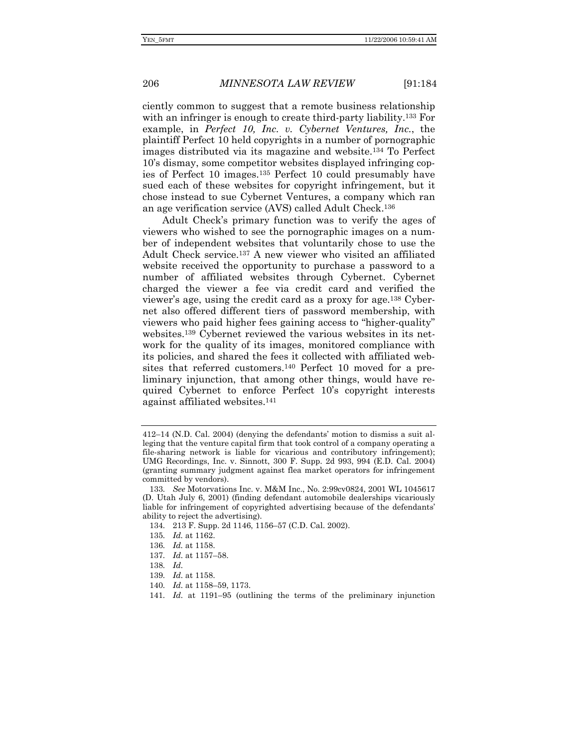ciently common to suggest that a remote business relationship with an infringer is enough to create third-party liability.[133] For example, in *Perfect 10, Inc. v. Cybernet Ventures, Inc.*, the plaintiff Perfect 10 held copyrights in a number of pornographic images distributed via its magazine and website.[134] To Perfect 10's dismay, some competitor websites displayed infringing copies of Perfect 10 images.[135] Perfect 10 could presumably have sued each of these websites for copyright infringement, but it chose instead to sue Cybernet Ventures, a company which ran an age verification service (AVS) called Adult Check.[136]

Adult Check's primary function was to verify the ages of viewers who wished to see the pornographic images on a number of independent websites that voluntarily chose to use the Adult Check service.[137] A new viewer who visited an affiliated website received the opportunity to purchase a password to a number of affiliated websites through Cybernet. Cybernet charged the viewer a fee via credit card and verified the viewer's age, using the credit card as a proxy for age.[138] Cybernet also offered different tiers of password membership, with viewers who paid higher fees gaining access to "higher-quality" websites.[139] Cybernet reviewed the various websites in its network for the quality of its images, monitored compliance with its policies, and shared the fees it collected with affiliated websites that referred customers.[140] Perfect 10 moved for a preliminary injunction, that among other things, would have required Cybernet to enforce Perfect 10's copyright interests against affiliated websites.[141]

---

412–14 (N.D. Cal. 2004) (denying the defendants' motion to dismiss a suit alleging that the venture capital firm that took control of a company operating a file-sharing network is liable for vicarious and contributory infringement); UMG Recordings, Inc. v. Sinnott, 300 F. Supp. 2d 993, 994 (E.D. Cal. 2004) (granting summary judgment against flea market operators for infringement committed by vendors).

133. *See* Motorvations Inc. v. M&M Inc., No. 2:99cv0824, 2001 WL 1045617 (D. Utah July 6, 2001) (finding defendant automobile dealerships vicariously liable for infringement of copyrighted advertising because of the defendants' ability to reject the advertising).

134. 213 F. Supp. 2d 1146, 1156–57 (C.D. Cal. 2002).

135. *Id.* at 1162.

136. *Id.* at 1158.

137. *Id.* at 1157–58.

138. *Id.*

139. *Id.* at 1158.

140. *Id.* at 1158–59, 1173.

141. *Id.* at 1191–95 (outlining the terms of the preliminary injunction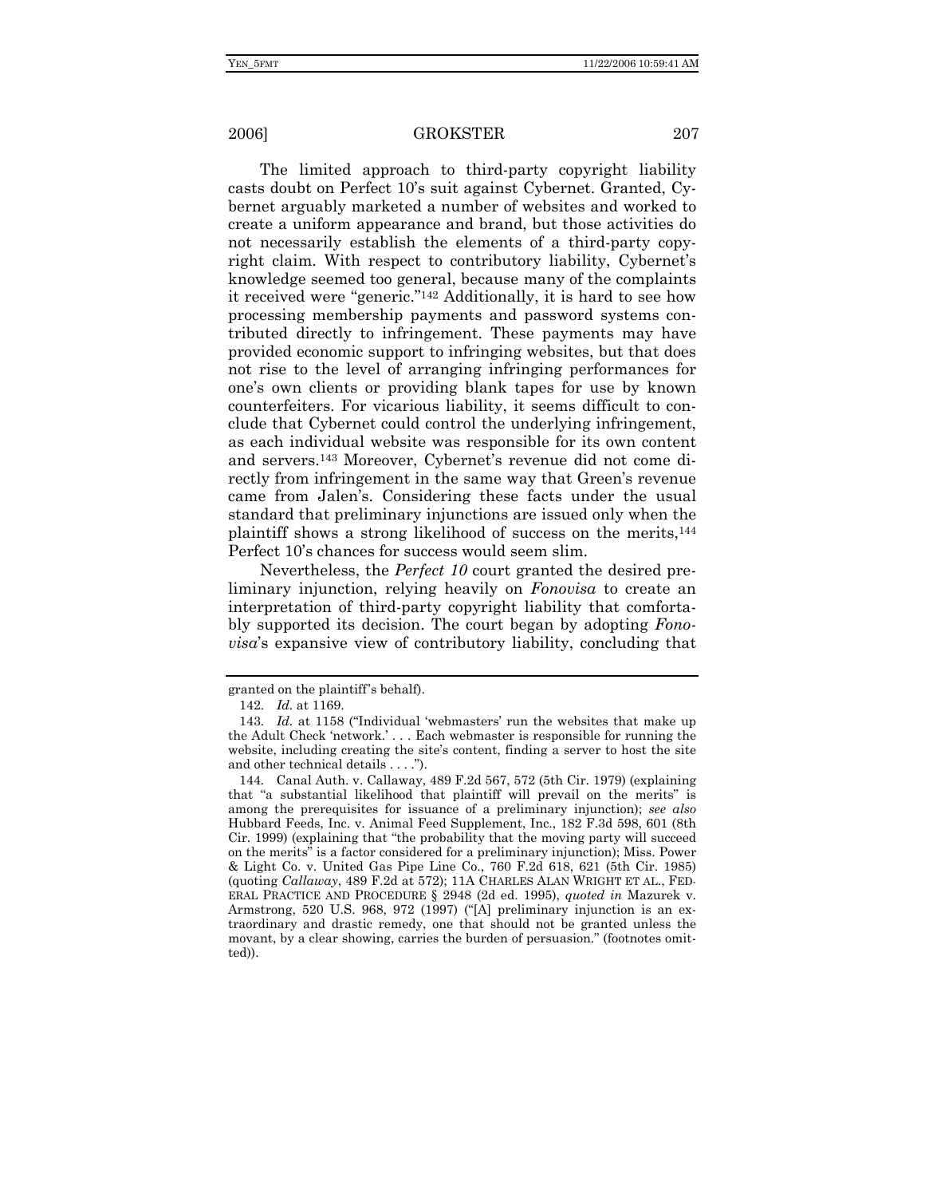The limited approach to third-party copyright liability casts doubt on Perfect 10's suit against Cybernet. Granted, Cybernet arguably marketed a number of websites and worked to create a uniform appearance and brand, but those activities do not necessarily establish the elements of a third-party copyright claim. With respect to contributory liability, Cybernet's knowledge seemed too general, because many of the complaints it received were "generic."[142] Additionally, it is hard to see how processing membership payments and password systems contributed directly to infringement. These payments may have provided economic support to infringing websites, but that does not rise to the level of arranging infringing performances for one's own clients or providing blank tapes for use by known counterfeiters. For vicarious liability, it seems difficult to conclude that Cybernet could control the underlying infringement, as each individual website was responsible for its own content and servers.[143] Moreover, Cybernet's revenue did not come directly from infringement in the same way that Green's revenue came from Jalen's. Considering these facts under the usual standard that preliminary injunctions are issued only when the plaintiff shows a strong likelihood of success on the merits,[144] Perfect 10's chances for success would seem slim.

Nevertheless, the *Perfect 10* court granted the desired preliminary injunction, relying heavily on *Fonovisa* to create an interpretation of third-party copyright liability that comfortably supported its decision. The court began by adopting *Fonovisa*'s expansive view of contributory liability, concluding that

---

granted on the plaintiff's behalf).

142. *Id.* at 1169.

143. *Id.* at 1158 ("Individual 'webmasters' run the websites that make up the Adult Check 'network.' . . . Each webmaster is responsible for running the website, including creating the site's content, finding a server to host the site and other technical details . . . .").

144. Canal Auth. v. Callaway, 489 F.2d 567, 572 (5th Cir. 1979) (explaining that "a substantial likelihood that plaintiff will prevail on the merits" is among the prerequisites for issuance of a preliminary injunction); *see also* Hubbard Feeds, Inc. v. Animal Feed Supplement, Inc., 182 F.3d 598, 601 (8th Cir. 1999) (explaining that "the probability that the moving party will succeed on the merits" is a factor considered for a preliminary injunction); Miss. Power & Light Co. v. United Gas Pipe Line Co., 760 F.2d 618, 621 (5th Cir. 1985) (quoting *Callaway*, 489 F.2d at 572); 11A CHARLES ALAN WRIGHT ET AL., FEDERAL PRACTICE AND PROCEDURE § 2948 (2d ed. 1995), *quoted in* Mazurek v. Armstrong, 520 U.S. 968, 972 (1997) ("[A] preliminary injunction is an extraordinary and drastic remedy, one that should not be granted unless the movant, by a clear showing, carries the burden of persuasion." (footnotes omitted)).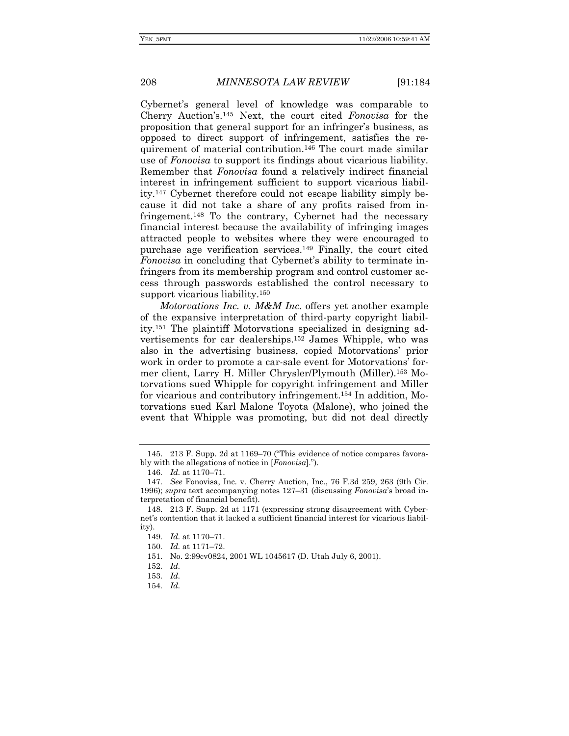Cybernet's general level of knowledge was comparable to Cherry Auction's.[145] Next, the court cited *Fonovisa* for the proposition that general support for an infringer's business, as opposed to direct support of infringement, satisfies the requirement of material contribution.[146] The court made similar use of *Fonovisa* to support its findings about vicarious liability. Remember that *Fonovisa* found a relatively indirect financial interest in infringement sufficient to support vicarious liability.[147] Cybernet therefore could not escape liability simply because it did not take a share of any profits raised from infringement.[148] To the contrary, Cybernet had the necessary financial interest because the availability of infringing images attracted people to websites where they were encouraged to purchase age verification services.[149] Finally, the court cited *Fonovisa* in concluding that Cybernet's ability to terminate infringers from its membership program and control customer access through passwords established the control necessary to support vicarious liability.[150]

*Motorvations Inc. v. M&M Inc.* offers yet another example of the expansive interpretation of third-party copyright liability.[151] The plaintiff Motorvations specialized in designing advertisements for car dealerships.[152] James Whipple, who was also in the advertising business, copied Motorvations' prior work in order to promote a car-sale event for Motorvations' former client, Larry H. Miller Chrysler/Plymouth (Miller).[153] Motorvations sued Whipple for copyright infringement and Miller for vicarious and contributory infringement.[154] In addition, Motorvations sued Karl Malone Toyota (Malone), who joined the event that Whipple was promoting, but did not deal directly

---

145. 213 F. Supp. 2d at 1169–70 ("This evidence of notice compares favorably with the allegations of notice in [*Fonovisa*].").

146. *Id.* at 1170–71.

147. *See* Fonovisa, Inc. v. Cherry Auction, Inc., 76 F.3d 259, 263 (9th Cir. 1996); *supra* text accompanying notes 127–31 (discussing *Fonovisa*'s broad interpretation of financial benefit).

148. 213 F. Supp. 2d at 1171 (expressing strong disagreement with Cybernet's contention that it lacked a sufficient financial interest for vicarious liability).

149. *Id.* at 1170–71.

150. *Id.* at 1171–72.

151. No. 2:99cv0824, 2001 WL 1045617 (D. Utah July 6, 2001).

152. *Id.*

153. *Id.*

154. *Id.*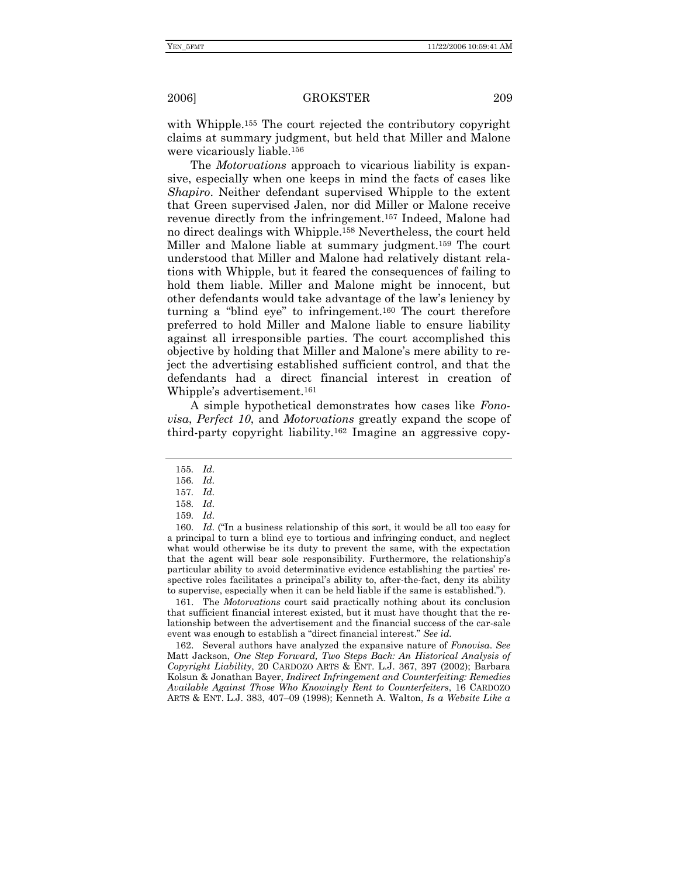with Whipple.[155] The court rejected the contributory copyright claims at summary judgment, but held that Miller and Malone were vicariously liable.[156]

The *Motorvations* approach to vicarious liability is expansive, especially when one keeps in mind the facts of cases like *Shapiro*. Neither defendant supervised Whipple to the extent that Green supervised Jalen, nor did Miller or Malone receive revenue directly from the infringement.[157] Indeed, Malone had no direct dealings with Whipple.[158] Nevertheless, the court held Miller and Malone liable at summary judgment.[159] The court understood that Miller and Malone had relatively distant relations with Whipple, but it feared the consequences of failing to hold them liable. Miller and Malone might be innocent, but other defendants would take advantage of the law's leniency by turning a "blind eye" to infringement.[160] The court therefore preferred to hold Miller and Malone liable to ensure liability against all irresponsible parties. The court accomplished this objective by holding that Miller and Malone's mere ability to reject the advertising established sufficient control, and that the defendants had a direct financial interest in creation of Whipple's advertisement.[161]

A simple hypothetical demonstrates how cases like *Fonovisa*, *Perfect 10*, and *Motorvations* greatly expand the scope of third-party copyright liability.[162] Imagine an aggressive copy-

---

155. *Id.*

156. *Id.*

157. *Id.*

158. *Id.*

159. *Id.*

160. *Id.* ("In a business relationship of this sort, it would be all too easy for a principal to turn a blind eye to tortious and infringing conduct, and neglect what would otherwise be its duty to prevent the same, with the expectation that the agent will bear sole responsibility. Furthermore, the relationship's particular ability to avoid determinative evidence establishing the parties' respective roles facilitates a principal's ability to, after-the-fact, deny its ability to supervise, especially when it can be held liable if the same is established.").

161. The *Motorvations* court said practically nothing about its conclusion that sufficient financial interest existed, but it must have thought that the relationship between the advertisement and the financial success of the car-sale event was enough to establish a "direct financial interest." *See id.*

162. Several authors have analyzed the expansive nature of *Fonovisa*. *See* Matt Jackson, *One Step Forward, Two Steps Back: An Historical Analysis of Copyright Liability*, 20 CARDOZO ARTS & ENT. L.J. 367, 397 (2002); Barbara Kolsun & Jonathan Bayer, *Indirect Infringement and Counterfeiting: Remedies Available Against Those Who Knowingly Rent to Counterfeiters*, 16 CARDOZO ARTS & ENT. L.J. 383, 407–09 (1998); Kenneth A. Walton, *Is a Website Like a*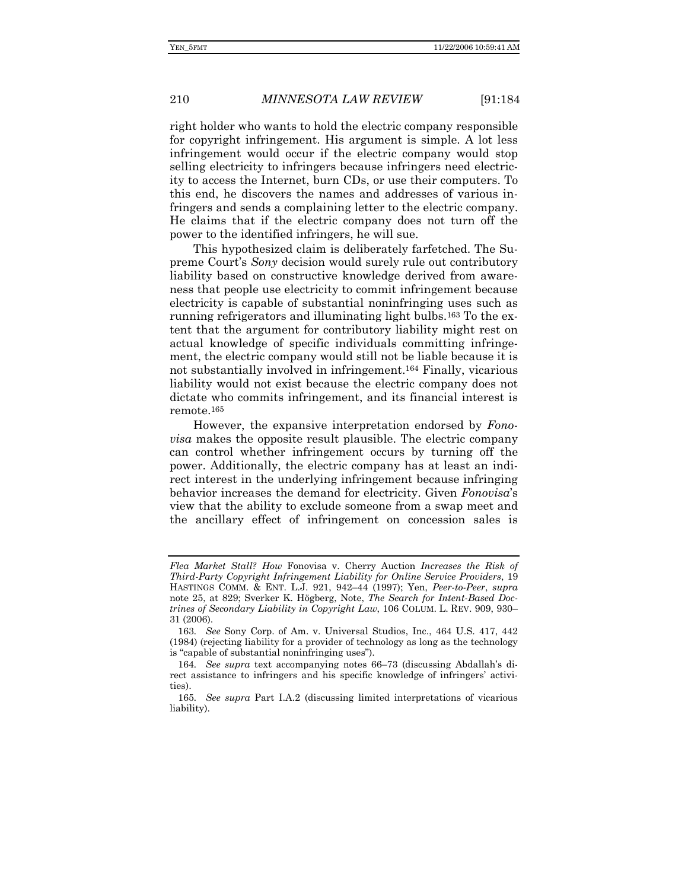right holder who wants to hold the electric company responsible for copyright infringement. His argument is simple. A lot less infringement would occur if the electric company would stop selling electricity to infringers because infringers need electricity to access the Internet, burn CDs, or use their computers. To this end, he discovers the names and addresses of various infringers and sends a complaining letter to the electric company. He claims that if the electric company does not turn off the power to the identified infringers, he will sue.

This hypothesized claim is deliberately farfetched. The Supreme Court's *Sony* decision would surely rule out contributory liability based on constructive knowledge derived from awareness that people use electricity to commit infringement because electricity is capable of substantial noninfringing uses such as running refrigerators and illuminating light bulbs.[163] To the extent that the argument for contributory liability might rest on actual knowledge of specific individuals committing infringement, the electric company would still not be liable because it is not substantially involved in infringement.[164] Finally, vicarious liability would not exist because the electric company does not dictate who commits infringement, and its financial interest is remote.[165]

However, the expansive interpretation endorsed by *Fonovisa* makes the opposite result plausible. The electric company can control whether infringement occurs by turning off the power. Additionally, the electric company has at least an indirect interest in the underlying infringement because infringing behavior increases the demand for electricity. Given *Fonovisa*'s view that the ability to exclude someone from a swap meet and the ancillary effect of infringement on concession sales is

---

*Flea Market Stall? How* Fonovisa v. Cherry Auction *Increases the Risk of Third-Party Copyright Infringement Liability for Online Service Providers*, 19 HASTINGS COMM. & ENT. L.J. 921, 942–44 (1997); Yen, *Peer-to-Peer*, *supra* note 25, at 829; Sverker K. Högberg, Note, *The Search for Intent-Based Doctrines of Secondary Liability in Copyright Law*, 106 COLUM. L. REV. 909, 930–31 (2006).

163. *See* Sony Corp. of Am. v. Universal Studios, Inc., 464 U.S. 417, 442 (1984) (rejecting liability for a provider of technology as long as the technology is "capable of substantial noninfringing uses").

164. *See supra* text accompanying notes 66–73 (discussing Abdallah's direct assistance to infringers and his specific knowledge of infringers' activities).

165. *See supra* Part I.A.2 (discussing limited interpretations of vicarious liability).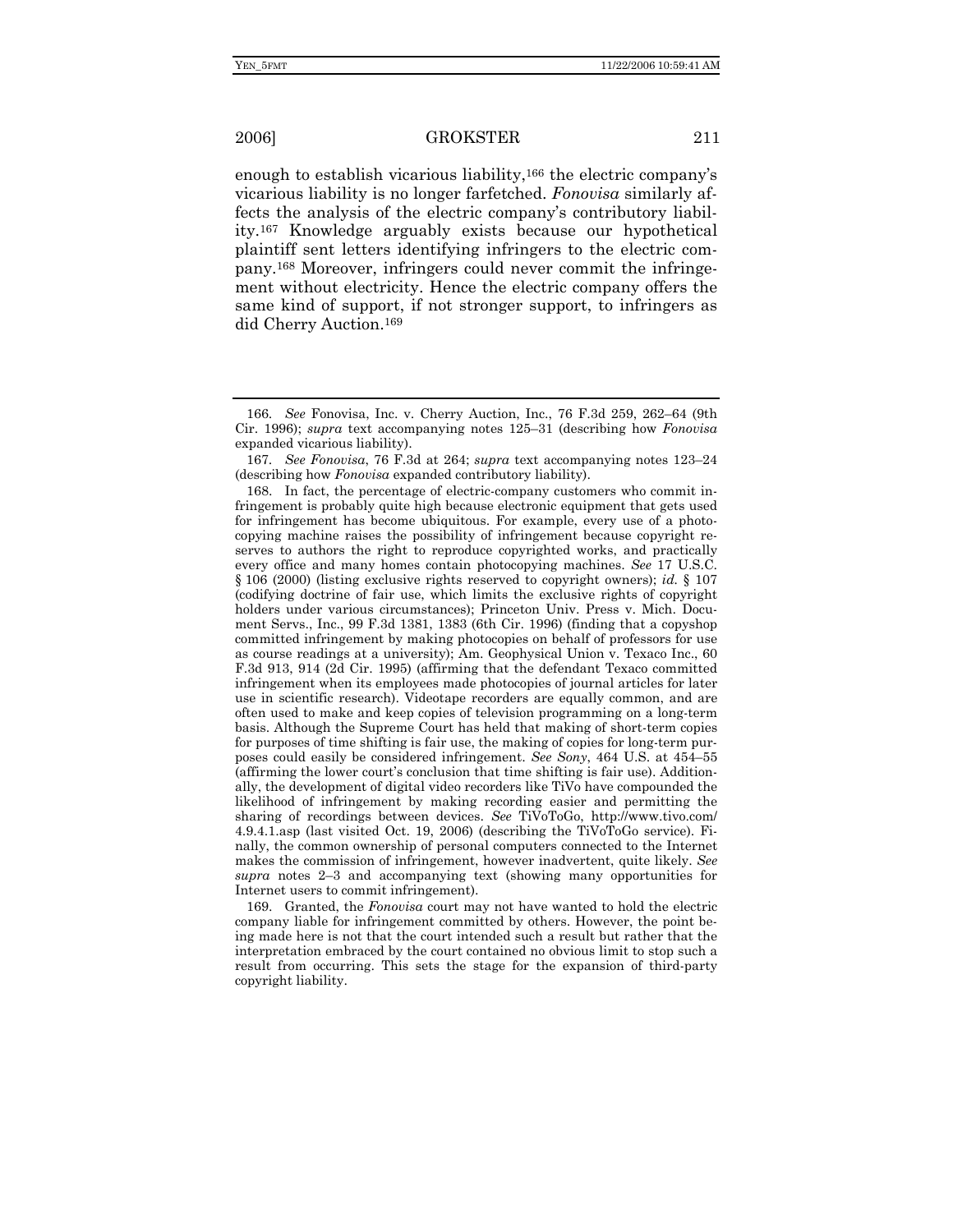enough to establish vicarious liability,[166] the electric company's vicarious liability is no longer farfetched. *Fonovisa* similarly affects the analysis of the electric company's contributory liability.[167] Knowledge arguably exists because our hypothetical plaintiff sent letters identifying infringers to the electric company.[168] Moreover, infringers could never commit the infringement without electricity. Hence the electric company offers the same kind of support, if not stronger support, to infringers as did Cherry Auction.[169]

---

166. *See* Fonovisa, Inc. v. Cherry Auction, Inc., 76 F.3d 259, 262–64 (9th Cir. 1996); *supra* text accompanying notes 125–31 (describing how *Fonovisa* expanded vicarious liability).

167. *See Fonovisa*, 76 F.3d at 264; *supra* text accompanying notes 123–24 (describing how *Fonovisa* expanded contributory liability).

168. In fact, the percentage of electric-company customers who commit infringement is probably quite high because electronic equipment that gets used for infringement has become ubiquitous. For example, every use of a photocopying machine raises the possibility of infringement because copyright reserves to authors the right to reproduce copyrighted works, and practically every office and many homes contain photocopying machines. *See* 17 U.S.C. § 106 (2000) (listing exclusive rights reserved to copyright owners); *id.* § 107 (codifying doctrine of fair use, which limits the exclusive rights of copyright holders under various circumstances); Princeton Univ. Press v. Mich. Document Servs., Inc., 99 F.3d 1381, 1383 (6th Cir. 1996) (finding that a copyshop committed infringement by making photocopies on behalf of professors for use as course readings at a university); Am. Geophysical Union v. Texaco Inc., 60 F.3d 913, 914 (2d Cir. 1995) (affirming that the defendant Texaco committed infringement when its employees made photocopies of journal articles for later use in scientific research). Videotape recorders are equally common, and are often used to make and keep copies of television programming on a long-term basis. Although the Supreme Court has held that making of short-term copies for purposes of time shifting is fair use, the making of copies for long-term purposes could easily be considered infringement. *See Sony*, 464 U.S. at 454–55 (affirming the lower court's conclusion that time shifting is fair use). Additionally, the development of digital video recorders like TiVo have compounded the likelihood of infringement by making recording easier and permitting the sharing of recordings between devices. *See* TiVoToGo, http://www.tivo.com/4.9.4.1.asp (last visited Oct. 19, 2006) (describing the TiVoToGo service). Finally, the common ownership of personal computers connected to the Internet makes the commission of infringement, however inadvertent, quite likely. *See supra* notes 2–3 and accompanying text (showing many opportunities for Internet users to commit infringement).

169. Granted, the *Fonovisa* court may not have wanted to hold the electric company liable for infringement committed by others. However, the point being made here is not that the court intended such a result but rather that the interpretation embraced by the court contained no obvious limit to stop such a result from occurring. This sets the stage for the expansion of third-party copyright liability.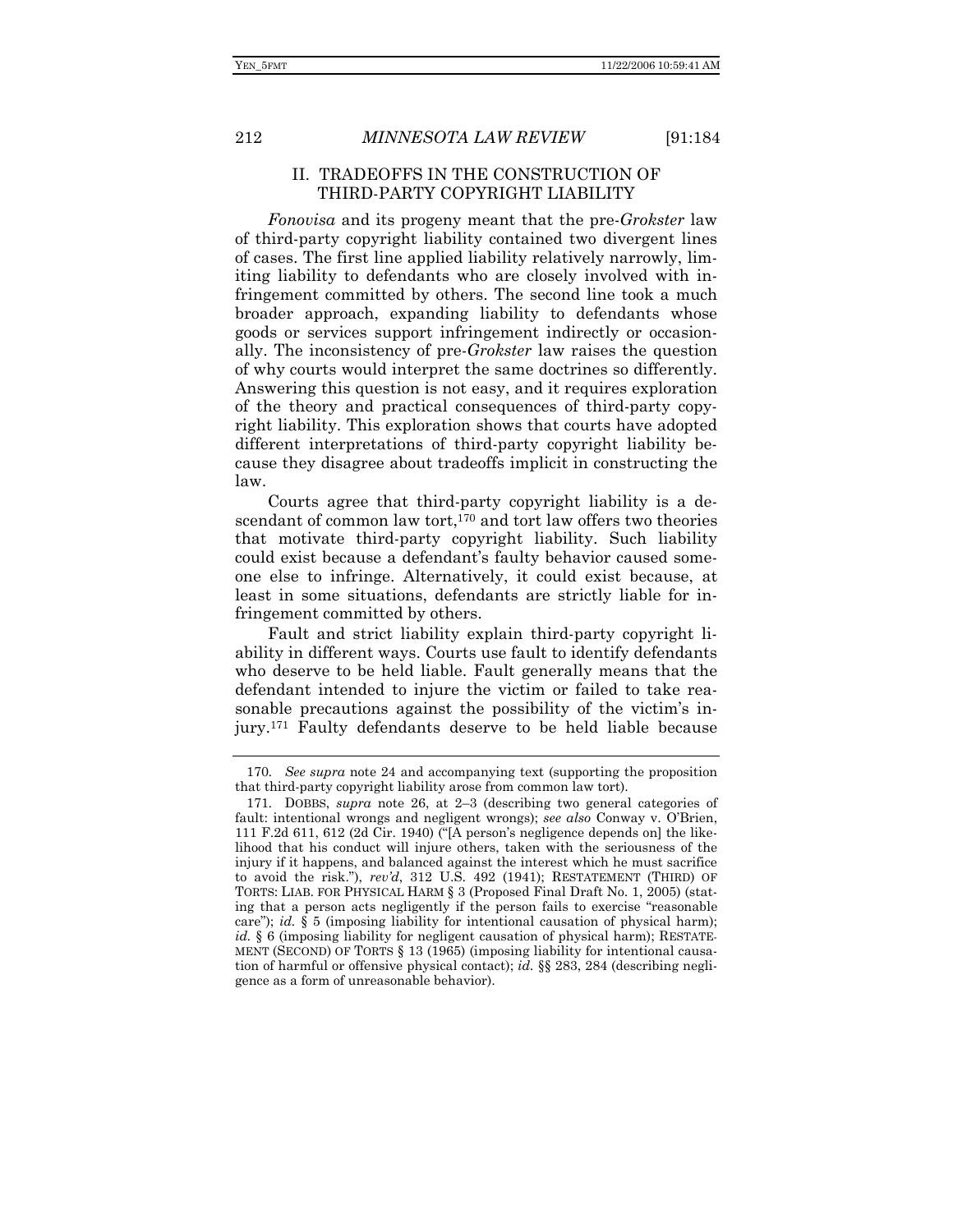## II. TRADEOFFS IN THE CONSTRUCTION OF THIRD-PARTY COPYRIGHT LIABILITY

*Fonovisa* and its progeny meant that the pre-*Grokster* law of third-party copyright liability contained two divergent lines of cases. The first line applied liability relatively narrowly, limiting liability to defendants who are closely involved with infringement committed by others. The second line took a much broader approach, expanding liability to defendants whose goods or services support infringement indirectly or occasionally. The inconsistency of pre-*Grokster* law raises the question of why courts would interpret the same doctrines so differently. Answering this question is not easy, and it requires exploration of the theory and practical consequences of third-party copyright liability. This exploration shows that courts have adopted different interpretations of third-party copyright liability because they disagree about tradeoffs implicit in constructing the law.

Courts agree that third-party copyright liability is a descendant of common law tort,[170] and tort law offers two theories that motivate third-party copyright liability. Such liability could exist because a defendant's faulty behavior caused someone else to infringe. Alternatively, it could exist because, at least in some situations, defendants are strictly liable for infringement committed by others.

Fault and strict liability explain third-party copyright liability in different ways. Courts use fault to identify defendants who deserve to be held liable. Fault generally means that the defendant intended to injure the victim or failed to take reasonable precautions against the possibility of the victim's injury.[171] Faulty defendants deserve to be held liable because

---

170. *See supra* note 24 and accompanying text (supporting the proposition that third-party copyright liability arose from common law tort).

171. DOBBS, *supra* note 26, at 2–3 (describing two general categories of fault: intentional wrongs and negligent wrongs); *see also* Conway v. O'Brien, 111 F.2d 611, 612 (2d Cir. 1940) ("[A person's negligence depends on] the likelihood that his conduct will injure others, taken with the seriousness of the injury if it happens, and balanced against the interest which he must sacrifice to avoid the risk."), *rev'd*, 312 U.S. 492 (1941); RESTATEMENT (THIRD) OF TORTS: LIAB. FOR PHYSICAL HARM § 3 (Proposed Final Draft No. 1, 2005) (stating that a person acts negligently if the person fails to exercise "reasonable care"); *id.* § 5 (imposing liability for intentional causation of physical harm); *id.* § 6 (imposing liability for negligent causation of physical harm); RESTATEMENT (SECOND) OF TORTS § 13 (1965) (imposing liability for intentional causation of harmful or offensive physical contact); *id.* §§ 283, 284 (describing negligence as a form of unreasonable behavior).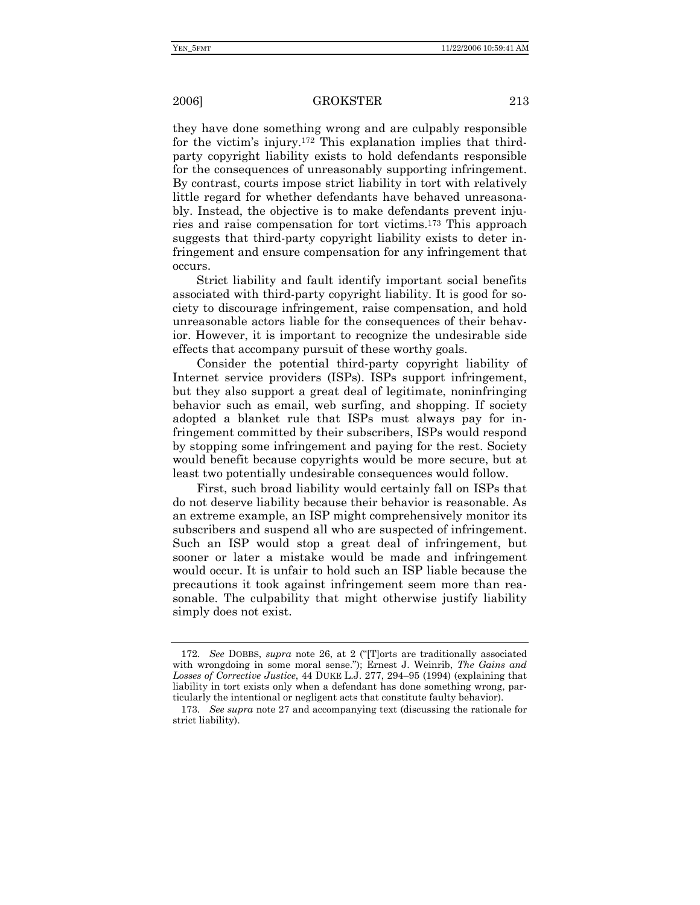they have done something wrong and are culpably responsible for the victim's injury.[172] This explanation implies that third-party copyright liability exists to hold defendants responsible for the consequences of unreasonably supporting infringement. By contrast, courts impose strict liability in tort with relatively little regard for whether defendants have behaved unreasonably. Instead, the objective is to make defendants prevent injuries and raise compensation for tort victims.[173] This approach suggests that third-party copyright liability exists to deter infringement and ensure compensation for any infringement that occurs.

Strict liability and fault identify important social benefits associated with third-party copyright liability. It is good for society to discourage infringement, raise compensation, and hold unreasonable actors liable for the consequences of their behavior. However, it is important to recognize the undesirable side effects that accompany pursuit of these worthy goals.

Consider the potential third-party copyright liability of Internet service providers (ISPs). ISPs support infringement, but they also support a great deal of legitimate, noninfringing behavior such as email, web surfing, and shopping. If society adopted a blanket rule that ISPs must always pay for infringement committed by their subscribers, ISPs would respond by stopping some infringement and paying for the rest. Society would benefit because copyrights would be more secure, but at least two potentially undesirable consequences would follow.

First, such broad liability would certainly fall on ISPs that do not deserve liability because their behavior is reasonable. As an extreme example, an ISP might comprehensively monitor its subscribers and suspend all who are suspected of infringement. Such an ISP would stop a great deal of infringement, but sooner or later a mistake would be made and infringement would occur. It is unfair to hold such an ISP liable because the precautions it took against infringement seem more than reasonable. The culpability that might otherwise justify liability simply does not exist.

---

172. *See* DOBBS, *supra* note 26, at 2 ("[T]orts are traditionally associated with wrongdoing in some moral sense."); Ernest J. Weinrib, *The Gains and Losses of Corrective Justice*, 44 DUKE L.J. 277, 294–95 (1994) (explaining that liability in tort exists only when a defendant has done something wrong, particularly the intentional or negligent acts that constitute faulty behavior).

173. *See supra* note 27 and accompanying text (discussing the rationale for strict liability).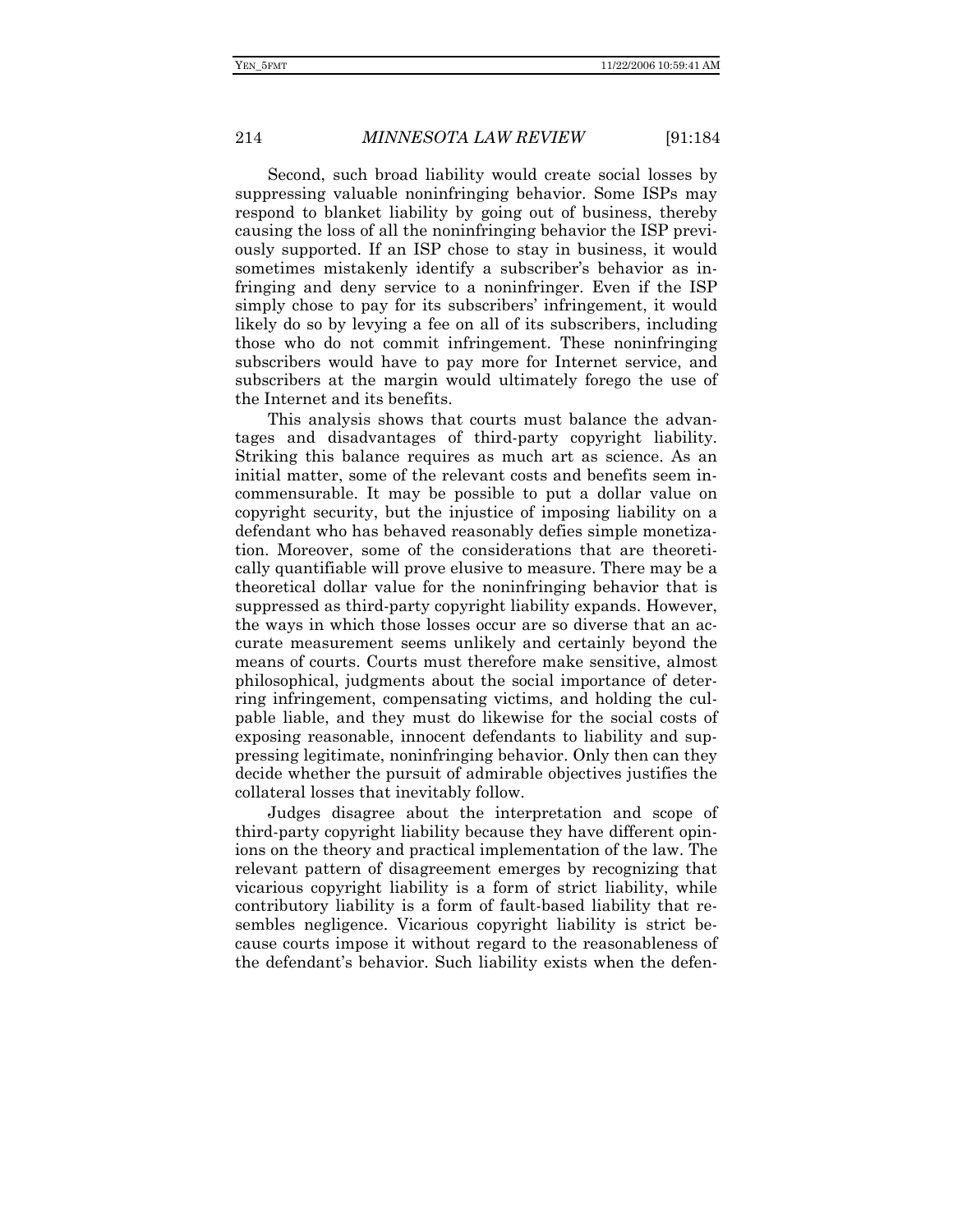Second, such broad liability would create social losses by suppressing valuable noninfringing behavior. Some ISPs may respond to blanket liability by going out of business, thereby causing the loss of all the noninfringing behavior the ISP previously supported. If an ISP chose to stay in business, it would sometimes mistakenly identify a subscriber's behavior as infringing and deny service to a noninfringer. Even if the ISP simply chose to pay for its subscribers' infringement, it would likely do so by levying a fee on all of its subscribers, including those who do not commit infringement. These noninfringing subscribers would have to pay more for Internet service, and subscribers at the margin would ultimately forego the use of the Internet and its benefits.

This analysis shows that courts must balance the advantages and disadvantages of third-party copyright liability. Striking this balance requires as much art as science. As an initial matter, some of the relevant costs and benefits seem incommensurable. It may be possible to put a dollar value on copyright security, but the injustice of imposing liability on a defendant who has behaved reasonably defies simple monetization. Moreover, some of the considerations that are theoretically quantifiable will prove elusive to measure. There may be a theoretical dollar value for the noninfringing behavior that is suppressed as third-party copyright liability expands. However, the ways in which those losses occur are so diverse that an accurate measurement seems unlikely and certainly beyond the means of courts. Courts must therefore make sensitive, almost philosophical, judgments about the social importance of deterring infringement, compensating victims, and holding the culpable liable, and they must do likewise for the social costs of exposing reasonable, innocent defendants to liability and suppressing legitimate, noninfringing behavior. Only then can they decide whether the pursuit of admirable objectives justifies the collateral losses that inevitably follow.

Judges disagree about the interpretation and scope of third-party copyright liability because they have different opinions on the theory and practical implementation of the law. The relevant pattern of disagreement emerges by recognizing that vicarious copyright liability is a form of strict liability, while contributory liability is a form of fault-based liability that resembles negligence. Vicarious copyright liability is strict because courts impose it without regard to the reasonableness of the defendant's behavior. Such liability exists when the defen-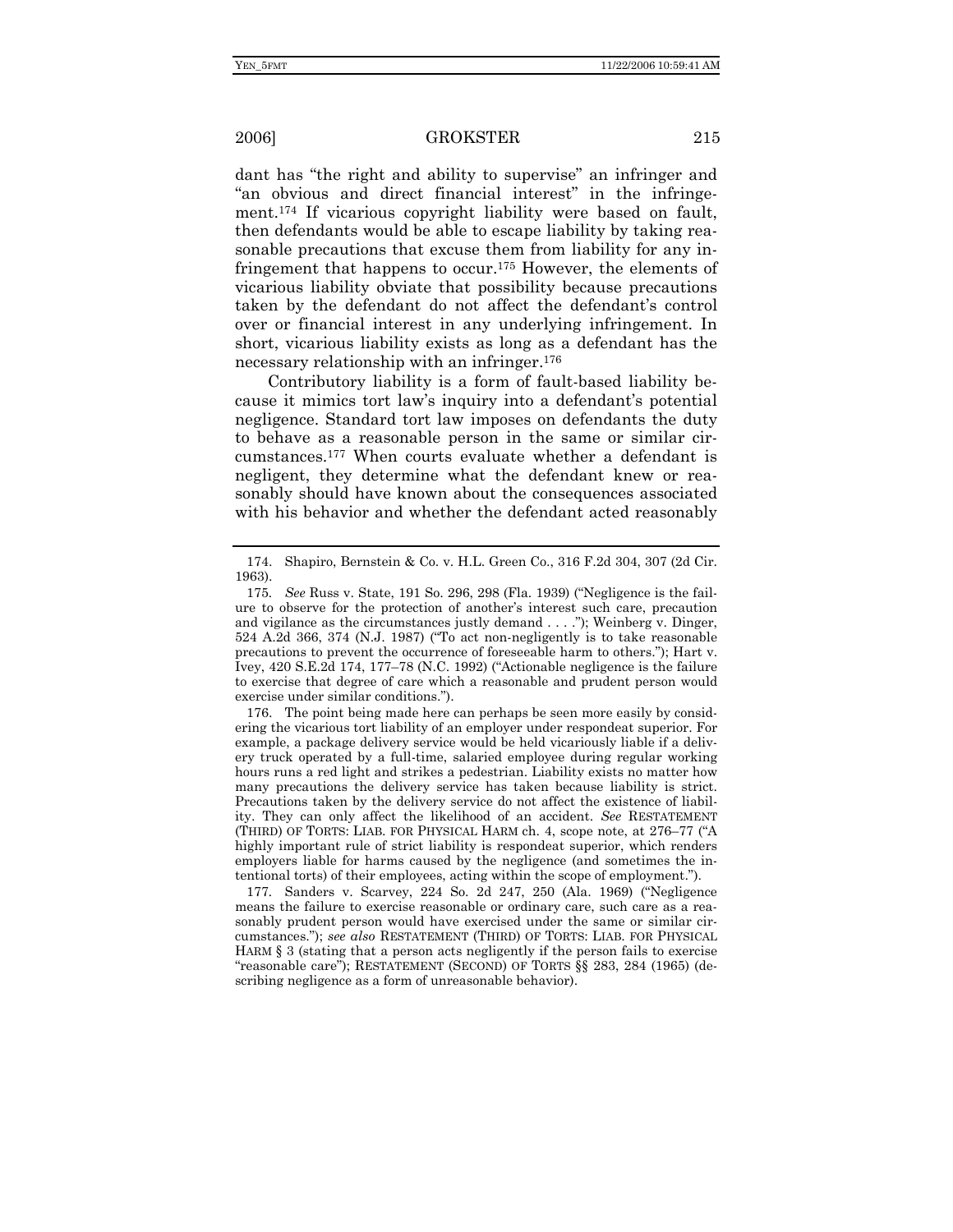dant has "the right and ability to supervise" an infringer and "an obvious and direct financial interest" in the infringement.[174] If vicarious copyright liability were based on fault, then defendants would be able to escape liability by taking reasonable precautions that excuse them from liability for any infringement that happens to occur.[175] However, the elements of vicarious liability obviate that possibility because precautions taken by the defendant do not affect the defendant's control over or financial interest in any underlying infringement. In short, vicarious liability exists as long as a defendant has the necessary relationship with an infringer.[176]

Contributory liability is a form of fault-based liability because it mimics tort law's inquiry into a defendant's potential negligence. Standard tort law imposes on defendants the duty to behave as a reasonable person in the same or similar circumstances.[177] When courts evaluate whether a defendant is negligent, they determine what the defendant knew or reasonably should have known about the consequences associated with his behavior and whether the defendant acted reasonably

---

174. Shapiro, Bernstein & Co. v. H.L. Green Co., 316 F.2d 304, 307 (2d Cir. 1963).

175. *See* Russ v. State, 191 So. 296, 298 (Fla. 1939) ("Negligence is the failure to observe for the protection of another's interest such care, precaution and vigilance as the circumstances justly demand . . . ."); Weinberg v. Dinger, 524 A.2d 366, 374 (N.J. 1987) ("To act non-negligently is to take reasonable precautions to prevent the occurrence of foreseeable harm to others."); Hart v. Ivey, 420 S.E.2d 174, 177–78 (N.C. 1992) ("Actionable negligence is the failure to exercise that degree of care which a reasonable and prudent person would exercise under similar conditions.").

176. The point being made here can perhaps be seen more easily by considering the vicarious tort liability of an employer under respondeat superior. For example, a package delivery service would be held vicariously liable if a delivery truck operated by a full-time, salaried employee during regular working hours runs a red light and strikes a pedestrian. Liability exists no matter how many precautions the delivery service has taken because liability is strict. Precautions taken by the delivery service do not affect the existence of liability. They can only affect the likelihood of an accident. *See* RESTATEMENT (THIRD) OF TORTS: LIAB. FOR PHYSICAL HARM ch. 4, scope note, at 276–77 ("A highly important rule of strict liability is respondeat superior, which renders employers liable for harms caused by the negligence (and sometimes the intentional torts) of their employees, acting within the scope of employment.").

177. Sanders v. Scarvey, 224 So. 2d 247, 250 (Ala. 1969) ("Negligence means the failure to exercise reasonable or ordinary care, such care as a reasonably prudent person would have exercised under the same or similar circumstances."); *see also* RESTATEMENT (THIRD) OF TORTS: LIAB. FOR PHYSICAL HARM § 3 (stating that a person acts negligently if the person fails to exercise "reasonable care"); RESTATEMENT (SECOND) OF TORTS §§ 283, 284 (1965) (describing negligence as a form of unreasonable behavior).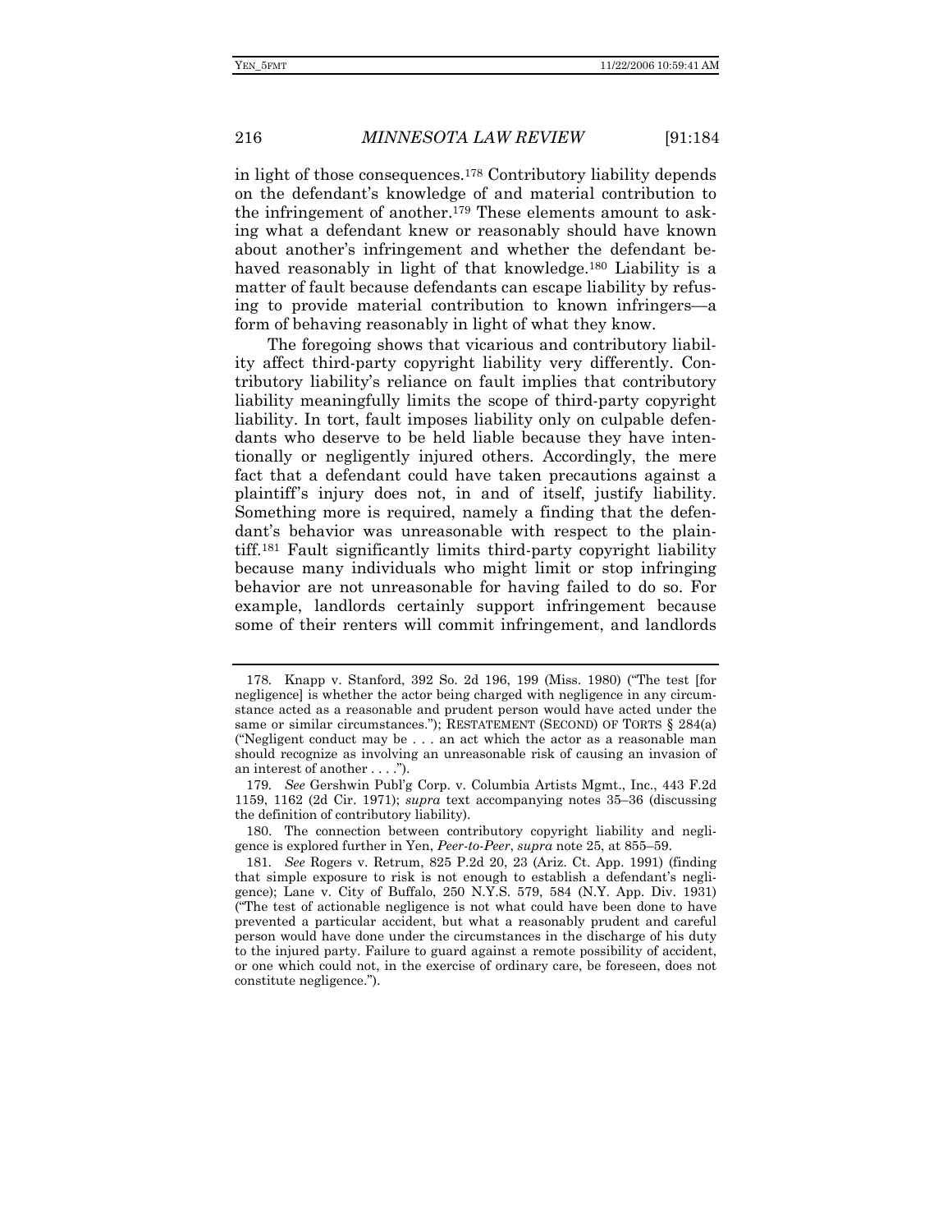in light of those consequences.[178] Contributory liability depends on the defendant's knowledge of and material contribution to the infringement of another.[179] These elements amount to asking what a defendant knew or reasonably should have known about another's infringement and whether the defendant behaved reasonably in light of that knowledge.[180] Liability is a matter of fault because defendants can escape liability by refusing to provide material contribution to known infringers—a form of behaving reasonably in light of what they know.

The foregoing shows that vicarious and contributory liability affect third-party copyright liability very differently. Contributory liability's reliance on fault implies that contributory liability meaningfully limits the scope of third-party copyright liability. In tort, fault imposes liability only on culpable defendants who deserve to be held liable because they have intentionally or negligently injured others. Accordingly, the mere fact that a defendant could have taken precautions against a plaintiff's injury does not, in and of itself, justify liability. Something more is required, namely a finding that the defendant's behavior was unreasonable with respect to the plaintiff.[181] Fault significantly limits third-party copyright liability because many individuals who might limit or stop infringing behavior are not unreasonable for having failed to do so. For example, landlords certainly support infringement because some of their renters will commit infringement, and landlords

---

178. Knapp v. Stanford, 392 So. 2d 196, 199 (Miss. 1980) ("The test [for negligence] is whether the actor being charged with negligence in any circumstance acted as a reasonable and prudent person would have acted under the same or similar circumstances."); RESTATEMENT (SECOND) OF TORTS § 284(a) ("Negligent conduct may be . . . an act which the actor as a reasonable man should recognize as involving an unreasonable risk of causing an invasion of an interest of another . . . .").

179. *See* Gershwin Publ'g Corp. v. Columbia Artists Mgmt., Inc., 443 F.2d 1159, 1162 (2d Cir. 1971); *supra* text accompanying notes 35–36 (discussing the definition of contributory liability).

180. The connection between contributory copyright liability and negligence is explored further in Yen, *Peer-to-Peer*, *supra* note 25, at 855–59.

181. *See* Rogers v. Retrum, 825 P.2d 20, 23 (Ariz. Ct. App. 1991) (finding that simple exposure to risk is not enough to establish a defendant's negligence); Lane v. City of Buffalo, 250 N.Y.S. 579, 584 (N.Y. App. Div. 1931) ("The test of actionable negligence is not what could have been done to have prevented a particular accident, but what a reasonably prudent and careful person would have done under the circumstances in the discharge of his duty to the injured party. Failure to guard against a remote possibility of accident, or one which could not, in the exercise of ordinary care, be foreseen, does not constitute negligence.").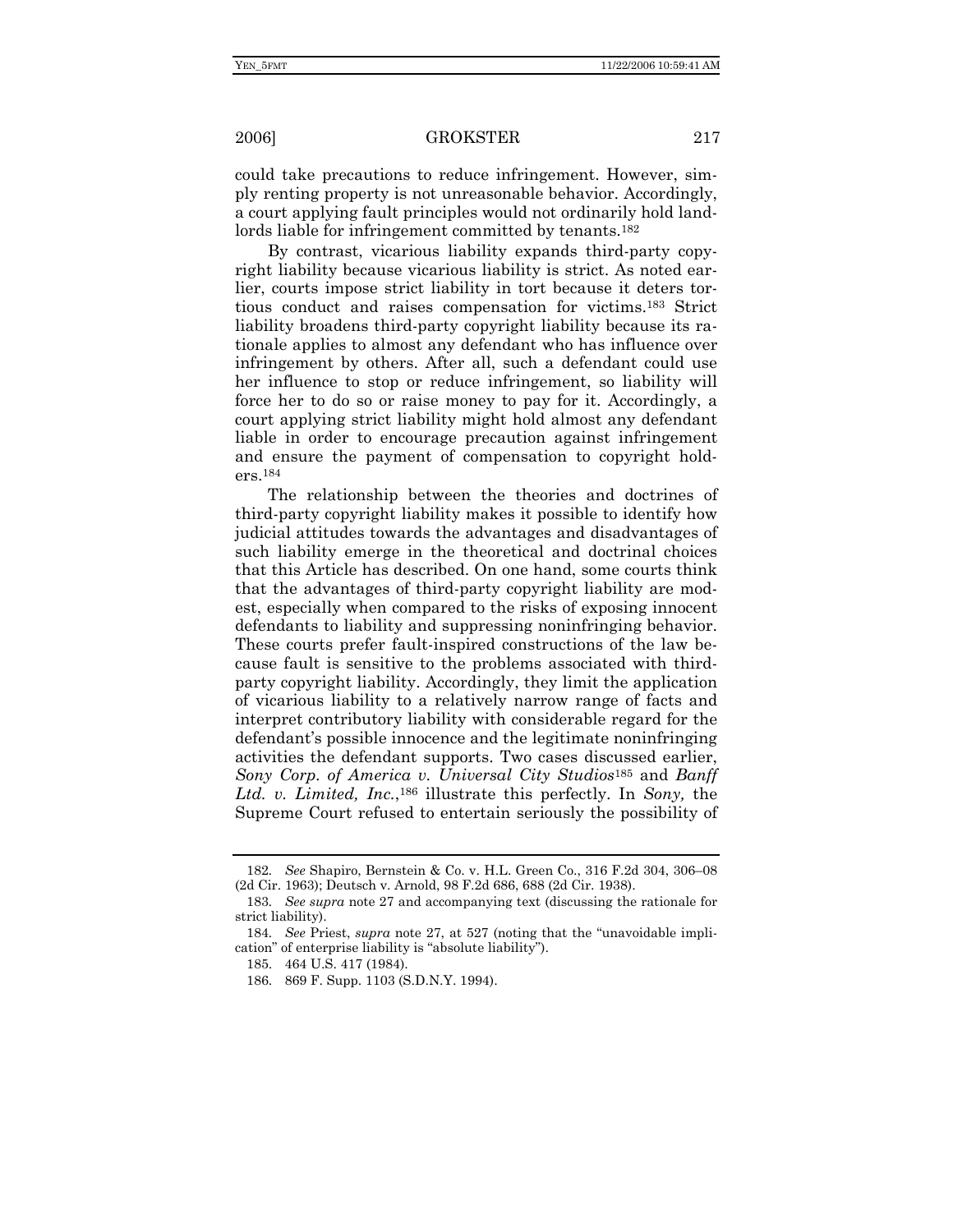could take precautions to reduce infringement. However, simply renting property is not unreasonable behavior. Accordingly, a court applying fault principles would not ordinarily hold landlords liable for infringement committed by tenants.[182]

By contrast, vicarious liability expands third-party copyright liability because vicarious liability is strict. As noted earlier, courts impose strict liability in tort because it deters tortious conduct and raises compensation for victims.[183] Strict liability broadens third-party copyright liability because its rationale applies to almost any defendant who has influence over infringement by others. After all, such a defendant could use her influence to stop or reduce infringement, so liability will force her to do so or raise money to pay for it. Accordingly, a court applying strict liability might hold almost any defendant liable in order to encourage precaution against infringement and ensure the payment of compensation to copyright holders.[184]

The relationship between the theories and doctrines of third-party copyright liability makes it possible to identify how judicial attitudes towards the advantages and disadvantages of such liability emerge in the theoretical and doctrinal choices that this Article has described. On one hand, some courts think that the advantages of third-party copyright liability are modest, especially when compared to the risks of exposing innocent defendants to liability and suppressing noninfringing behavior. These courts prefer fault-inspired constructions of the law because fault is sensitive to the problems associated with third-party copyright liability. Accordingly, they limit the application of vicarious liability to a relatively narrow range of facts and interpret contributory liability with considerable regard for the defendant's possible innocence and the legitimate noninfringing activities the defendant supports. Two cases discussed earlier, *Sony Corp. of America v. Universal City Studios*[185] and *Banff Ltd. v. Limited, Inc.*,[186] illustrate this perfectly. In *Sony,* the Supreme Court refused to entertain seriously the possibility of

---

182. *See* Shapiro, Bernstein & Co. v. H.L. Green Co., 316 F.2d 304, 306–08 (2d Cir. 1963); Deutsch v. Arnold, 98 F.2d 686, 688 (2d Cir. 1938).

183. *See supra* note 27 and accompanying text (discussing the rationale for strict liability).

184. *See* Priest, *supra* note 27, at 527 (noting that the "unavoidable implication" of enterprise liability is "absolute liability").

185. 464 U.S. 417 (1984).

186. 869 F. Supp. 1103 (S.D.N.Y. 1994).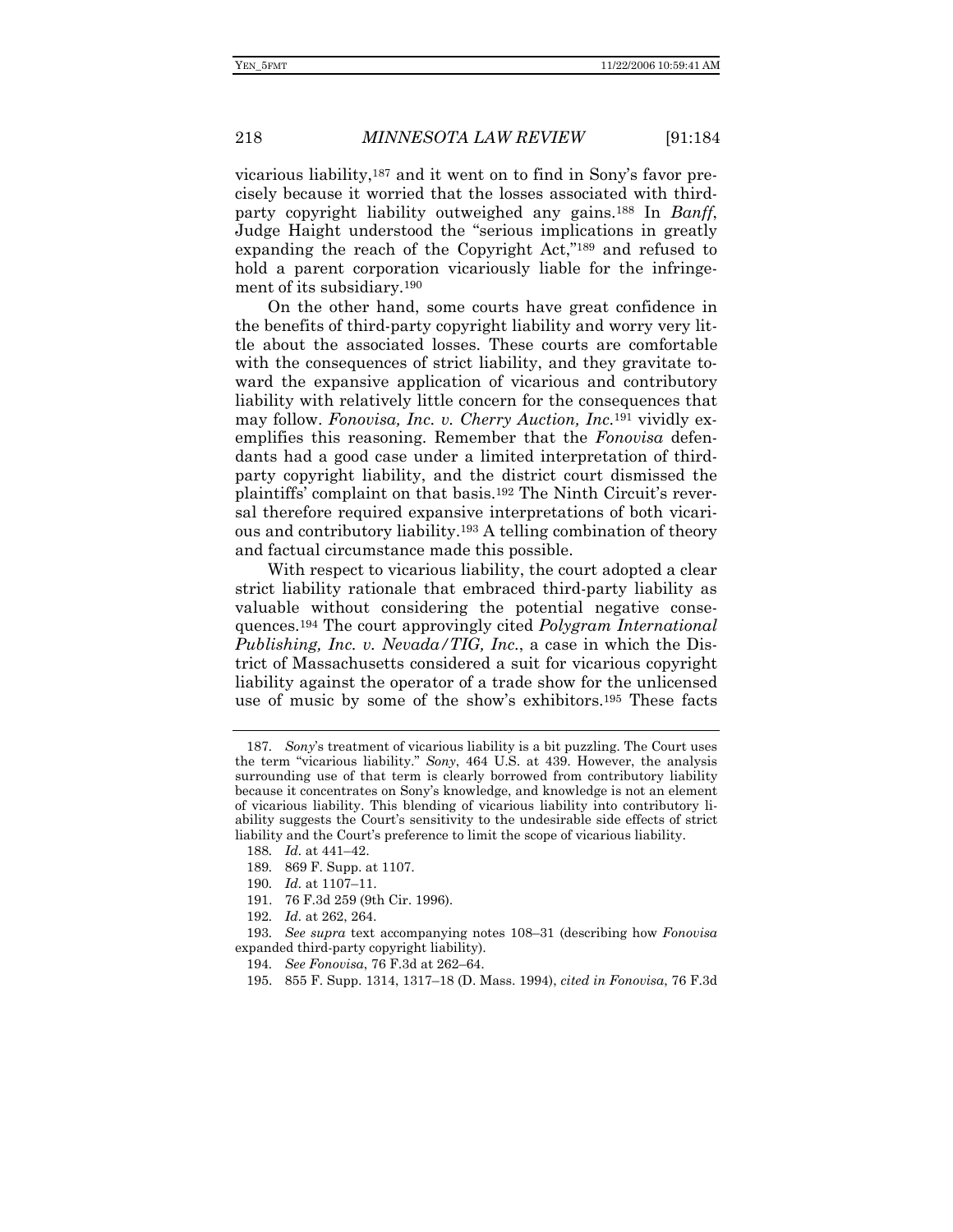vicarious liability,[187] and it went on to find in Sony's favor precisely because it worried that the losses associated with third-party copyright liability outweighed any gains.[188] In *Banff*, Judge Haight understood the "serious implications in greatly expanding the reach of the Copyright Act,"[189] and refused to hold a parent corporation vicariously liable for the infringement of its subsidiary.[190]

On the other hand, some courts have great confidence in the benefits of third-party copyright liability and worry very little about the associated losses. These courts are comfortable with the consequences of strict liability, and they gravitate toward the expansive application of vicarious and contributory liability with relatively little concern for the consequences that may follow. *Fonovisa, Inc. v. Cherry Auction, Inc.*[191] vividly exemplifies this reasoning. Remember that the *Fonovisa* defendants had a good case under a limited interpretation of third-party copyright liability, and the district court dismissed the plaintiffs' complaint on that basis.[192] The Ninth Circuit's reversal therefore required expansive interpretations of both vicarious and contributory liability.[193] A telling combination of theory and factual circumstance made this possible.

With respect to vicarious liability, the court adopted a clear strict liability rationale that embraced third-party liability as valuable without considering the potential negative consequences.[194] The court approvingly cited *Polygram International Publishing, Inc. v. Nevada/TIG, Inc.*, a case in which the District of Massachusetts considered a suit for vicarious copyright liability against the operator of a trade show for the unlicensed use of music by some of the show's exhibitors.[195] These facts

---

187. *Sony*'s treatment of vicarious liability is a bit puzzling. The Court uses the term "vicarious liability." *Sony*, 464 U.S. at 439. However, the analysis surrounding use of that term is clearly borrowed from contributory liability because it concentrates on Sony's knowledge, and knowledge is not an element of vicarious liability. This blending of vicarious liability into contributory liability suggests the Court's sensitivity to the undesirable side effects of strict liability and the Court's preference to limit the scope of vicarious liability.

188. *Id.* at 441–42.

189. 869 F. Supp. at 1107.

190. *Id.* at 1107–11.

191. 76 F.3d 259 (9th Cir. 1996).

192. *Id.* at 262, 264.

193. *See supra* text accompanying notes 108–31 (describing how *Fonovisa* expanded third-party copyright liability).

194. *See Fonovisa*, 76 F.3d at 262–64.

195. 855 F. Supp. 1314, 1317–18 (D. Mass. 1994), *cited in Fonovisa*, 76 F.3d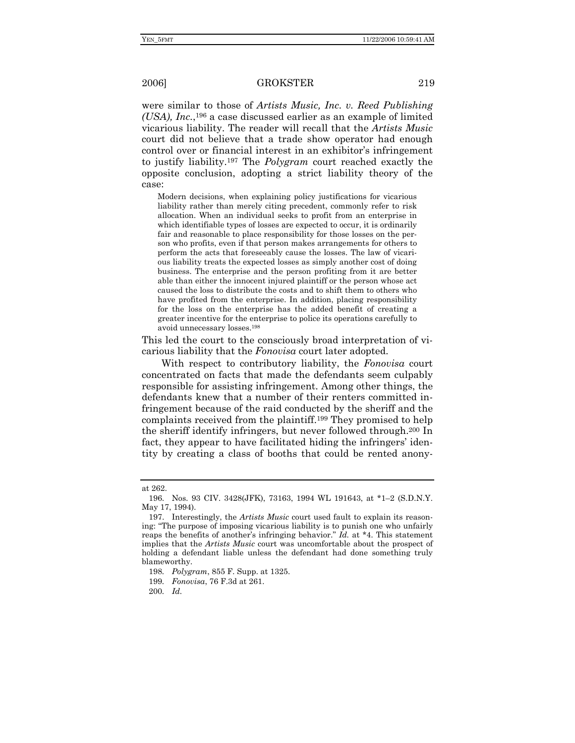were similar to those of *Artists Music, Inc. v. Reed Publishing (USA), Inc.*,[196] a case discussed earlier as an example of limited vicarious liability. The reader will recall that the *Artists Music* court did not believe that a trade show operator had enough control over or financial interest in an exhibitor's infringement to justify liability.[197] The *Polygram* court reached exactly the opposite conclusion, adopting a strict liability theory of the case:

> Modern decisions, when explaining policy justifications for vicarious liability rather than merely citing precedent, commonly refer to risk allocation. When an individual seeks to profit from an enterprise in which identifiable types of losses are expected to occur, it is ordinarily fair and reasonable to place responsibility for those losses on the person who profits, even if that person makes arrangements for others to perform the acts that foreseeably cause the losses. The law of vicarious liability treats the expected losses as simply another cost of doing business. The enterprise and the person profiting from it are better able than either the innocent injured plaintiff or the person whose act caused the loss to distribute the costs and to shift them to others who have profited from the enterprise. In addition, placing responsibility for the loss on the enterprise has the added benefit of creating a greater incentive for the enterprise to police its operations carefully to avoid unnecessary losses.[198]

This led the court to the consciously broad interpretation of vicarious liability that the *Fonovisa* court later adopted.

With respect to contributory liability, the *Fonovisa* court concentrated on facts that made the defendants seem culpably responsible for assisting infringement. Among other things, the defendants knew that a number of their renters committed infringement because of the raid conducted by the sheriff and the complaints received from the plaintiff.[199] They promised to help the sheriff identify infringers, but never followed through.[200] In fact, they appear to have facilitated hiding the infringers' identity by creating a class of booths that could be rented anony-

---

at 262.

196. Nos. 93 CIV. 3428(JFK), 73163, 1994 WL 191643, at *1–2 (S.D.N.Y. May 17, 1994).

197. Interestingly, the *Artists Music* court used fault to explain its reasoning: "The purpose of imposing vicarious liability is to punish one who unfairly reaps the benefits of another's infringing behavior." *Id.* at *4. This statement implies that the *Artists Music* court was uncomfortable about the prospect of holding a defendant liable unless the defendant had done something truly blameworthy.

198. *Polygram*, 855 F. Supp. at 1325.

199. *Fonovisa*, 76 F.3d at 261.

200. *Id.*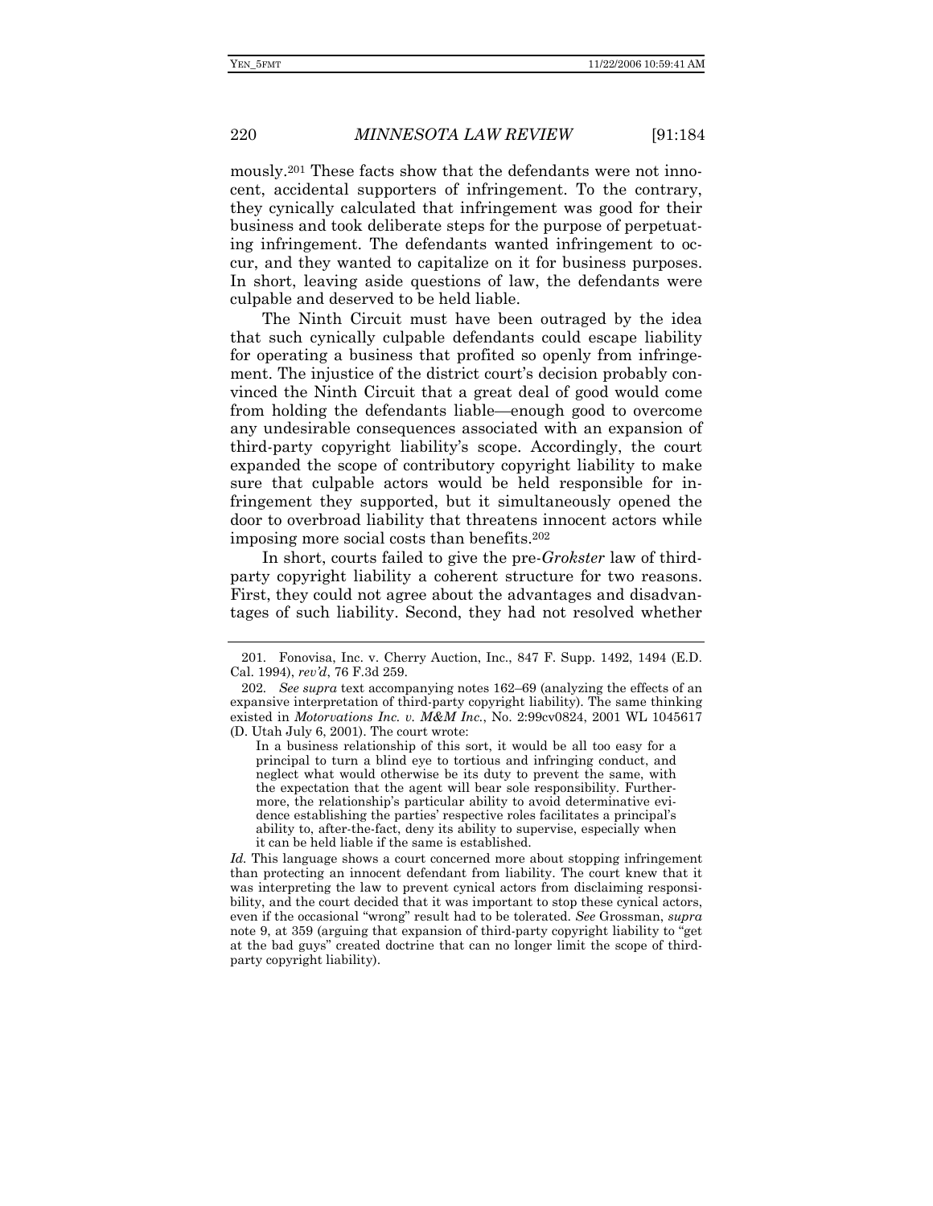mously.[201] These facts show that the defendants were not innocent, accidental supporters of infringement. To the contrary, they cynically calculated that infringement was good for their business and took deliberate steps for the purpose of perpetuating infringement. The defendants wanted infringement to occur, and they wanted to capitalize on it for business purposes. In short, leaving aside questions of law, the defendants were culpable and deserved to be held liable.

The Ninth Circuit must have been outraged by the idea that such cynically culpable defendants could escape liability for operating a business that profited so openly from infringement. The injustice of the district court's decision probably convinced the Ninth Circuit that a great deal of good would come from holding the defendants liable—enough good to overcome any undesirable consequences associated with an expansion of third-party copyright liability's scope. Accordingly, the court expanded the scope of contributory copyright liability to make sure that culpable actors would be held responsible for infringement they supported, but it simultaneously opened the door to overbroad liability that threatens innocent actors while imposing more social costs than benefits.[202]

In short, courts failed to give the pre-*Grokster* law of third-party copyright liability a coherent structure for two reasons. First, they could not agree about the advantages and disadvantages of such liability. Second, they had not resolved whether

---

201. Fonovisa, Inc. v. Cherry Auction, Inc., 847 F. Supp. 1492, 1494 (E.D. Cal. 1994), *rev'd*, 76 F.3d 259.

202. *See supra* text accompanying notes 162–69 (analyzing the effects of an expansive interpretation of third-party copyright liability). The same thinking existed in *Motorvations Inc. v. M&M Inc.*, No. 2:99cv0824, 2001 WL 1045617 (D. Utah July 6, 2001). The court wrote:

> In a business relationship of this sort, it would be all too easy for a principal to turn a blind eye to tortious and infringing conduct, and neglect what would otherwise be its duty to prevent the same, with the expectation that the agent will bear sole responsibility. Furthermore, the relationship's particular ability to avoid determinative evidence establishing the parties' respective roles facilitates a principal's ability to, after-the-fact, deny its ability to supervise, especially when it can be held liable if the same is established.

*Id.* This language shows a court concerned more about stopping infringement than protecting an innocent defendant from liability. The court knew that it was interpreting the law to prevent cynical actors from disclaiming responsibility, and the court decided that it was important to stop these cynical actors, even if the occasional "wrong" result had to be tolerated. *See* Grossman, *supra* note 9, at 359 (arguing that expansion of third-party copyright liability to "get at the bad guys" created doctrine that can no longer limit the scope of third-party copyright liability).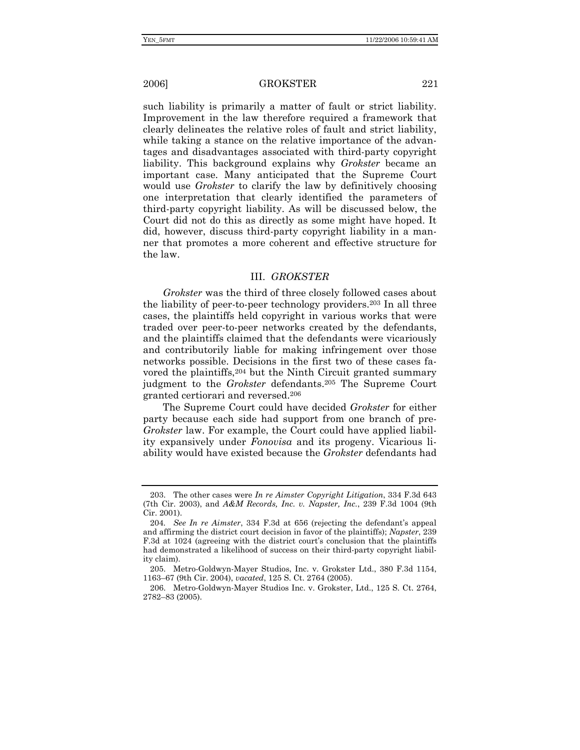such liability is primarily a matter of fault or strict liability. Improvement in the law therefore required a framework that clearly delineates the relative roles of fault and strict liability, while taking a stance on the relative importance of the advantages and disadvantages associated with third-party copyright liability. This background explains why *Grokster* became an important case. Many anticipated that the Supreme Court would use *Grokster* to clarify the law by definitively choosing one interpretation that clearly identified the parameters of third-party copyright liability. As will be discussed below, the Court did not do this as directly as some might have hoped. It did, however, discuss third-party copyright liability in a manner that promotes a more coherent and effective structure for the law.

## III. *GROKSTER*

*Grokster* was the third of three closely followed cases about the liability of peer-to-peer technology providers.[203] In all three cases, the plaintiffs held copyright in various works that were traded over peer-to-peer networks created by the defendants, and the plaintiffs claimed that the defendants were vicariously and contributorily liable for making infringement over those networks possible. Decisions in the first two of these cases favored the plaintiffs,[204] but the Ninth Circuit granted summary judgment to the *Grokster* defendants.[205] The Supreme Court granted certiorari and reversed.[206]

The Supreme Court could have decided *Grokster* for either party because each side had support from one branch of pre-*Grokster* law. For example, the Court could have applied liability expansively under *Fonovisa* and its progeny. Vicarious liability would have existed because the *Grokster* defendants had

---

203. The other cases were *In re Aimster Copyright Litigation*, 334 F.3d 643 (7th Cir. 2003), and *A&M Records, Inc. v. Napster, Inc.*, 239 F.3d 1004 (9th Cir. 2001).

204. *See In re Aimster*, 334 F.3d at 656 (rejecting the defendant's appeal and affirming the district court decision in favor of the plaintiffs); *Napster*, 239 F.3d at 1024 (agreeing with the district court's conclusion that the plaintiffs had demonstrated a likelihood of success on their third-party copyright liability claim).

205. Metro-Goldwyn-Mayer Studios, Inc. v. Grokster Ltd., 380 F.3d 1154, 1163–67 (9th Cir. 2004), *vacated*, 125 S. Ct. 2764 (2005).

206. Metro-Goldwyn-Mayer Studios Inc. v. Grokster, Ltd., 125 S. Ct. 2764, 2782–83 (2005).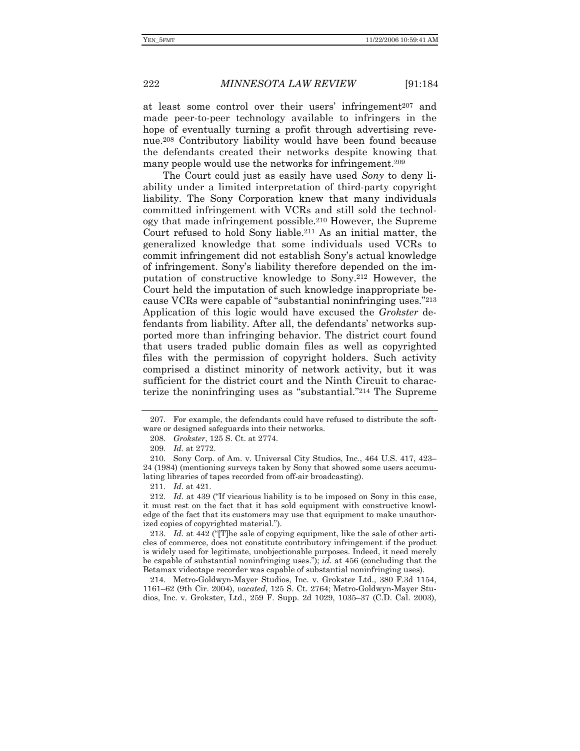at least some control over their users' infringement[207] and made peer-to-peer technology available to infringers in the hope of eventually turning a profit through advertising revenue.[208] Contributory liability would have been found because the defendants created their networks despite knowing that many people would use the networks for infringement.[209]

The Court could just as easily have used *Sony* to deny liability under a limited interpretation of third-party copyright liability. The Sony Corporation knew that many individuals committed infringement with VCRs and still sold the technology that made infringement possible.[210] However, the Supreme Court refused to hold Sony liable.[211] As an initial matter, the generalized knowledge that some individuals used VCRs to commit infringement did not establish Sony's actual knowledge of infringement. Sony's liability therefore depended on the imputation of constructive knowledge to Sony.[212] However, the Court held the imputation of such knowledge inappropriate because VCRs were capable of "substantial noninfringing uses."[213] Application of this logic would have excused the *Grokster* defendants from liability. After all, the defendants' networks supported more than infringing behavior. The district court found that users traded public domain files as well as copyrighted files with the permission of copyright holders. Such activity comprised a distinct minority of network activity, but it was sufficient for the district court and the Ninth Circuit to characterize the noninfringing uses as "substantial."[214] The Supreme

---

207. For example, the defendants could have refused to distribute the software or designed safeguards into their networks.

208. *Grokster*, 125 S. Ct. at 2774.

209. *Id.* at 2772.

210. Sony Corp. of Am. v. Universal City Studios, Inc., 464 U.S. 417, 423–24 (1984) (mentioning surveys taken by Sony that showed some users accumulating libraries of tapes recorded from off-air broadcasting).

211. *Id.* at 421.

212. *Id.* at 439 ("If vicarious liability is to be imposed on Sony in this case, it must rest on the fact that it has sold equipment with constructive knowledge of the fact that its customers may use that equipment to make unauthorized copies of copyrighted material.").

213. *Id.* at 442 ("[T]he sale of copying equipment, like the sale of other articles of commerce, does not constitute contributory infringement if the product is widely used for legitimate, unobjectionable purposes. Indeed, it need merely be capable of substantial noninfringing uses."); *id.* at 456 (concluding that the Betamax videotape recorder was capable of substantial noninfringing uses).

214. Metro-Goldwyn-Mayer Studios, Inc. v. Grokster Ltd., 380 F.3d 1154, 1161–62 (9th Cir. 2004), *vacated*, 125 S. Ct. 2764; Metro-Goldwyn-Mayer Studios, Inc. v. Grokster, Ltd., 259 F. Supp. 2d 1029, 1035–37 (C.D. Cal. 2003),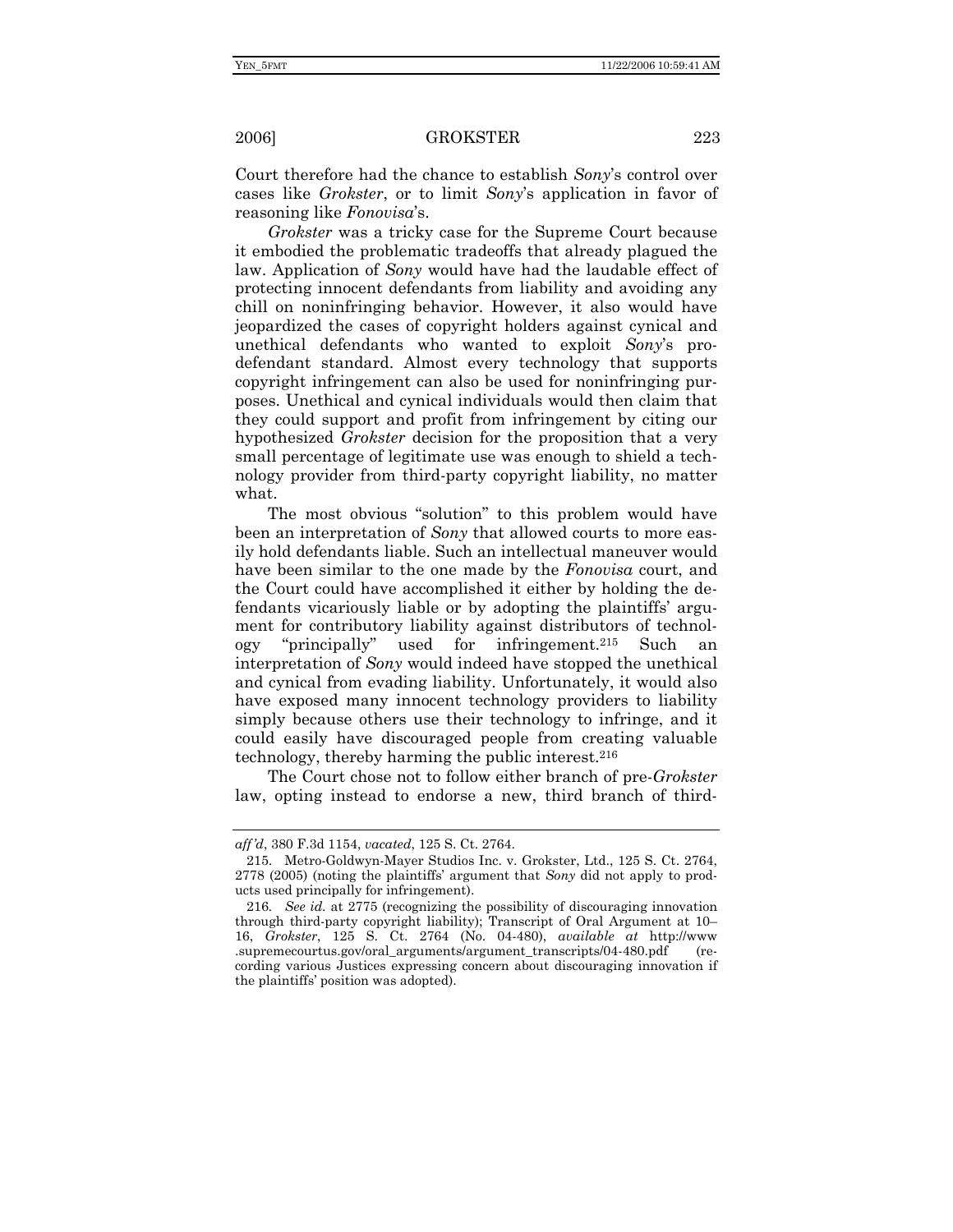Court therefore had the chance to establish *Sony*'s control over cases like *Grokster*, or to limit *Sony*'s application in favor of reasoning like *Fonovisa*'s.

*Grokster* was a tricky case for the Supreme Court because it embodied the problematic tradeoffs that already plagued the law. Application of *Sony* would have had the laudable effect of protecting innocent defendants from liability and avoiding any chill on noninfringing behavior. However, it also would have jeopardized the cases of copyright holders against cynical and unethical defendants who wanted to exploit *Sony*'s pro-defendant standard. Almost every technology that supports copyright infringement can also be used for noninfringing purposes. Unethical and cynical individuals would then claim that they could support and profit from infringement by citing our hypothesized *Grokster* decision for the proposition that a very small percentage of legitimate use was enough to shield a technology provider from third-party copyright liability, no matter what.

The most obvious "solution" to this problem would have been an interpretation of *Sony* that allowed courts to more easily hold defendants liable. Such an intellectual maneuver would have been similar to the one made by the *Fonovisa* court, and the Court could have accomplished it either by holding the defendants vicariously liable or by adopting the plaintiffs' argument for contributory liability against distributors of technology "principally" used for infringement.[215] Such an interpretation of *Sony* would indeed have stopped the unethical and cynical from evading liability. Unfortunately, it would also have exposed many innocent technology providers to liability simply because others use their technology to infringe, and it could easily have discouraged people from creating valuable technology, thereby harming the public interest.[216]

The Court chose not to follow either branch of pre-*Grokster* law, opting instead to endorse a new, third branch of third-

---

*aff'd*, 380 F.3d 1154, *vacated*, 125 S. Ct. 2764.

215. Metro-Goldwyn-Mayer Studios Inc. v. Grokster, Ltd., 125 S. Ct. 2764, 2778 (2005) (noting the plaintiffs' argument that *Sony* did not apply to products used principally for infringement).

216. *See id.* at 2775 (recognizing the possibility of discouraging innovation through third-party copyright liability); Transcript of Oral Argument at 10–16, *Grokster*, 125 S. Ct. 2764 (No. 04-480), *available at* http://www.supremecourtus.gov/oral_arguments/argument_transcripts/04-480.pdf (recording various Justices expressing concern about discouraging innovation if the plaintiffs' position was adopted).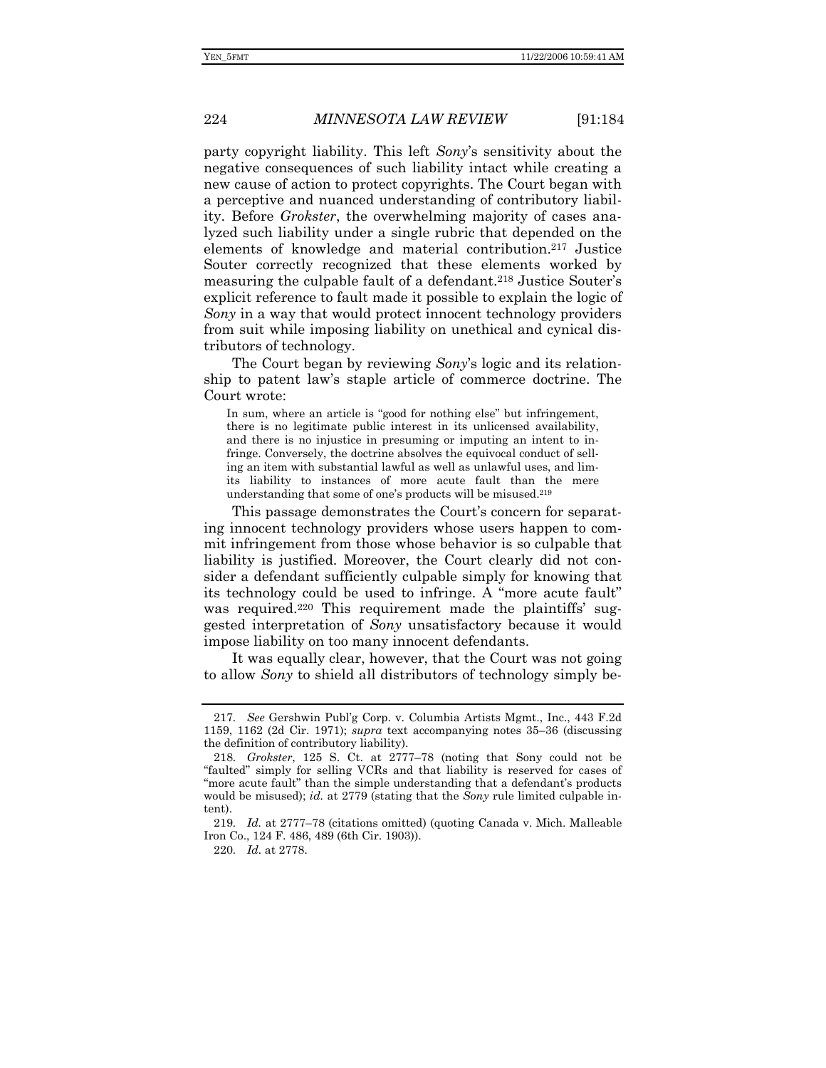party copyright liability. This left *Sony*'s sensitivity about the negative consequences of such liability intact while creating a new cause of action to protect copyrights. The Court began with a perceptive and nuanced understanding of contributory liability. Before *Grokster*, the overwhelming majority of cases analyzed such liability under a single rubric that depended on the elements of knowledge and material contribution.[217] Justice Souter correctly recognized that these elements worked by measuring the culpable fault of a defendant.[218] Justice Souter's explicit reference to fault made it possible to explain the logic of *Sony* in a way that would protect innocent technology providers from suit while imposing liability on unethical and cynical distributors of technology.

The Court began by reviewing *Sony*'s logic and its relationship to patent law's staple article of commerce doctrine. The Court wrote:

> In sum, where an article is "good for nothing else" but infringement, there is no legitimate public interest in its unlicensed availability, and there is no injustice in presuming or imputing an intent to infringe. Conversely, the doctrine absolves the equivocal conduct of selling an item with substantial lawful as well as unlawful uses, and limits liability to instances of more acute fault than the mere understanding that some of one's products will be misused.[219]

This passage demonstrates the Court's concern for separating innocent technology providers whose users happen to commit infringement from those whose behavior is so culpable that liability is justified. Moreover, the Court clearly did not consider a defendant sufficiently culpable simply for knowing that its technology could be used to infringe. A "more acute fault" was required.[220] This requirement made the plaintiffs' suggested interpretation of *Sony* unsatisfactory because it would impose liability on too many innocent defendants.

It was equally clear, however, that the Court was not going to allow *Sony* to shield all distributors of technology simply be-

---

217. *See* Gershwin Publ'g Corp. v. Columbia Artists Mgmt., Inc., 443 F.2d 1159, 1162 (2d Cir. 1971); *supra* text accompanying notes 35–36 (discussing the definition of contributory liability).

218. *Grokster*, 125 S. Ct. at 2777–78 (noting that Sony could not be "faulted" simply for selling VCRs and that liability is reserved for cases of "more acute fault" than the simple understanding that a defendant's products would be misused); *id.* at 2779 (stating that the *Sony* rule limited culpable intent).

219. *Id.* at 2777–78 (citations omitted) (quoting Canada v. Mich. Malleable Iron Co., 124 F. 486, 489 (6th Cir. 1903)).

220. *Id.* at 2778.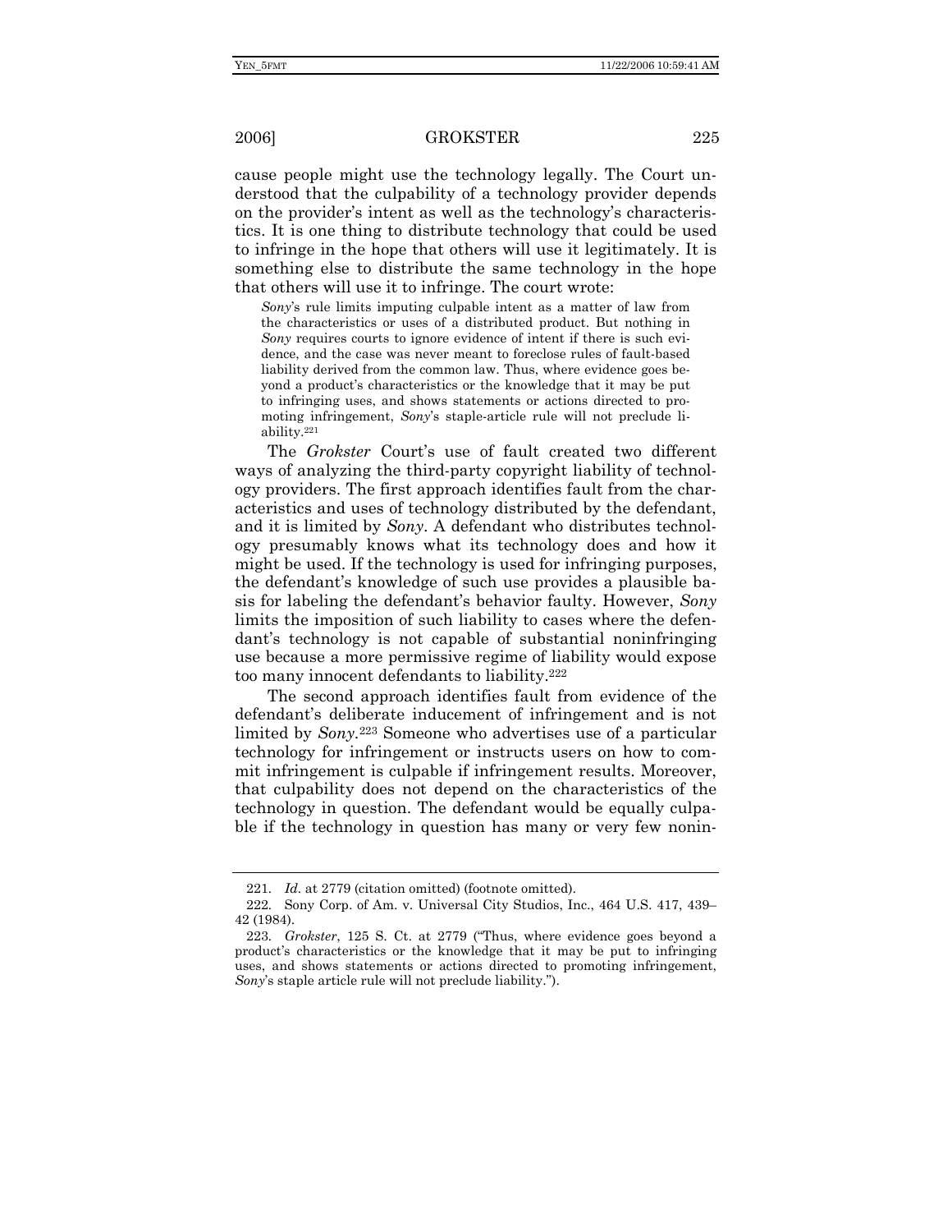cause people might use the technology legally. The Court understood that the culpability of a technology provider depends on the provider's intent as well as the technology's characteristics. It is one thing to distribute technology that could be used to infringe in the hope that others will use it legitimately. It is something else to distribute the same technology in the hope that others will use it to infringe. The court wrote:

> *Sony*'s rule limits imputing culpable intent as a matter of law from the characteristics or uses of a distributed product. But nothing in *Sony* requires courts to ignore evidence of intent if there is such evidence, and the case was never meant to foreclose rules of fault-based liability derived from the common law. Thus, where evidence goes beyond a product's characteristics or the knowledge that it may be put to infringing uses, and shows statements or actions directed to promoting infringement, *Sony*'s staple-article rule will not preclude liability.[221]

The *Grokster* Court's use of fault created two different ways of analyzing the third-party copyright liability of technology providers. The first approach identifies fault from the characteristics and uses of technology distributed by the defendant, and it is limited by *Sony*. A defendant who distributes technology presumably knows what its technology does and how it might be used. If the technology is used for infringing purposes, the defendant's knowledge of such use provides a plausible basis for labeling the defendant's behavior faulty. However, *Sony* limits the imposition of such liability to cases where the defendant's technology is not capable of substantial noninfringing use because a more permissive regime of liability would expose too many innocent defendants to liability.[222]

The second approach identifies fault from evidence of the defendant's deliberate inducement of infringement and is not limited by *Sony*.[223] Someone who advertises use of a particular technology for infringement or instructs users on how to commit infringement is culpable if infringement results. Moreover, that culpability does not depend on the characteristics of the technology in question. The defendant would be equally culpable if the technology in question has many or very few nonin-

---

221. *Id.* at 2779 (citation omitted) (footnote omitted).

222. Sony Corp. of Am. v. Universal City Studios, Inc., 464 U.S. 417, 439–42 (1984).

223. *Grokster*, 125 S. Ct. at 2779 ("Thus, where evidence goes beyond a product's characteristics or the knowledge that it may be put to infringing uses, and shows statements or actions directed to promoting infringement, *Sony*'s staple article rule will not preclude liability.").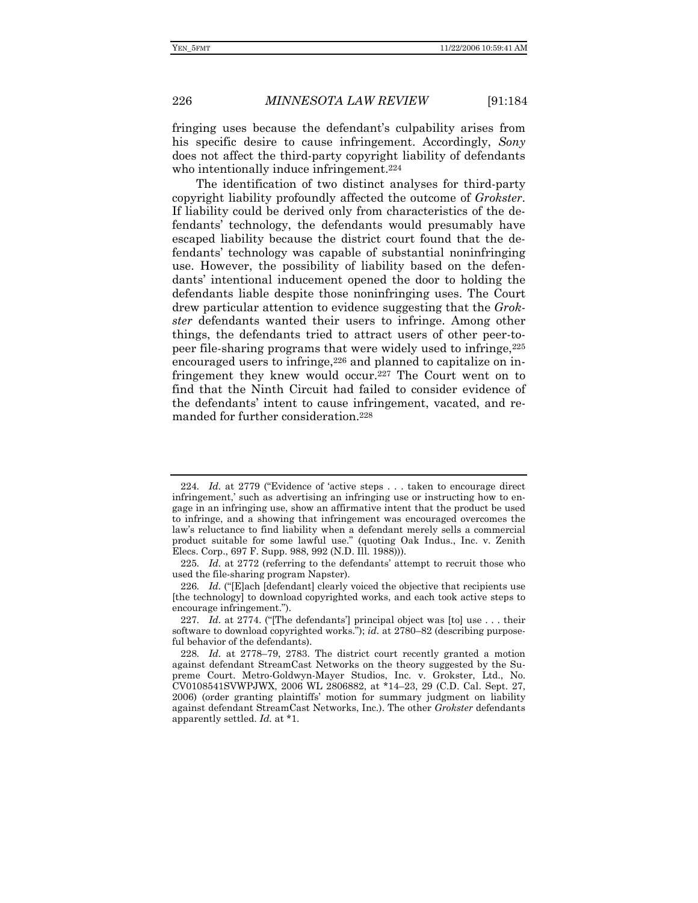fringing uses because the defendant's culpability arises from his specific desire to cause infringement. Accordingly, *Sony* does not affect the third-party copyright liability of defendants who intentionally induce infringement.[224]

The identification of two distinct analyses for third-party copyright liability profoundly affected the outcome of *Grokster*. If liability could be derived only from characteristics of the defendants' technology, the defendants would presumably have escaped liability because the district court found that the defendants' technology was capable of substantial noninfringing use. However, the possibility of liability based on the defendants' intentional inducement opened the door to holding the defendants liable despite those noninfringing uses. The Court drew particular attention to evidence suggesting that the *Grokster* defendants wanted their users to infringe. Among other things, the defendants tried to attract users of other peer-to-peer file-sharing programs that were widely used to infringe,[225] encouraged users to infringe,[226] and planned to capitalize on infringement they knew would occur.[227] The Court went on to find that the Ninth Circuit had failed to consider evidence of the defendants' intent to cause infringement, vacated, and remanded for further consideration.[228]

---

224. *Id.* at 2779 ("Evidence of 'active steps . . . taken to encourage direct infringement,' such as advertising an infringing use or instructing how to engage in an infringing use, show an affirmative intent that the product be used to infringe, and a showing that infringement was encouraged overcomes the law's reluctance to find liability when a defendant merely sells a commercial product suitable for some lawful use." (quoting Oak Indus., Inc. v. Zenith Elecs. Corp., 697 F. Supp. 988, 992 (N.D. Ill. 1988))).

225. *Id.* at 2772 (referring to the defendants' attempt to recruit those who used the file-sharing program Napster).

226. *Id.* ("[E]ach [defendant] clearly voiced the objective that recipients use [the technology] to download copyrighted works, and each took active steps to encourage infringement.").

227. *Id.* at 2774. ("[The defendants'] principal object was [to] use . . . their software to download copyrighted works."); *id.* at 2780–82 (describing purposeful behavior of the defendants).

228. *Id.* at 2778–79, 2783. The district court recently granted a motion against defendant StreamCast Networks on the theory suggested by the Supreme Court. Metro-Goldwyn-Mayer Studios, Inc. v. Grokster, Ltd., No. CV0108541SVWPJWX, 2006 WL 2806882, at *14–23, 29 (C.D. Cal. Sept. 27, 2006) (order granting plaintiffs' motion for summary judgment on liability against defendant StreamCast Networks, Inc.). The other *Grokster* defendants apparently settled. *Id.* at *1.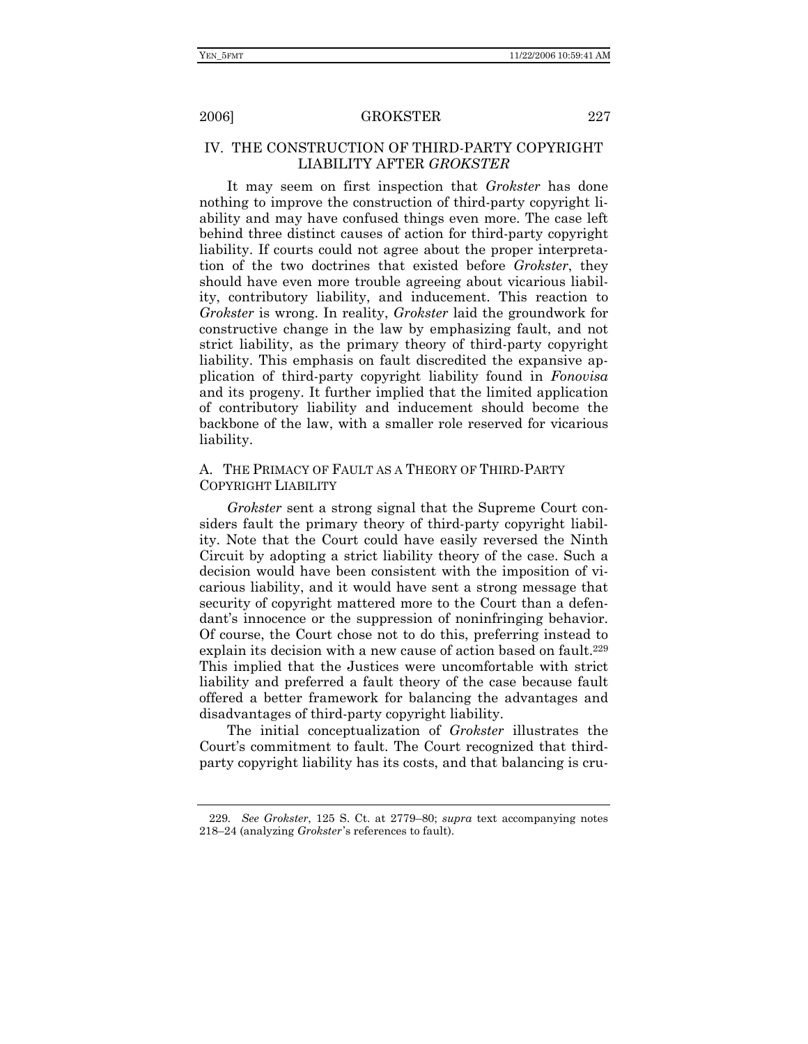## IV. THE CONSTRUCTION OF THIRD-PARTY COPYRIGHT LIABILITY AFTER *GROKSTER*

It may seem on first inspection that *Grokster* has done nothing to improve the construction of third-party copyright liability and may have confused things even more. The case left behind three distinct causes of action for third-party copyright liability. If courts could not agree about the proper interpretation of the two doctrines that existed before *Grokster*, they should have even more trouble agreeing about vicarious liability, contributory liability, and inducement. This reaction to *Grokster* is wrong. In reality, *Grokster* laid the groundwork for constructive change in the law by emphasizing fault, and not strict liability, as the primary theory of third-party copyright liability. This emphasis on fault discredited the expansive application of third-party copyright liability found in *Fonovisa* and its progeny. It further implied that the limited application of contributory liability and inducement should become the backbone of the law, with a smaller role reserved for vicarious liability.

### A. THE PRIMACY OF FAULT AS A THEORY OF THIRD-PARTY COPYRIGHT LIABILITY

*Grokster* sent a strong signal that the Supreme Court considers fault the primary theory of third-party copyright liability. Note that the Court could have easily reversed the Ninth Circuit by adopting a strict liability theory of the case. Such a decision would have been consistent with the imposition of vicarious liability, and it would have sent a strong message that security of copyright mattered more to the Court than a defendant's innocence or the suppression of noninfringing behavior. Of course, the Court chose not to do this, preferring instead to explain its decision with a new cause of action based on fault.[229] This implied that the Justices were uncomfortable with strict liability and preferred a fault theory of the case because fault offered a better framework for balancing the advantages and disadvantages of third-party copyright liability.

The initial conceptualization of *Grokster* illustrates the Court's commitment to fault. The Court recognized that third-party copyright liability has its costs, and that balancing is cru-

---

229. *See Grokster*, 125 S. Ct. at 2779–80; *supra* text accompanying notes 218–24 (analyzing *Grokster*'s references to fault).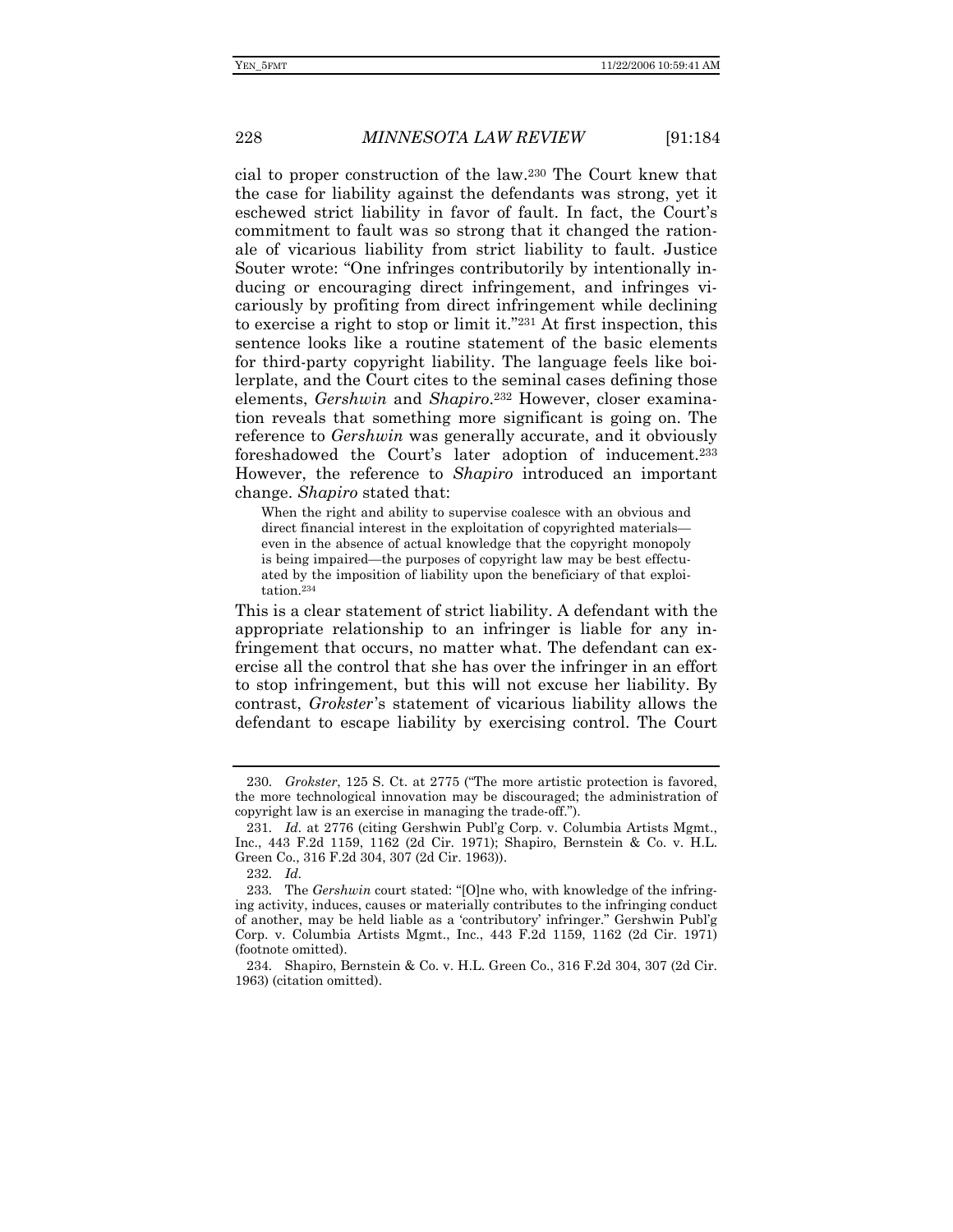cial to proper construction of the law.[230] The Court knew that the case for liability against the defendants was strong, yet it eschewed strict liability in favor of fault. In fact, the Court's commitment to fault was so strong that it changed the rationale of vicarious liability from strict liability to fault. Justice Souter wrote: "One infringes contributorily by intentionally inducing or encouraging direct infringement, and infringes vicariously by profiting from direct infringement while declining to exercise a right to stop or limit it."[231] At first inspection, this sentence looks like a routine statement of the basic elements for third-party copyright liability. The language feels like boilerplate, and the Court cites to the seminal cases defining those elements, *Gershwin* and *Shapiro*.[232] However, closer examination reveals that something more significant is going on. The reference to *Gershwin* was generally accurate, and it obviously foreshadowed the Court's later adoption of inducement.[233] However, the reference to *Shapiro* introduced an important change. *Shapiro* stated that:

> When the right and ability to supervise coalesce with an obvious and direct financial interest in the exploitation of copyrighted materials—even in the absence of actual knowledge that the copyright monopoly is being impaired—the purposes of copyright law may be best effectuated by the imposition of liability upon the beneficiary of that exploitation.[234]

This is a clear statement of strict liability. A defendant with the appropriate relationship to an infringer is liable for any infringement that occurs, no matter what. The defendant can exercise all the control that she has over the infringer in an effort to stop infringement, but this will not excuse her liability. By contrast, *Grokster*'s statement of vicarious liability allows the defendant to escape liability by exercising control. The Court

---

230. *Grokster*, 125 S. Ct. at 2775 ("The more artistic protection is favored, the more technological innovation may be discouraged; the administration of copyright law is an exercise in managing the trade-off.").

231. *Id.* at 2776 (citing Gershwin Publ'g Corp. v. Columbia Artists Mgmt., Inc., 443 F.2d 1159, 1162 (2d Cir. 1971); Shapiro, Bernstein & Co. v. H.L. Green Co., 316 F.2d 304, 307 (2d Cir. 1963)).

232. *Id.*

233. The *Gershwin* court stated: "[O]ne who, with knowledge of the infringing activity, induces, causes or materially contributes to the infringing conduct of another, may be held liable as a 'contributory' infringer." Gershwin Publ'g Corp. v. Columbia Artists Mgmt., Inc., 443 F.2d 1159, 1162 (2d Cir. 1971) (footnote omitted).

234. Shapiro, Bernstein & Co. v. H.L. Green Co., 316 F.2d 304, 307 (2d Cir. 1963) (citation omitted).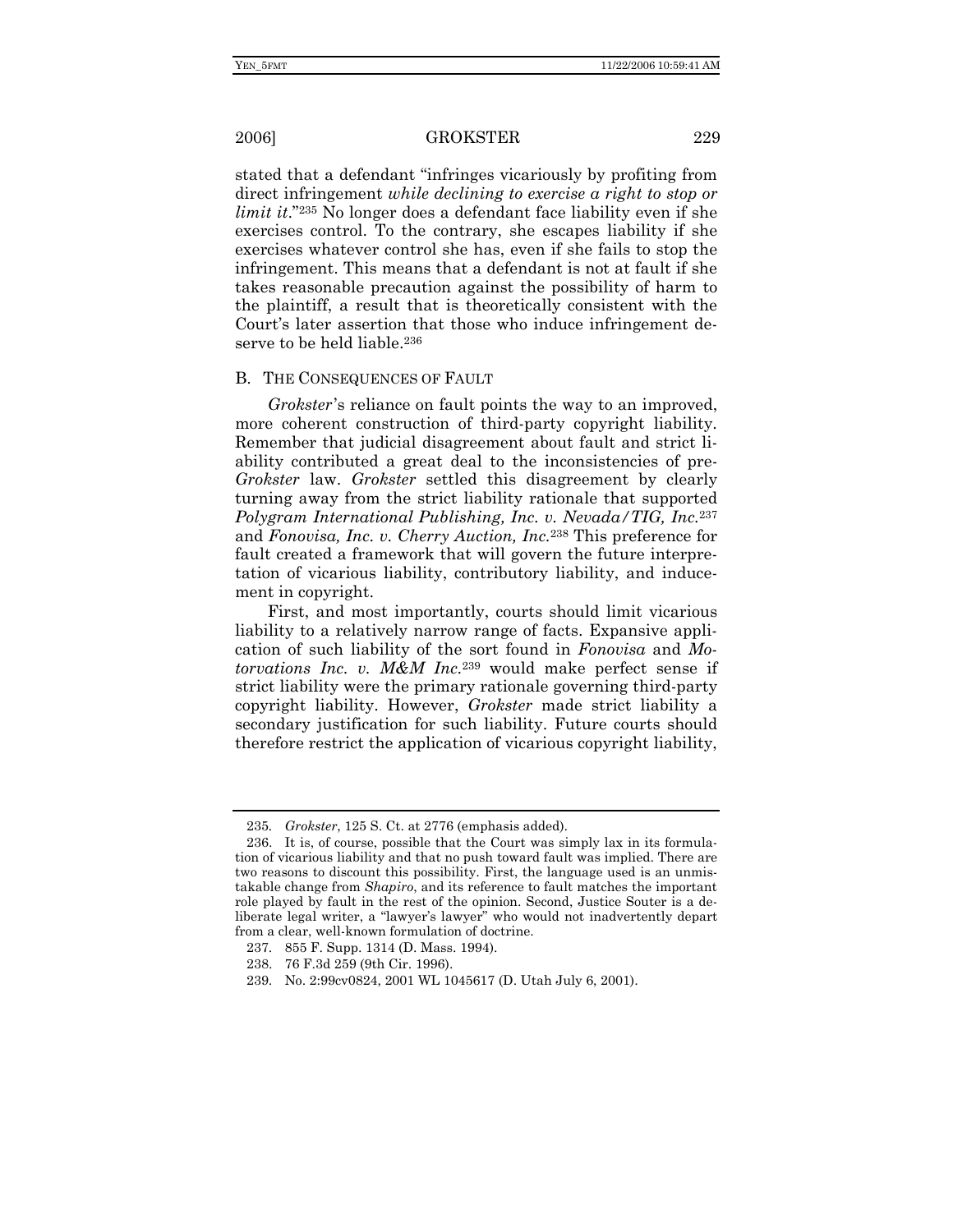stated that a defendant "infringes vicariously by profiting from direct infringement *while declining to exercise a right to stop or limit it*."[235] No longer does a defendant face liability even if she exercises control. To the contrary, she escapes liability if she exercises whatever control she has, even if she fails to stop the infringement. This means that a defendant is not at fault if she takes reasonable precaution against the possibility of harm to the plaintiff, a result that is theoretically consistent with the Court's later assertion that those who induce infringement deserve to be held liable.[236]

## B. THE CONSEQUENCES OF FAULT

*Grokster*'s reliance on fault points the way to an improved, more coherent construction of third-party copyright liability. Remember that judicial disagreement about fault and strict liability contributed a great deal to the inconsistencies of pre-*Grokster* law. *Grokster* settled this disagreement by clearly turning away from the strict liability rationale that supported *Polygram International Publishing, Inc. v. Nevada/TIG, Inc.*[237] and *Fonovisa, Inc. v. Cherry Auction, Inc.*[238] This preference for fault created a framework that will govern the future interpretation of vicarious liability, contributory liability, and inducement in copyright.

First, and most importantly, courts should limit vicarious liability to a relatively narrow range of facts. Expansive application of such liability of the sort found in *Fonovisa* and *Motorvations Inc. v. M&M Inc.*[239] would make perfect sense if strict liability were the primary rationale governing third-party copyright liability. However, *Grokster* made strict liability a secondary justification for such liability. Future courts should therefore restrict the application of vicarious copyright liability,

---

235. *Grokster*, 125 S. Ct. at 2776 (emphasis added).

236. It is, of course, possible that the Court was simply lax in its formulation of vicarious liability and that no push toward fault was implied. There are two reasons to discount this possibility. First, the language used is an unmistakable change from *Shapiro*, and its reference to fault matches the important role played by fault in the rest of the opinion. Second, Justice Souter is a deliberate legal writer, a "lawyer's lawyer" who would not inadvertently depart from a clear, well-known formulation of doctrine.

237. 855 F. Supp. 1314 (D. Mass. 1994).

238. 76 F.3d 259 (9th Cir. 1996).

239. No. 2:99cv0824, 2001 WL 1045617 (D. Utah July 6, 2001).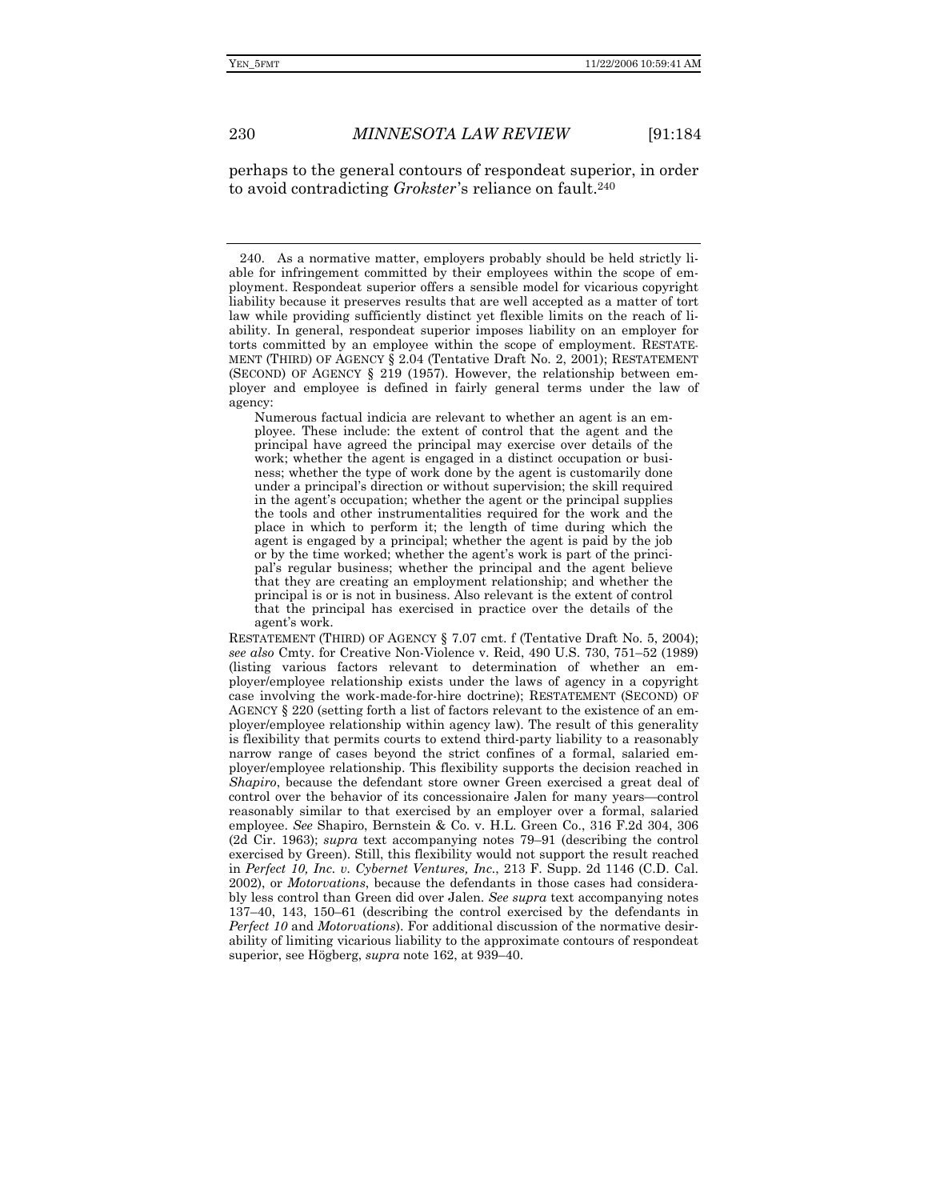perhaps to the general contours of respondeat superior, in order to avoid contradicting *Grokster*'s reliance on fault.[240]

---

240. As a normative matter, employers probably should be held strictly liable for infringement committed by their employees within the scope of employment. Respondeat superior offers a sensible model for vicarious copyright liability because it preserves results that are well accepted as a matter of tort law while providing sufficiently distinct yet flexible limits on the reach of liability. In general, respondeat superior imposes liability on an employer for torts committed by an employee within the scope of employment. RESTATEMENT (THIRD) OF AGENCY § 2.04 (Tentative Draft No. 2, 2001); RESTATEMENT (SECOND) OF AGENCY § 219 (1957). However, the relationship between employer and employee is defined in fairly general terms under the law of agency:

> Numerous factual indicia are relevant to whether an agent is an employee. These include: the extent of control that the agent and the principal have agreed the principal may exercise over details of the work; whether the agent is engaged in a distinct occupation or business; whether the type of work done by the agent is customarily done under a principal's direction or without supervision; the skill required in the agent's occupation; whether the agent or the principal supplies the tools and other instrumentalities required for the work and the place in which to perform it; the length of time during which the agent is engaged by a principal; whether the agent is paid by the job or by the time worked; whether the agent's work is part of the principal's regular business; whether the principal and the agent believe that they are creating an employment relationship; and whether the principal is or is not in business. Also relevant is the extent of control that the principal has exercised in practice over the details of the agent's work.

RESTATEMENT (THIRD) OF AGENCY § 7.07 cmt. f (Tentative Draft No. 5, 2004); *see also* Cmty. for Creative Non-Violence v. Reid, 490 U.S. 730, 751–52 (1989) (listing various factors relevant to determination of whether an employer/employee relationship exists under the laws of agency in a copyright case involving the work-made-for-hire doctrine); RESTATEMENT (SECOND) OF AGENCY § 220 (setting forth a list of factors relevant to the existence of an employer/employee relationship within agency law). The result of this generality is flexibility that permits courts to extend third-party liability to a reasonably narrow range of cases beyond the strict confines of a formal, salaried employer/employee relationship. This flexibility supports the decision reached in *Shapiro*, because the defendant store owner Green exercised a great deal of control over the behavior of its concessionaire Jalen for many years—control reasonably similar to that exercised by an employer over a formal, salaried employee. *See* Shapiro, Bernstein & Co. v. H.L. Green Co., 316 F.2d 304, 306 (2d Cir. 1963); *supra* text accompanying notes 79–91 (describing the control exercised by Green). Still, this flexibility would not support the result reached in *Perfect 10, Inc. v. Cybernet Ventures, Inc.*, 213 F. Supp. 2d 1146 (C.D. Cal. 2002), or *Motorvations*, because the defendants in those cases had considerably less control than Green did over Jalen. *See supra* text accompanying notes 137–40, 143, 150–61 (describing the control exercised by the defendants in *Perfect 10* and *Motorvations*). For additional discussion of the normative desirability of limiting vicarious liability to the approximate contours of respondeat superior, see Högberg, *supra* note 162, at 939–40.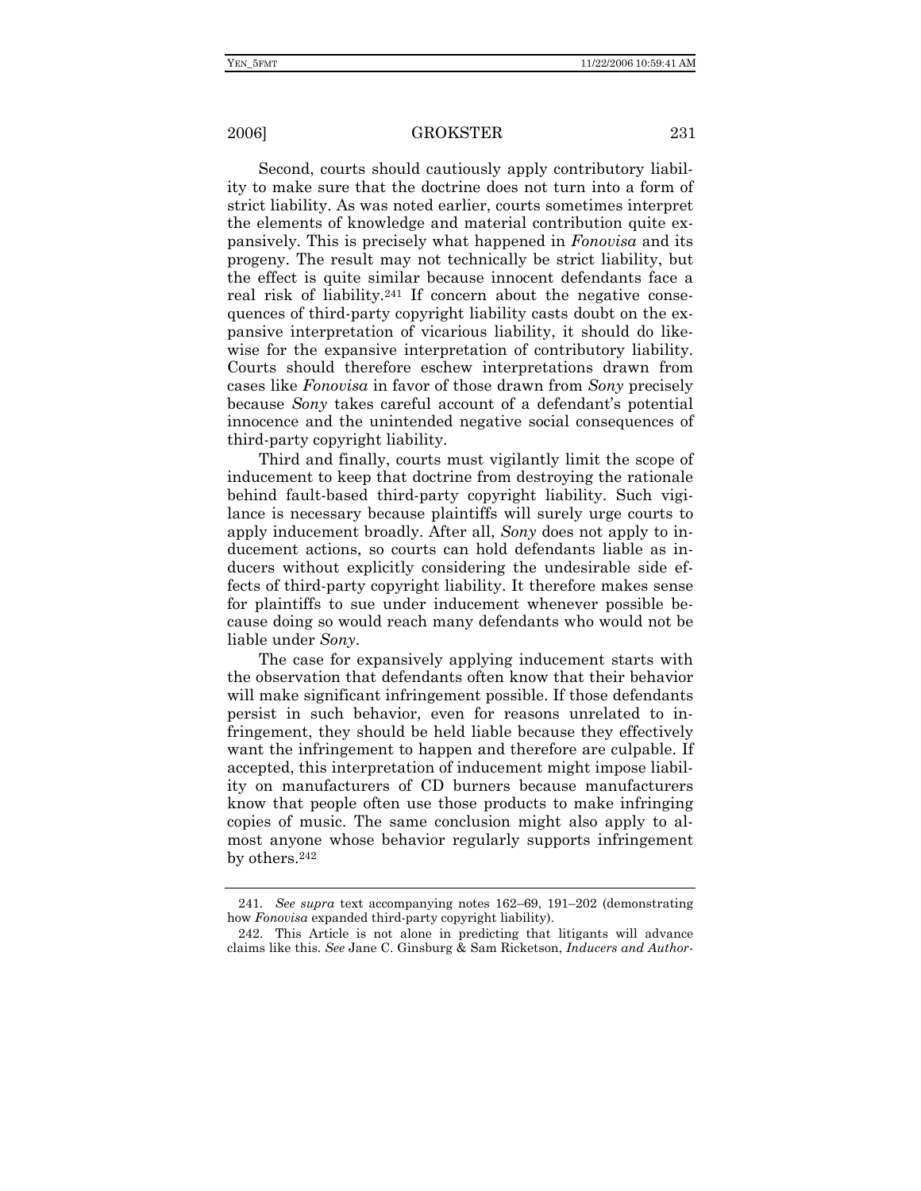Second, courts should cautiously apply contributory liability to make sure that the doctrine does not turn into a form of strict liability. As was noted earlier, courts sometimes interpret the elements of knowledge and material contribution quite expansively. This is precisely what happened in *Fonovisa* and its progeny. The result may not technically be strict liability, but the effect is quite similar because innocent defendants face a real risk of liability.[241] If concern about the negative consequences of third-party copyright liability casts doubt on the expansive interpretation of vicarious liability, it should do likewise for the expansive interpretation of contributory liability. Courts should therefore eschew interpretations drawn from cases like *Fonovisa* in favor of those drawn from *Sony* precisely because *Sony* takes careful account of a defendant's potential innocence and the unintended negative social consequences of third-party copyright liability.

Third and finally, courts must vigilantly limit the scope of inducement to keep that doctrine from destroying the rationale behind fault-based third-party copyright liability. Such vigilance is necessary because plaintiffs will surely urge courts to apply inducement broadly. After all, *Sony* does not apply to inducement actions, so courts can hold defendants liable as inducers without explicitly considering the undesirable side effects of third-party copyright liability. It therefore makes sense for plaintiffs to sue under inducement whenever possible because doing so would reach many defendants who would not be liable under *Sony*.

The case for expansively applying inducement starts with the observation that defendants often know that their behavior will make significant infringement possible. If those defendants persist in such behavior, even for reasons unrelated to infringement, they should be held liable because they effectively want the infringement to happen and therefore are culpable. If accepted, this interpretation of inducement might impose liability on manufacturers of CD burners because manufacturers know that people often use those products to make infringing copies of music. The same conclusion might also apply to almost anyone whose behavior regularly supports infringement by others.[242]

---

241. *See supra* text accompanying notes 162–69, 191–202 (demonstrating how *Fonovisa* expanded third-party copyright liability).

242. This Article is not alone in predicting that litigants will advance claims like this. *See* Jane C. Ginsburg & Sam Ricketson, *Inducers and Author-*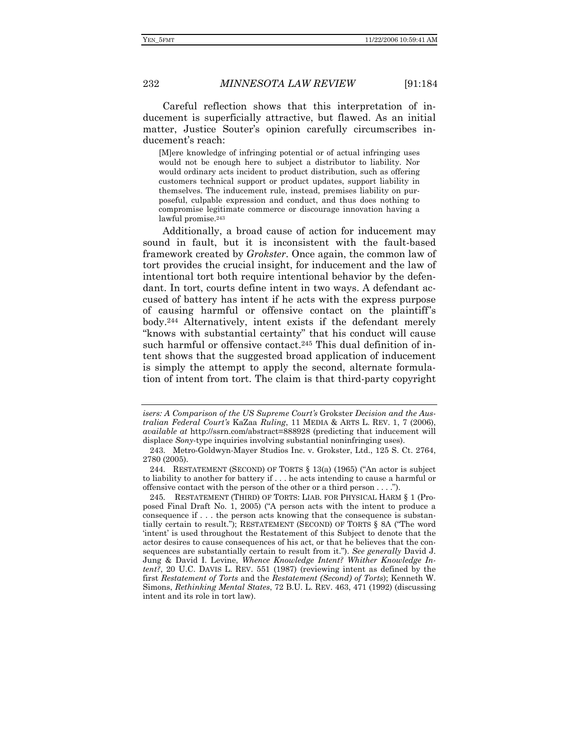Careful reflection shows that this interpretation of inducement is superficially attractive, but flawed. As an initial matter, Justice Souter's opinion carefully circumscribes inducement's reach:

> [M]ere knowledge of infringing potential or of actual infringing uses would not be enough here to subject a distributor to liability. Nor would ordinary acts incident to product distribution, such as offering customers technical support or product updates, support liability in themselves. The inducement rule, instead, premises liability on purposeful, culpable expression and conduct, and thus does nothing to compromise legitimate commerce or discourage innovation having a lawful promise.[243]

Additionally, a broad cause of action for inducement may sound in fault, but it is inconsistent with the fault-based framework created by *Grokster*. Once again, the common law of tort provides the crucial insight, for inducement and the law of intentional tort both require intentional behavior by the defendant. In tort, courts define intent in two ways. A defendant accused of battery has intent if he acts with the express purpose of causing harmful or offensive contact on the plaintiff's body.[244] Alternatively, intent exists if the defendant merely "knows with substantial certainty" that his conduct will cause such harmful or offensive contact.[245] This dual definition of intent shows that the suggested broad application of inducement is simply the attempt to apply the second, alternate formulation of intent from tort. The claim is that third-party copyright

---

*isers: A Comparison of the US Supreme Court's* Grokster *Decision and the Australian Federal Court's* KaZaa *Ruling*, 11 MEDIA & ARTS L. REV. 1, 7 (2006), *available at* http://ssrn.com/abstract=888928 (predicting that inducement will displace *Sony*-type inquiries involving substantial noninfringing uses).

243. Metro-Goldwyn-Mayer Studios Inc. v. Grokster, Ltd., 125 S. Ct. 2764, 2780 (2005).

244. RESTATEMENT (SECOND) OF TORTS § 13(a) (1965) ("An actor is subject to liability to another for battery if . . . he acts intending to cause a harmful or offensive contact with the person of the other or a third person . . . .").

245. RESTATEMENT (THIRD) OF TORTS: LIAB. FOR PHYSICAL HARM § 1 (Proposed Final Draft No. 1, 2005) ("A person acts with the intent to produce a consequence if . . . the person acts knowing that the consequence is substantially certain to result."); RESTATEMENT (SECOND) OF TORTS § 8A ("The word 'intent' is used throughout the Restatement of this Subject to denote that the actor desires to cause consequences of his act, or that he believes that the consequences are substantially certain to result from it."). *See generally* David J. Jung & David I. Levine, *Whence Knowledge Intent? Whither Knowledge Intent?*, 20 U.C. DAVIS L. REV. 551 (1987) (reviewing intent as defined by the first *Restatement of Torts* and the *Restatement (Second) of Torts*); Kenneth W. Simons, *Rethinking Mental States*, 72 B.U. L. REV. 463, 471 (1992) (discussing intent and its role in tort law).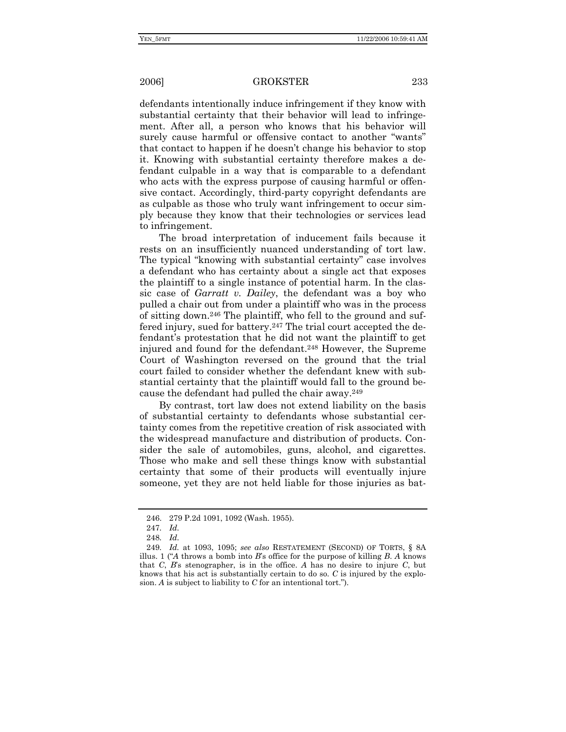defendants intentionally induce infringement if they know with substantial certainty that their behavior will lead to infringement. After all, a person who knows that his behavior will surely cause harmful or offensive contact to another "wants" that contact to happen if he doesn't change his behavior to stop it. Knowing with substantial certainty therefore makes a defendant culpable in a way that is comparable to a defendant who acts with the express purpose of causing harmful or offensive contact. Accordingly, third-party copyright defendants are as culpable as those who truly want infringement to occur simply because they know that their technologies or services lead to infringement.

The broad interpretation of inducement fails because it rests on an insufficiently nuanced understanding of tort law. The typical "knowing with substantial certainty" case involves a defendant who has certainty about a single act that exposes the plaintiff to a single instance of potential harm. In the classic case of *Garratt v. Dailey*, the defendant was a boy who pulled a chair out from under a plaintiff who was in the process of sitting down.[246] The plaintiff, who fell to the ground and suffered injury, sued for battery.[247] The trial court accepted the defendant's protestation that he did not want the plaintiff to get injured and found for the defendant.[248] However, the Supreme Court of Washington reversed on the ground that the trial court failed to consider whether the defendant knew with substantial certainty that the plaintiff would fall to the ground because the defendant had pulled the chair away.[249]

By contrast, tort law does not extend liability on the basis of substantial certainty to defendants whose substantial certainty comes from the repetitive creation of risk associated with the widespread manufacture and distribution of products. Consider the sale of automobiles, guns, alcohol, and cigarettes. Those who make and sell these things know with substantial certainty that some of their products will eventually injure someone, yet they are not held liable for those injuries as bat-

---

246. 279 P.2d 1091, 1092 (Wash. 1955).

247. *Id.*

248. *Id.*

249. *Id.* at 1093, 1095; *see also* RESTATEMENT (SECOND) OF TORTS, § 8A illus. 1 ("*A* throws a bomb into *B*'s office for the purpose of killing *B*. *A* knows that *C*, *B*'s stenographer, is in the office. *A* has no desire to injure *C*, but knows that his act is substantially certain to do so. *C* is injured by the explosion. *A* is subject to liability to *C* for an intentional tort.").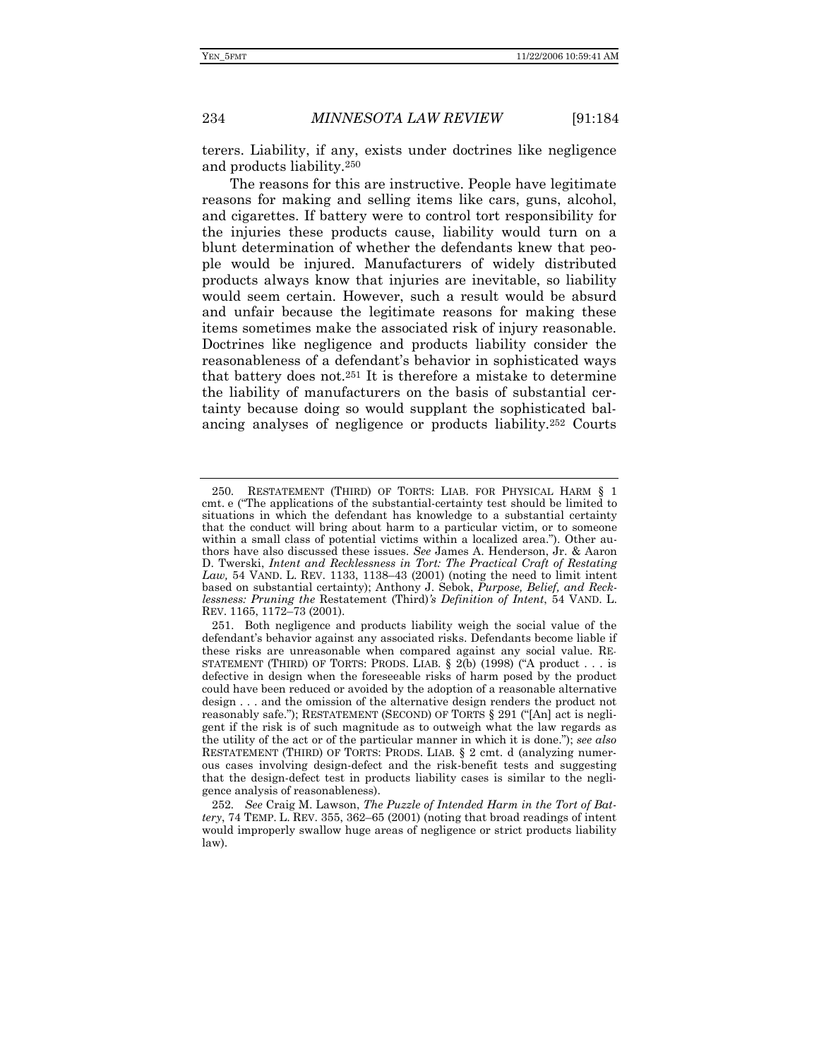terers. Liability, if any, exists under doctrines like negligence and products liability.[250]

The reasons for this are instructive. People have legitimate reasons for making and selling items like cars, guns, alcohol, and cigarettes. If battery were to control tort responsibility for the injuries these products cause, liability would turn on a blunt determination of whether the defendants knew that people would be injured. Manufacturers of widely distributed products always know that injuries are inevitable, so liability would seem certain. However, such a result would be absurd and unfair because the legitimate reasons for making these items sometimes make the associated risk of injury reasonable. Doctrines like negligence and products liability consider the reasonableness of a defendant's behavior in sophisticated ways that battery does not.[251] It is therefore a mistake to determine the liability of manufacturers on the basis of substantial certainty because doing so would supplant the sophisticated balancing analyses of negligence or products liability.[252] Courts

---

250. RESTATEMENT (THIRD) OF TORTS: LIAB. FOR PHYSICAL HARM § 1 cmt. e ("The applications of the substantial-certainty test should be limited to situations in which the defendant has knowledge to a substantial certainty that the conduct will bring about harm to a particular victim, or to someone within a small class of potential victims within a localized area."). Other authors have also discussed these issues. *See* James A. Henderson, Jr. & Aaron D. Twerski, *Intent and Recklessness in Tort: The Practical Craft of Restating Law,* 54 VAND. L. REV. 1133, 1138–43 (2001) (noting the need to limit intent based on substantial certainty); Anthony J. Sebok, *Purpose, Belief, and Recklessness: Pruning the* Restatement (Third)*'s Definition of Intent*, 54 VAND. L. REV. 1165, 1172–73 (2001).

251. Both negligence and products liability weigh the social value of the defendant's behavior against any associated risks. Defendants become liable if these risks are unreasonable when compared against any social value. RESTATEMENT (THIRD) OF TORTS: PRODS. LIAB. § 2(b) (1998) ("A product . . . is defective in design when the foreseeable risks of harm posed by the product could have been reduced or avoided by the adoption of a reasonable alternative design . . . and the omission of the alternative design renders the product not reasonably safe."); RESTATEMENT (SECOND) OF TORTS § 291 ("[An] act is negligent if the risk is of such magnitude as to outweigh what the law regards as the utility of the act or of the particular manner in which it is done."); *see also* RESTATEMENT (THIRD) OF TORTS: PRODS. LIAB. § 2 cmt. d (analyzing numerous cases involving design-defect and the risk-benefit tests and suggesting that the design-defect test in products liability cases is similar to the negligence analysis of reasonableness).

252. *See* Craig M. Lawson, *The Puzzle of Intended Harm in the Tort of Battery*, 74 TEMP. L. REV. 355, 362–65 (2001) (noting that broad readings of intent would improperly swallow huge areas of negligence or strict products liability law).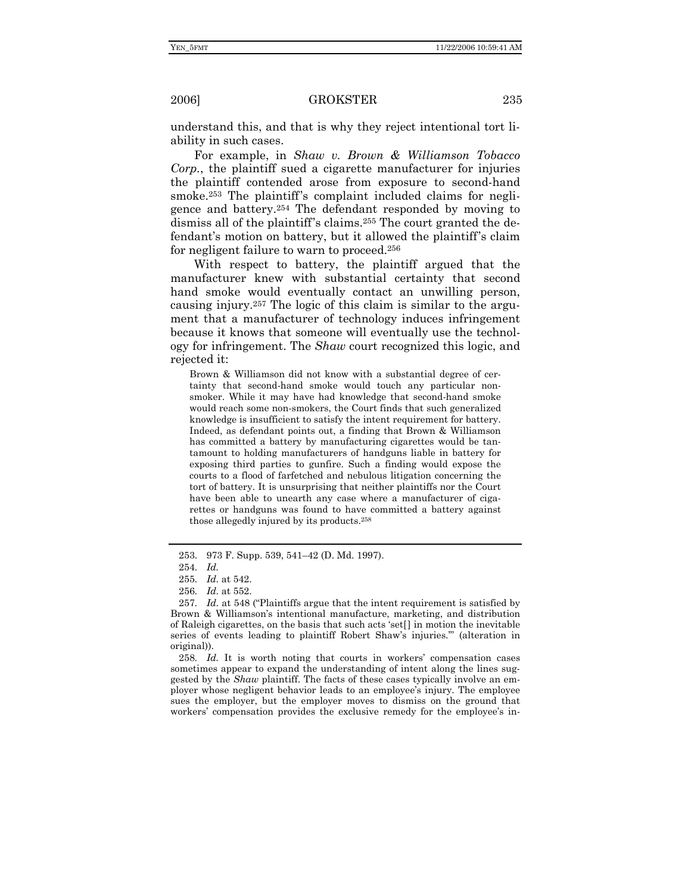understand this, and that is why they reject intentional tort liability in such cases.

For example, in *Shaw v. Brown & Williamson Tobacco Corp.*, the plaintiff sued a cigarette manufacturer for injuries the plaintiff contended arose from exposure to second-hand smoke.[253] The plaintiff's complaint included claims for negligence and battery.[254] The defendant responded by moving to dismiss all of the plaintiff's claims.[255] The court granted the defendant's motion on battery, but it allowed the plaintiff's claim for negligent failure to warn to proceed.[256]

With respect to battery, the plaintiff argued that the manufacturer knew with substantial certainty that second hand smoke would eventually contact an unwilling person, causing injury.[257] The logic of this claim is similar to the argument that a manufacturer of technology induces infringement because it knows that someone will eventually use the technology for infringement. The *Shaw* court recognized this logic, and rejected it:

> Brown & Williamson did not know with a substantial degree of certainty that second-hand smoke would touch any particular non-smoker. While it may have had knowledge that second-hand smoke would reach some non-smokers, the Court finds that such generalized knowledge is insufficient to satisfy the intent requirement for battery. Indeed, as defendant points out, a finding that Brown & Williamson has committed a battery by manufacturing cigarettes would be tantamount to holding manufacturers of handguns liable in battery for exposing third parties to gunfire. Such a finding would expose the courts to a flood of farfetched and nebulous litigation concerning the tort of battery. It is unsurprising that neither plaintiffs nor the Court have been able to unearth any case where a manufacturer of cigarettes or handguns was found to have committed a battery against those allegedly injured by its products.[258]

---

253. 973 F. Supp. 539, 541–42 (D. Md. 1997).

254. *Id.*

255. *Id.* at 542.

256. *Id.* at 552.

257. *Id.* at 548 ("Plaintiffs argue that the intent requirement is satisfied by Brown & Williamson's intentional manufacture, marketing, and distribution of Raleigh cigarettes, on the basis that such acts 'set[] in motion the inevitable series of events leading to plaintiff Robert Shaw's injuries.'" (alteration in original)).

258. *Id.* It is worth noting that courts in workers' compensation cases sometimes appear to expand the understanding of intent along the lines suggested by the *Shaw* plaintiff. The facts of these cases typically involve an employer whose negligent behavior leads to an employee's injury. The employee sues the employer, but the employer moves to dismiss on the ground that workers' compensation provides the exclusive remedy for the employee's in-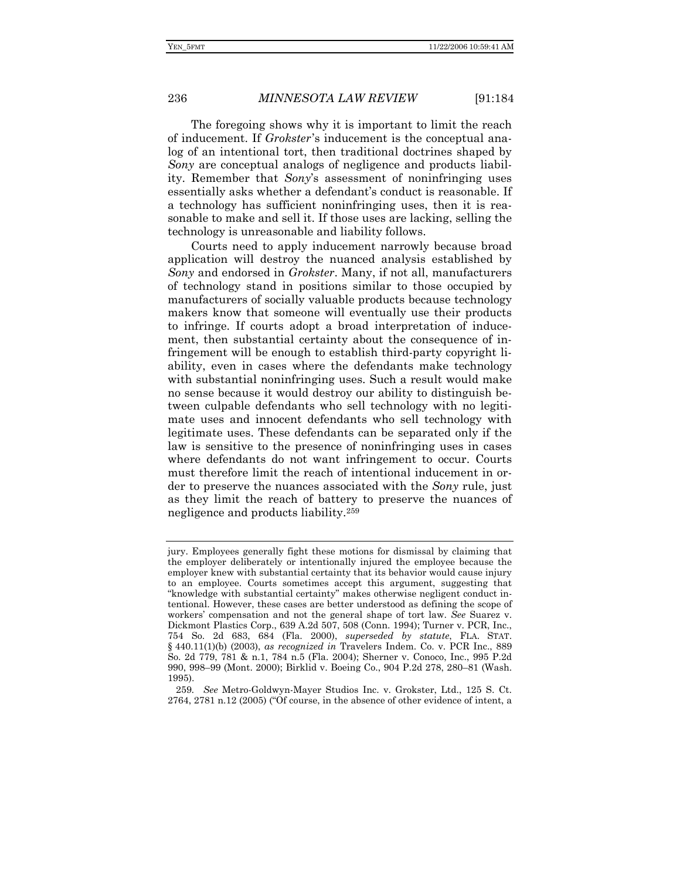The foregoing shows why it is important to limit the reach of inducement. If *Grokster*'s inducement is the conceptual analog of an intentional tort, then traditional doctrines shaped by *Sony* are conceptual analogs of negligence and products liability. Remember that *Sony*'s assessment of noninfringing uses essentially asks whether a defendant's conduct is reasonable. If a technology has sufficient noninfringing uses, then it is reasonable to make and sell it. If those uses are lacking, selling the technology is unreasonable and liability follows.

Courts need to apply inducement narrowly because broad application will destroy the nuanced analysis established by *Sony* and endorsed in *Grokster*. Many, if not all, manufacturers of technology stand in positions similar to those occupied by manufacturers of socially valuable products because technology makers know that someone will eventually use their products to infringe. If courts adopt a broad interpretation of inducement, then substantial certainty about the consequence of infringement will be enough to establish third-party copyright liability, even in cases where the defendants make technology with substantial noninfringing uses. Such a result would make no sense because it would destroy our ability to distinguish between culpable defendants who sell technology with no legitimate uses and innocent defendants who sell technology with legitimate uses. These defendants can be separated only if the law is sensitive to the presence of noninfringing uses in cases where defendants do not want infringement to occur. Courts must therefore limit the reach of intentional inducement in order to preserve the nuances associated with the *Sony* rule, just as they limit the reach of battery to preserve the nuances of negligence and products liability.[259]

---

jury. Employees generally fight these motions for dismissal by claiming that the employer deliberately or intentionally injured the employee because the employer knew with substantial certainty that its behavior would cause injury to an employee. Courts sometimes accept this argument, suggesting that "knowledge with substantial certainty" makes otherwise negligent conduct intentional. However, these cases are better understood as defining the scope of workers' compensation and not the general shape of tort law. *See* Suarez v. Dickmont Plastics Corp., 639 A.2d 507, 508 (Conn. 1994); Turner v. PCR, Inc., 754 So. 2d 683, 684 (Fla. 2000), *superseded by statute*, FLA. STAT. § 440.11(1)(b) (2003), *as recognized in* Travelers Indem. Co. v. PCR Inc., 889 So. 2d 779, 781 & n.1, 784 n.5 (Fla. 2004); Sherner v. Conoco, Inc., 995 P.2d 990, 998–99 (Mont. 2000); Birklid v. Boeing Co., 904 P.2d 278, 280–81 (Wash. 1995).

259. *See* Metro-Goldwyn-Mayer Studios Inc. v. Grokster, Ltd., 125 S. Ct. 2764, 2781 n.12 (2005) ("Of course, in the absence of other evidence of intent, a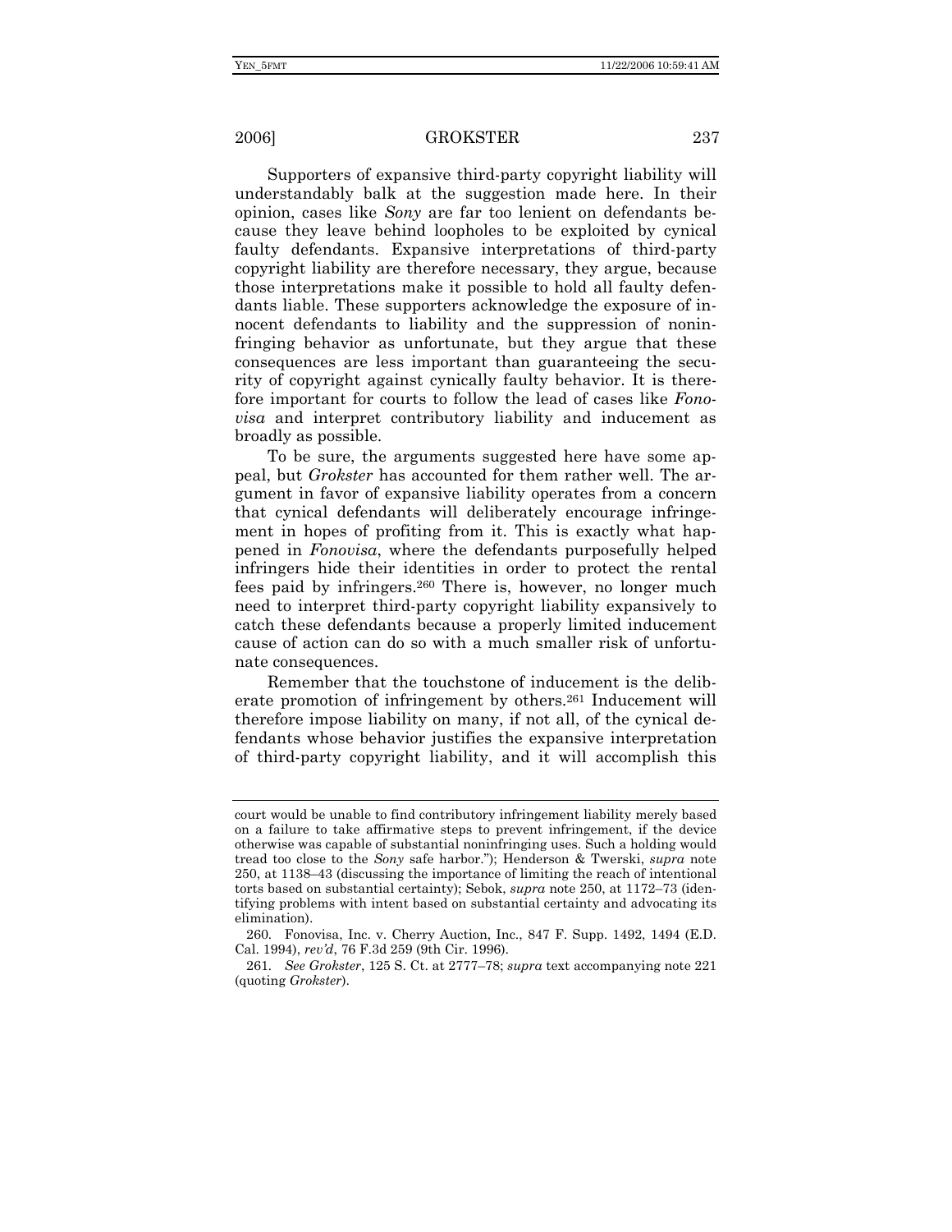Supporters of expansive third-party copyright liability will understandably balk at the suggestion made here. In their opinion, cases like *Sony* are far too lenient on defendants because they leave behind loopholes to be exploited by cynical faulty defendants. Expansive interpretations of third-party copyright liability are therefore necessary, they argue, because those interpretations make it possible to hold all faulty defendants liable. These supporters acknowledge the exposure of innocent defendants to liability and the suppression of noninfringing behavior as unfortunate, but they argue that these consequences are less important than guaranteeing the security of copyright against cynically faulty behavior. It is therefore important for courts to follow the lead of cases like *Fonovisa* and interpret contributory liability and inducement as broadly as possible.

To be sure, the arguments suggested here have some appeal, but *Grokster* has accounted for them rather well. The argument in favor of expansive liability operates from a concern that cynical defendants will deliberately encourage infringement in hopes of profiting from it. This is exactly what happened in *Fonovisa*, where the defendants purposefully helped infringers hide their identities in order to protect the rental fees paid by infringers.[260] There is, however, no longer much need to interpret third-party copyright liability expansively to catch these defendants because a properly limited inducement cause of action can do so with a much smaller risk of unfortunate consequences.

Remember that the touchstone of inducement is the deliberate promotion of infringement by others.[261] Inducement will therefore impose liability on many, if not all, of the cynical defendants whose behavior justifies the expansive interpretation of third-party copyright liability, and it will accomplish this

---

court would be unable to find contributory infringement liability merely based on a failure to take affirmative steps to prevent infringement, if the device otherwise was capable of substantial noninfringing uses. Such a holding would tread too close to the *Sony* safe harbor."); Henderson & Twerski, *supra* note 250, at 1138–43 (discussing the importance of limiting the reach of intentional torts based on substantial certainty); Sebok, *supra* note 250, at 1172–73 (identifying problems with intent based on substantial certainty and advocating its elimination).

260. Fonovisa, Inc. v. Cherry Auction, Inc., 847 F. Supp. 1492, 1494 (E.D. Cal. 1994), *rev'd*, 76 F.3d 259 (9th Cir. 1996).

261. *See Grokster*, 125 S. Ct. at 2777–78; *supra* text accompanying note 221 (quoting *Grokster*).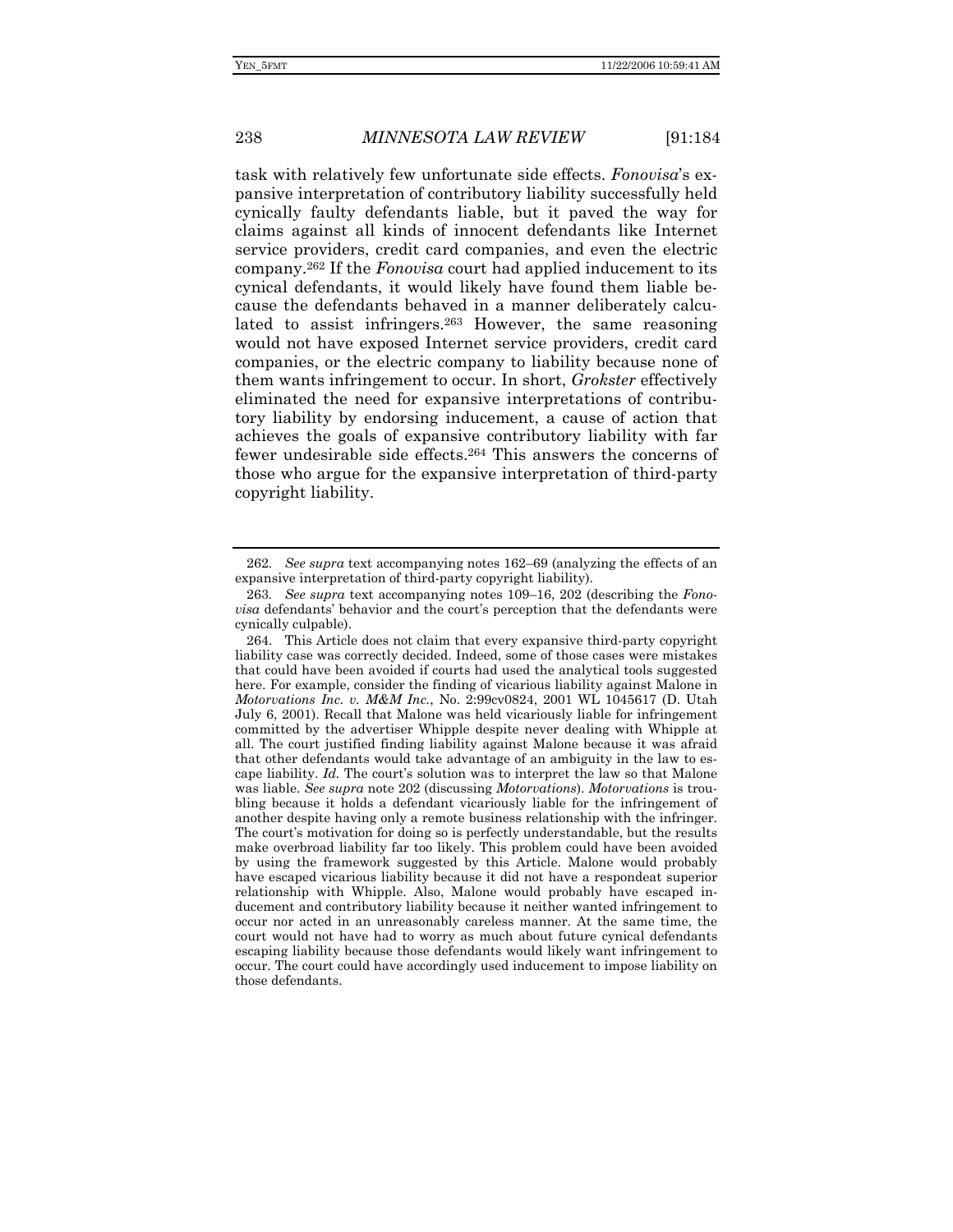task with relatively few unfortunate side effects. *Fonovisa*'s expansive interpretation of contributory liability successfully held cynically faulty defendants liable, but it paved the way for claims against all kinds of innocent defendants like Internet service providers, credit card companies, and even the electric company.[262] If the *Fonovisa* court had applied inducement to its cynical defendants, it would likely have found them liable because the defendants behaved in a manner deliberately calculated to assist infringers.[263] However, the same reasoning would not have exposed Internet service providers, credit card companies, or the electric company to liability because none of them wants infringement to occur. In short, *Grokster* effectively eliminated the need for expansive interpretations of contributory liability by endorsing inducement, a cause of action that achieves the goals of expansive contributory liability with far fewer undesirable side effects.[264] This answers the concerns of those who argue for the expansive interpretation of third-party copyright liability.

---

262. *See supra* text accompanying notes 162–69 (analyzing the effects of an expansive interpretation of third-party copyright liability).

263. *See supra* text accompanying notes 109–16, 202 (describing the *Fonovisa* defendants' behavior and the court's perception that the defendants were cynically culpable).

264. This Article does not claim that every expansive third-party copyright liability case was correctly decided. Indeed, some of those cases were mistakes that could have been avoided if courts had used the analytical tools suggested here. For example, consider the finding of vicarious liability against Malone in *Motorvations Inc. v. M&M Inc.*, No. 2:99cv0824, 2001 WL 1045617 (D. Utah July 6, 2001). Recall that Malone was held vicariously liable for infringement committed by the advertiser Whipple despite never dealing with Whipple at all. The court justified finding liability against Malone because it was afraid that other defendants would take advantage of an ambiguity in the law to escape liability. *Id.* The court's solution was to interpret the law so that Malone was liable. *See supra* note 202 (discussing *Motorvations*). *Motorvations* is troubling because it holds a defendant vicariously liable for the infringement of another despite having only a remote business relationship with the infringer. The court's motivation for doing so is perfectly understandable, but the results make overbroad liability far too likely. This problem could have been avoided by using the framework suggested by this Article. Malone would probably have escaped vicarious liability because it did not have a respondeat superior relationship with Whipple. Also, Malone would probably have escaped inducement and contributory liability because it neither wanted infringement to occur nor acted in an unreasonably careless manner. At the same time, the court would not have had to worry as much about future cynical defendants escaping liability because those defendants would likely want infringement to occur. The court could have accordingly used inducement to impose liability on those defendants.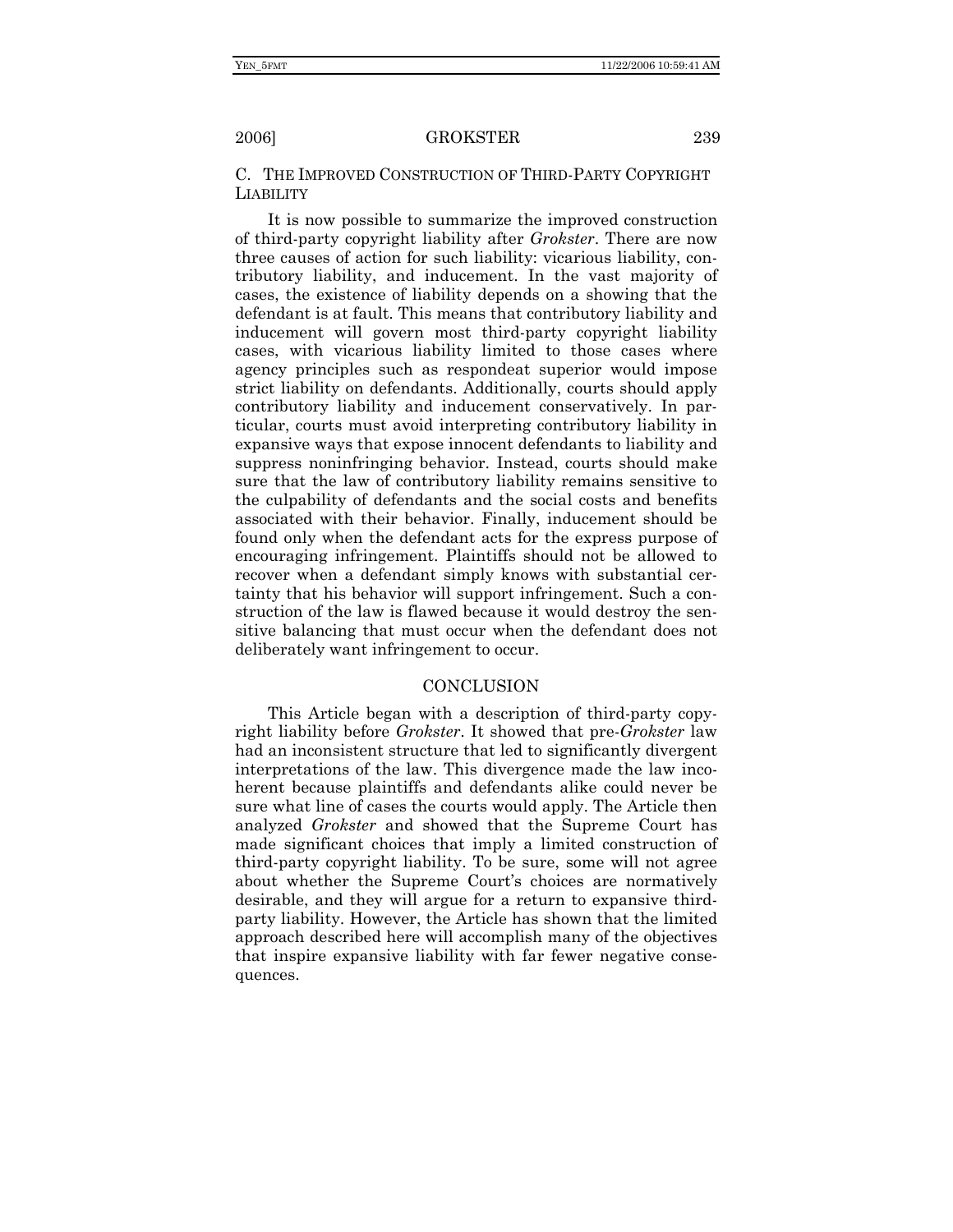### C. The Improved Construction of Third-Party Copyright Liability

It is now possible to summarize the improved construction of third-party copyright liability after *Grokster*. There are now three causes of action for such liability: vicarious liability, contributory liability, and inducement. In the vast majority of cases, the existence of liability depends on a showing that the defendant is at fault. This means that contributory liability and inducement will govern most third-party copyright liability cases, with vicarious liability limited to those cases where agency principles such as respondeat superior would impose strict liability on defendants. Additionally, courts should apply contributory liability and inducement conservatively. In particular, courts must avoid interpreting contributory liability in expansive ways that expose innocent defendants to liability and suppress noninfringing behavior. Instead, courts should make sure that the law of contributory liability remains sensitive to the culpability of defendants and the social costs and benefits associated with their behavior. Finally, inducement should be found only when the defendant acts for the express purpose of encouraging infringement. Plaintiffs should not be allowed to recover when a defendant simply knows with substantial certainty that his behavior will support infringement. Such a construction of the law is flawed because it would destroy the sensitive balancing that must occur when the defendant does not deliberately want infringement to occur.

## Conclusion

This Article began with a description of third-party copyright liability before *Grokster*. It showed that pre-*Grokster* law had an inconsistent structure that led to significantly divergent interpretations of the law. This divergence made the law incoherent because plaintiffs and defendants alike could never be sure what line of cases the courts would apply. The Article then analyzed *Grokster* and showed that the Supreme Court has made significant choices that imply a limited construction of third-party copyright liability. To be sure, some will not agree about whether the Supreme Court's choices are normatively desirable, and they will argue for a return to expansive third-party liability. However, the Article has shown that the limited approach described here will accomplish many of the objectives that inspire expansive liability with far fewer negative consequences.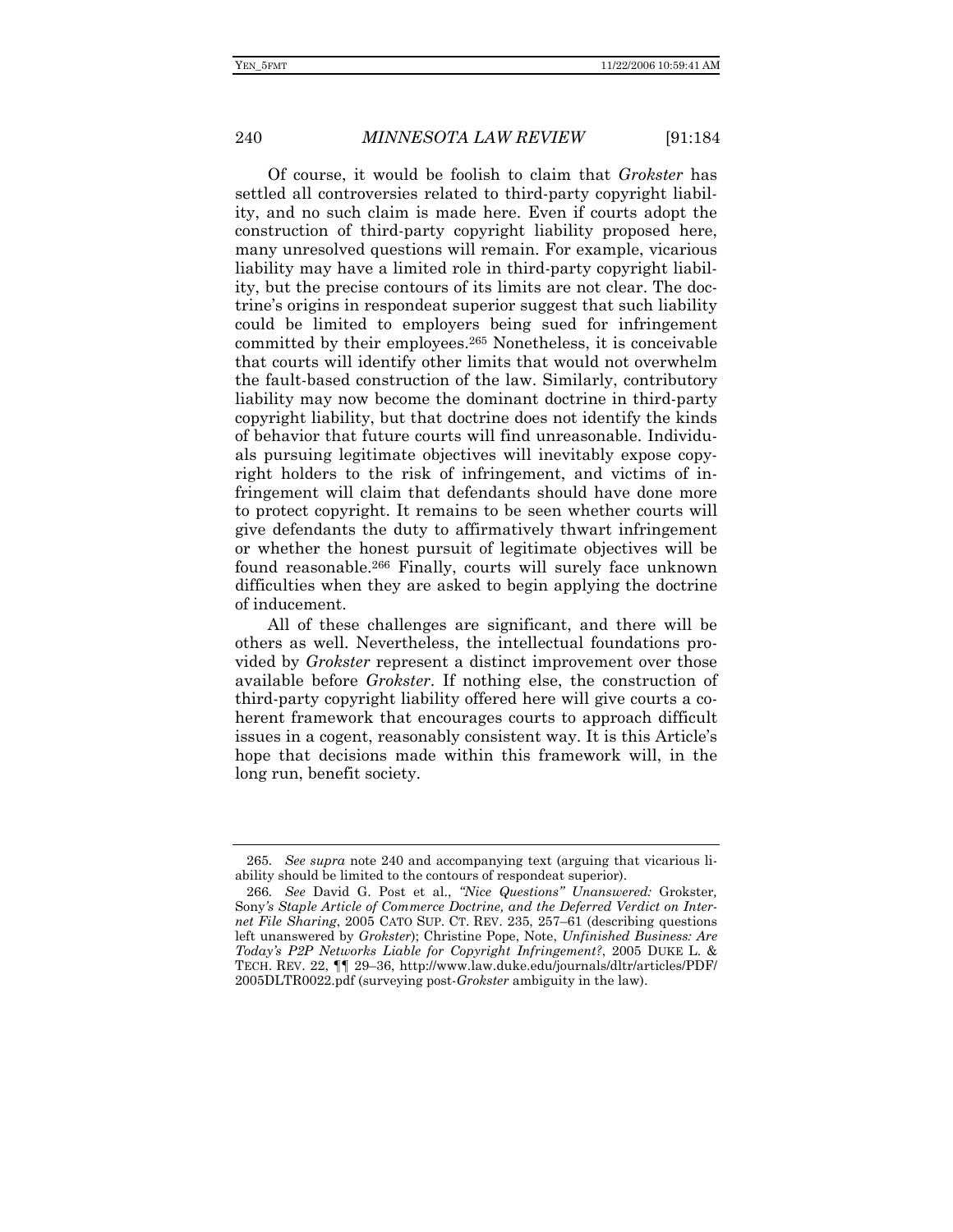Of course, it would be foolish to claim that *Grokster* has settled all controversies related to third-party copyright liability, and no such claim is made here. Even if courts adopt the construction of third-party copyright liability proposed here, many unresolved questions will remain. For example, vicarious liability may have a limited role in third-party copyright liability, but the precise contours of its limits are not clear. The doctrine's origins in respondeat superior suggest that such liability could be limited to employers being sued for infringement committed by their employees.[265] Nonetheless, it is conceivable that courts will identify other limits that would not overwhelm the fault-based construction of the law. Similarly, contributory liability may now become the dominant doctrine in third-party copyright liability, but that doctrine does not identify the kinds of behavior that future courts will find unreasonable. Individuals pursuing legitimate objectives will inevitably expose copyright holders to the risk of infringement, and victims of infringement will claim that defendants should have done more to protect copyright. It remains to be seen whether courts will give defendants the duty to affirmatively thwart infringement or whether the honest pursuit of legitimate objectives will be found reasonable.[266] Finally, courts will surely face unknown difficulties when they are asked to begin applying the doctrine of inducement.

All of these challenges are significant, and there will be others as well. Nevertheless, the intellectual foundations provided by *Grokster* represent a distinct improvement over those available before *Grokster*. If nothing else, the construction of third-party copyright liability offered here will give courts a coherent framework that encourages courts to approach difficult issues in a cogent, reasonably consistent way. It is this Article's hope that decisions made within this framework will, in the long run, benefit society.

---

265. *See supra* note 240 and accompanying text (arguing that vicarious liability should be limited to the contours of respondeat superior).

266. *See* David G. Post et al., *"Nice Questions" Unanswered:* Grokster*,* Sony*'s Staple Article of Commerce Doctrine, and the Deferred Verdict on Internet File Sharing*, 2005 CATO SUP. CT. REV. 235, 257–61 (describing questions left unanswered by *Grokster*); Christine Pope, Note, *Unfinished Business: Are Today's P2P Networks Liable for Copyright Infringement?*, 2005 DUKE L. & TECH. REV. 22, ¶¶ 29–36, http://www.law.duke.edu/journals/dltr/articles/PDF/2005DLTR0022.pdf (surveying post-*Grokster* ambiguity in the law).